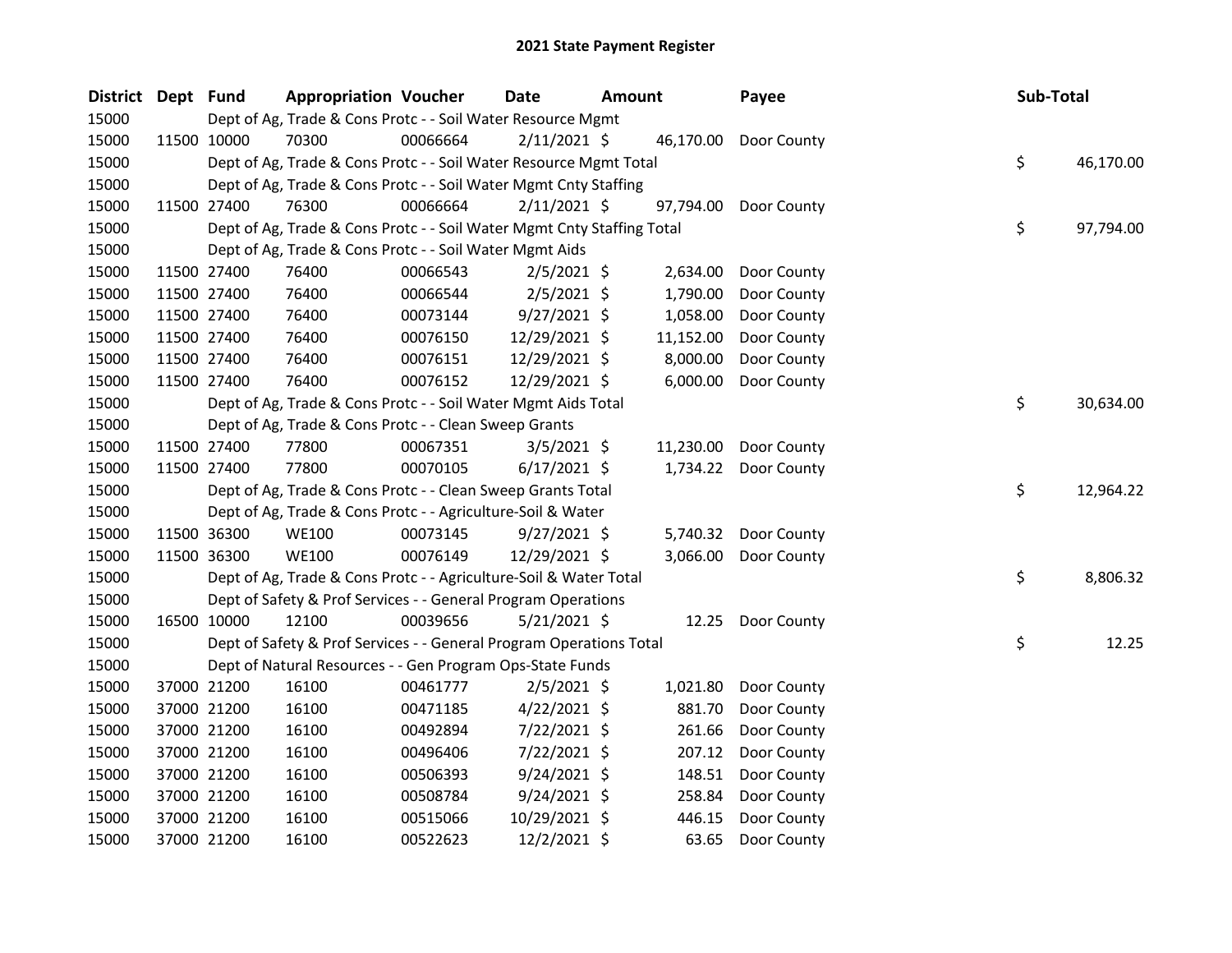# 2021 State Payment Register

| District | Dept | Fund | Appropriation | Voucher | Date | Amount | Payee | Sub-Total |
|---|---|---|---|---|---|---|---|---|
| 15000 | | Dept of Ag, Trade & Cons Protc - - Soil Water Resource Mgmt | | | | | | |
| 15000 | 11500 | 10000 | 70300 | 00066664 | 2/11/2021 | $ 46,170.00 | Door County | |
| 15000 | | Dept of Ag, Trade & Cons Protc - - Soil Water Resource Mgmt Total | | | | | | $ 46,170.00 |
| 15000 | | Dept of Ag, Trade & Cons Protc - - Soil Water Mgmt Cnty Staffing | | | | | | |
| 15000 | 11500 | 27400 | 76300 | 00066664 | 2/11/2021 | $ 97,794.00 | Door County | |
| 15000 | | Dept of Ag, Trade & Cons Protc - - Soil Water Mgmt Cnty Staffing Total | | | | | | $ 97,794.00 |
| 15000 | | Dept of Ag, Trade & Cons Protc - - Soil Water Mgmt Aids | | | | | | |
| 15000 | 11500 | 27400 | 76400 | 00066543 | 2/5/2021 | $ 2,634.00 | Door County | |
| 15000 | 11500 | 27400 | 76400 | 00066544 | 2/5/2021 | $ 1,790.00 | Door County | |
| 15000 | 11500 | 27400 | 76400 | 00073144 | 9/27/2021 | $ 1,058.00 | Door County | |
| 15000 | 11500 | 27400 | 76400 | 00076150 | 12/29/2021 | $ 11,152.00 | Door County | |
| 15000 | 11500 | 27400 | 76400 | 00076151 | 12/29/2021 | $ 8,000.00 | Door County | |
| 15000 | 11500 | 27400 | 76400 | 00076152 | 12/29/2021 | $ 6,000.00 | Door County | |
| 15000 | | Dept of Ag, Trade & Cons Protc - - Soil Water Mgmt Aids Total | | | | | | $ 30,634.00 |
| 15000 | | Dept of Ag, Trade & Cons Protc - - Clean Sweep Grants | | | | | | |
| 15000 | 11500 | 27400 | 77800 | 00067351 | 3/5/2021 | $ 11,230.00 | Door County | |
| 15000 | 11500 | 27400 | 77800 | 00070105 | 6/17/2021 | $ 1,734.22 | Door County | |
| 15000 | | Dept of Ag, Trade & Cons Protc - - Clean Sweep Grants Total | | | | | | $ 12,964.22 |
| 15000 | | Dept of Ag, Trade & Cons Protc - - Agriculture-Soil & Water | | | | | | |
| 15000 | 11500 | 36300 | WE100 | 00073145 | 9/27/2021 | $ 5,740.32 | Door County | |
| 15000 | 11500 | 36300 | WE100 | 00076149 | 12/29/2021 | $ 3,066.00 | Door County | |
| 15000 | | Dept of Ag, Trade & Cons Protc - - Agriculture-Soil & Water Total | | | | | | $ 8,806.32 |
| 15000 | | Dept of Safety & Prof Services - - General Program Operations | | | | | | |
| 15000 | 16500 | 10000 | 12100 | 00039656 | 5/21/2021 | $ 12.25 | Door County | |
| 15000 | | Dept of Safety & Prof Services - - General Program Operations Total | | | | | | $ 12.25 |
| 15000 | | Dept of Natural Resources - - Gen Program Ops-State Funds | | | | | | |
| 15000 | 37000 | 21200 | 16100 | 00461777 | 2/5/2021 | $ 1,021.80 | Door County | |
| 15000 | 37000 | 21200 | 16100 | 00471185 | 4/22/2021 | $ 881.70 | Door County | |
| 15000 | 37000 | 21200 | 16100 | 00492894 | 7/22/2021 | $ 261.66 | Door County | |
| 15000 | 37000 | 21200 | 16100 | 00496406 | 7/22/2021 | $ 207.12 | Door County | |
| 15000 | 37000 | 21200 | 16100 | 00506393 | 9/24/2021 | $ 148.51 | Door County | |
| 15000 | 37000 | 21200 | 16100 | 00508784 | 9/24/2021 | $ 258.84 | Door County | |
| 15000 | 37000 | 21200 | 16100 | 00515066 | 10/29/2021 | $ 446.15 | Door County | |
| 15000 | 37000 | 21200 | 16100 | 00522623 | 12/2/2021 | $ 63.65 | Door County | |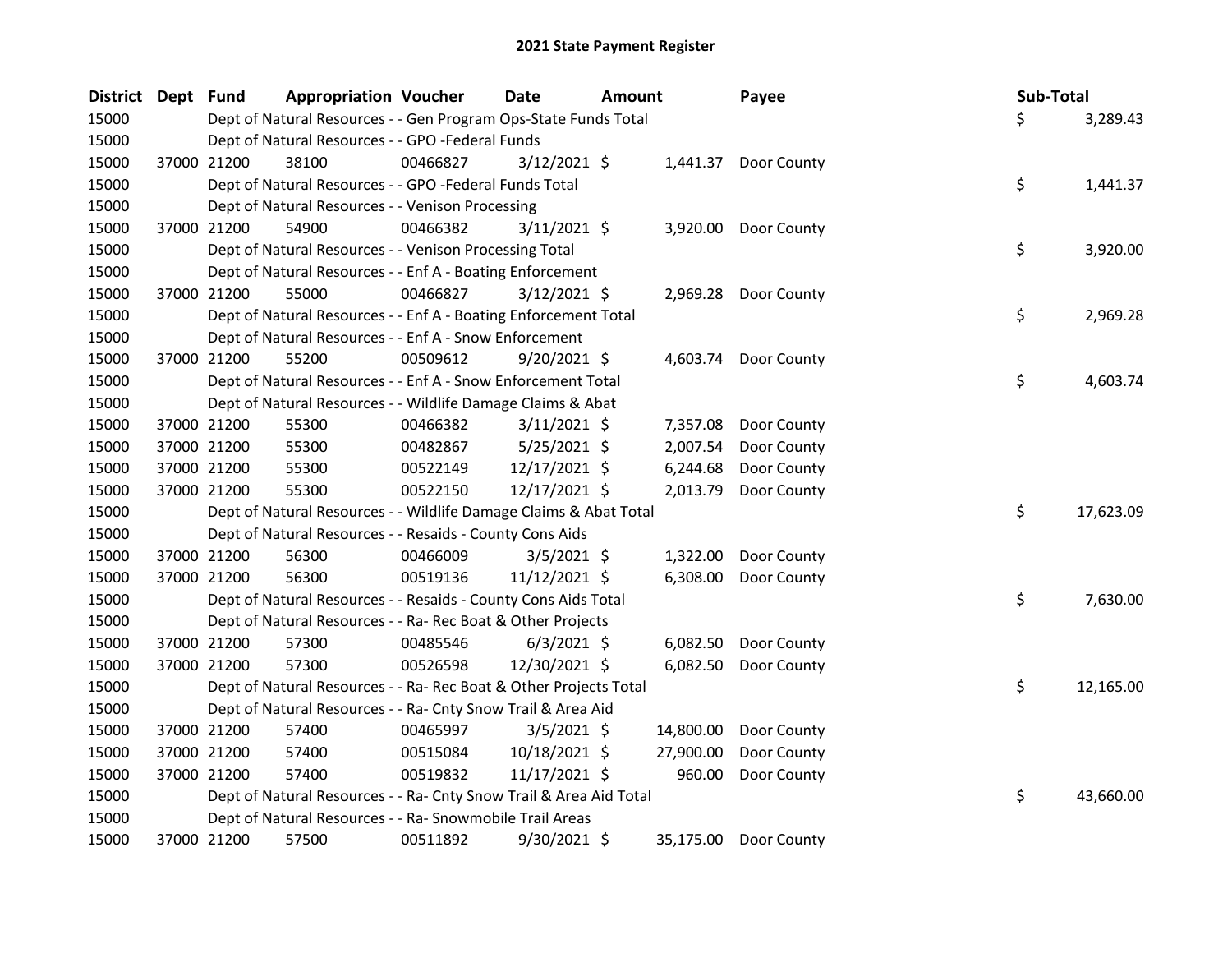# 2021 State Payment Register

| District | Dept | Fund | Appropriation | Voucher | Date | Amount | Payee | Sub-Total |
|---|---|---|---|---|---|---|---|---|
| 15000 | | Dept of Natural Resources - - Gen Program Ops-State Funds Total | | | | | | $ 3,289.43 |
| 15000 | | Dept of Natural Resources - - GPO -Federal Funds | | | | | | |
| 15000 | 37000 | 21200 | 38100 | 00466827 | 3/12/2021 | $ 1,441.37 | Door County | |
| 15000 | | Dept of Natural Resources - - GPO -Federal Funds Total | | | | | | $ 1,441.37 |
| 15000 | | Dept of Natural Resources - - Venison Processing | | | | | | |
| 15000 | 37000 | 21200 | 54900 | 00466382 | 3/11/2021 | $ 3,920.00 | Door County | |
| 15000 | | Dept of Natural Resources - - Venison Processing Total | | | | | | $ 3,920.00 |
| 15000 | | Dept of Natural Resources - - Enf A - Boating Enforcement | | | | | | |
| 15000 | 37000 | 21200 | 55000 | 00466827 | 3/12/2021 | $ 2,969.28 | Door County | |
| 15000 | | Dept of Natural Resources - - Enf A - Boating Enforcement Total | | | | | | $ 2,969.28 |
| 15000 | | Dept of Natural Resources - - Enf A - Snow Enforcement | | | | | | |
| 15000 | 37000 | 21200 | 55200 | 00509612 | 9/20/2021 | $ 4,603.74 | Door County | |
| 15000 | | Dept of Natural Resources - - Enf A - Snow Enforcement Total | | | | | | $ 4,603.74 |
| 15000 | | Dept of Natural Resources - - Wildlife Damage Claims & Abat | | | | | | |
| 15000 | 37000 | 21200 | 55300 | 00466382 | 3/11/2021 | $ 7,357.08 | Door County | |
| 15000 | 37000 | 21200 | 55300 | 00482867 | 5/25/2021 | $ 2,007.54 | Door County | |
| 15000 | 37000 | 21200 | 55300 | 00522149 | 12/17/2021 | $ 6,244.68 | Door County | |
| 15000 | 37000 | 21200 | 55300 | 00522150 | 12/17/2021 | $ 2,013.79 | Door County | |
| 15000 | | Dept of Natural Resources - - Wildlife Damage Claims & Abat Total | | | | | | $ 17,623.09 |
| 15000 | | Dept of Natural Resources - - Resaids - County Cons Aids | | | | | | |
| 15000 | 37000 | 21200 | 56300 | 00466009 | 3/5/2021 | $ 1,322.00 | Door County | |
| 15000 | 37000 | 21200 | 56300 | 00519136 | 11/12/2021 | $ 6,308.00 | Door County | |
| 15000 | | Dept of Natural Resources - - Resaids - County Cons Aids Total | | | | | | $ 7,630.00 |
| 15000 | | Dept of Natural Resources - - Ra- Rec Boat & Other Projects | | | | | | |
| 15000 | 37000 | 21200 | 57300 | 00485546 | 6/3/2021 | $ 6,082.50 | Door County | |
| 15000 | 37000 | 21200 | 57300 | 00526598 | 12/30/2021 | $ 6,082.50 | Door County | |
| 15000 | | Dept of Natural Resources - - Ra- Rec Boat & Other Projects Total | | | | | | $ 12,165.00 |
| 15000 | | Dept of Natural Resources - - Ra- Cnty Snow Trail & Area Aid | | | | | | |
| 15000 | 37000 | 21200 | 57400 | 00465997 | 3/5/2021 | $ 14,800.00 | Door County | |
| 15000 | 37000 | 21200 | 57400 | 00515084 | 10/18/2021 | $ 27,900.00 | Door County | |
| 15000 | 37000 | 21200 | 57400 | 00519832 | 11/17/2021 | $ 960.00 | Door County | |
| 15000 | | Dept of Natural Resources - - Ra- Cnty Snow Trail & Area Aid Total | | | | | | $ 43,660.00 |
| 15000 | | Dept of Natural Resources - - Ra- Snowmobile Trail Areas | | | | | | |
| 15000 | 37000 | 21200 | 57500 | 00511892 | 9/30/2021 | $ 35,175.00 | Door County | |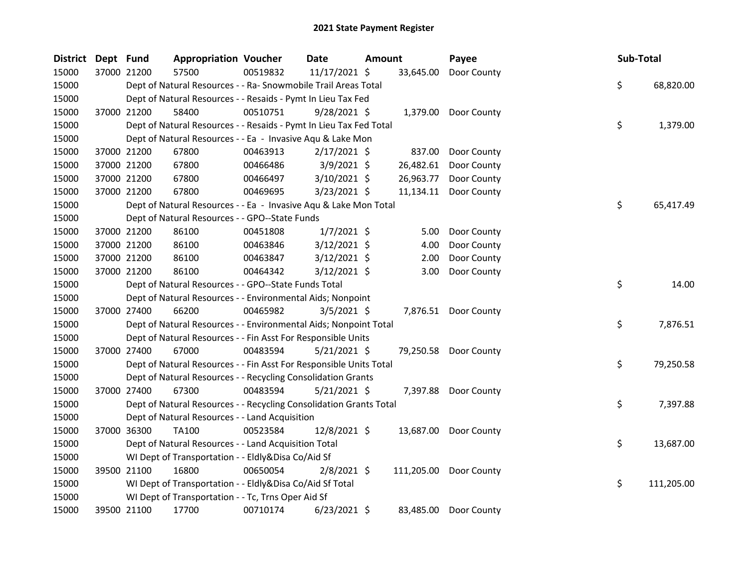## 2021 State Payment Register

| District | Dept | Fund | Appropriation | Voucher | Date | Amount | Payee | Sub-Total |
|---|---|---|---|---|---|---|---|---|
| 15000 | 37000 | 21200 | 57500 | 00519832 | 11/17/2021 | $ 33,645.00 | Door County | |
| 15000 | | Dept of Natural Resources - - Ra- Snowmobile Trail Areas Total | | | | | | $ 68,820.00 |
| 15000 | | Dept of Natural Resources - - Resaids - Pymt In Lieu Tax Fed | | | | | | |
| 15000 | 37000 | 21200 | 58400 | 00510751 | 9/28/2021 | $ 1,379.00 | Door County | |
| 15000 | | Dept of Natural Resources - - Resaids - Pymt In Lieu Tax Fed Total | | | | | | $ 1,379.00 |
| 15000 | | Dept of Natural Resources - - Ea - Invasive Aqu & Lake Mon | | | | | | |
| 15000 | 37000 | 21200 | 67800 | 00463913 | 2/17/2021 | $ 837.00 | Door County | |
| 15000 | 37000 | 21200 | 67800 | 00466486 | 3/9/2021 | $ 26,482.61 | Door County | |
| 15000 | 37000 | 21200 | 67800 | 00466497 | 3/10/2021 | $ 26,963.77 | Door County | |
| 15000 | 37000 | 21200 | 67800 | 00469695 | 3/23/2021 | $ 11,134.11 | Door County | |
| 15000 | | Dept of Natural Resources - - Ea - Invasive Aqu & Lake Mon Total | | | | | | $ 65,417.49 |
| 15000 | | Dept of Natural Resources - - GPO--State Funds | | | | | | |
| 15000 | 37000 | 21200 | 86100 | 00451808 | 1/7/2021 | $ 5.00 | Door County | |
| 15000 | 37000 | 21200 | 86100 | 00463846 | 3/12/2021 | $ 4.00 | Door County | |
| 15000 | 37000 | 21200 | 86100 | 00463847 | 3/12/2021 | $ 2.00 | Door County | |
| 15000 | 37000 | 21200 | 86100 | 00464342 | 3/12/2021 | $ 3.00 | Door County | |
| 15000 | | Dept of Natural Resources - - GPO--State Funds Total | | | | | | $ 14.00 |
| 15000 | | Dept of Natural Resources - - Environmental Aids; Nonpoint | | | | | | |
| 15000 | 37000 | 27400 | 66200 | 00465982 | 3/5/2021 | $ 7,876.51 | Door County | |
| 15000 | | Dept of Natural Resources - - Environmental Aids; Nonpoint Total | | | | | | $ 7,876.51 |
| 15000 | | Dept of Natural Resources - - Fin Asst For Responsible Units | | | | | | |
| 15000 | 37000 | 27400 | 67000 | 00483594 | 5/21/2021 | $ 79,250.58 | Door County | |
| 15000 | | Dept of Natural Resources - - Fin Asst For Responsible Units Total | | | | | | $ 79,250.58 |
| 15000 | | Dept of Natural Resources - - Recycling Consolidation Grants | | | | | | |
| 15000 | 37000 | 27400 | 67300 | 00483594 | 5/21/2021 | $ 7,397.88 | Door County | |
| 15000 | | Dept of Natural Resources - - Recycling Consolidation Grants Total | | | | | | $ 7,397.88 |
| 15000 | | Dept of Natural Resources - - Land Acquisition | | | | | | |
| 15000 | 37000 | 36300 | TA100 | 00523584 | 12/8/2021 | $ 13,687.00 | Door County | |
| 15000 | | Dept of Natural Resources - - Land Acquisition Total | | | | | | $ 13,687.00 |
| 15000 | | WI Dept of Transportation - - Eldly&Disa Co/Aid Sf | | | | | | |
| 15000 | 39500 | 21100 | 16800 | 00650054 | 2/8/2021 | $ 111,205.00 | Door County | |
| 15000 | | WI Dept of Transportation - - Eldly&Disa Co/Aid Sf Total | | | | | | $ 111,205.00 |
| 15000 | | WI Dept of Transportation - - Tc, Trns Oper Aid Sf | | | | | | |
| 15000 | 39500 | 21100 | 17700 | 00710174 | 6/23/2021 | $ 83,485.00 | Door County | |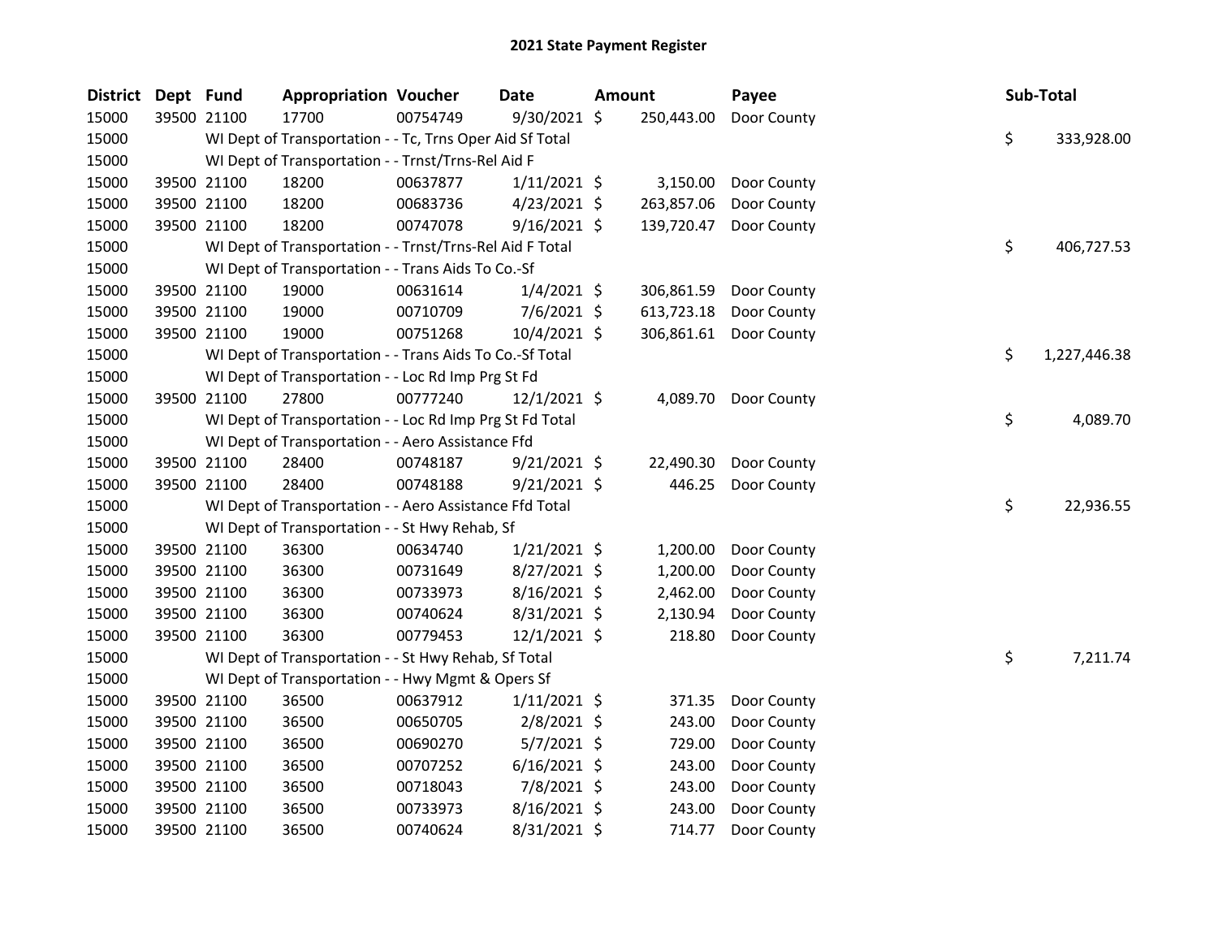# 2021 State Payment Register

| District | Dept | Fund | Appropriation | Voucher | Date | Amount | Payee | Sub-Total |
|---|---|---|---|---|---|---|---|---|
| 15000 | 39500 | 21100 | 17700 | 00754749 | 9/30/2021 | $ 250,443.00 | Door County | |
| 15000 | | WI Dept of Transportation - - Tc, Trns Oper Aid Sf Total | | | | | | $ 333,928.00 |
| 15000 | | WI Dept of Transportation - - Trnst/Trns-Rel Aid F | | | | | | |
| 15000 | 39500 | 21100 | 18200 | 00637877 | 1/11/2021 | $ 3,150.00 | Door County | |
| 15000 | 39500 | 21100 | 18200 | 00683736 | 4/23/2021 | $ 263,857.06 | Door County | |
| 15000 | 39500 | 21100 | 18200 | 00747078 | 9/16/2021 | $ 139,720.47 | Door County | |
| 15000 | | WI Dept of Transportation - - Trnst/Trns-Rel Aid F Total | | | | | | $ 406,727.53 |
| 15000 | | WI Dept of Transportation - - Trans Aids To Co.-Sf | | | | | | |
| 15000 | 39500 | 21100 | 19000 | 00631614 | 1/4/2021 | $ 306,861.59 | Door County | |
| 15000 | 39500 | 21100 | 19000 | 00710709 | 7/6/2021 | $ 613,723.18 | Door County | |
| 15000 | 39500 | 21100 | 19000 | 00751268 | 10/4/2021 | $ 306,861.61 | Door County | |
| 15000 | | WI Dept of Transportation - - Trans Aids To Co.-Sf Total | | | | | | $ 1,227,446.38 |
| 15000 | | WI Dept of Transportation - - Loc Rd Imp Prg St Fd | | | | | | |
| 15000 | 39500 | 21100 | 27800 | 00777240 | 12/1/2021 | $ 4,089.70 | Door County | |
| 15000 | | WI Dept of Transportation - - Loc Rd Imp Prg St Fd Total | | | | | | $ 4,089.70 |
| 15000 | | WI Dept of Transportation - - Aero Assistance Ffd | | | | | | |
| 15000 | 39500 | 21100 | 28400 | 00748187 | 9/21/2021 | $ 22,490.30 | Door County | |
| 15000 | 39500 | 21100 | 28400 | 00748188 | 9/21/2021 | $ 446.25 | Door County | |
| 15000 | | WI Dept of Transportation - - Aero Assistance Ffd Total | | | | | | $ 22,936.55 |
| 15000 | | WI Dept of Transportation - - St Hwy Rehab, Sf | | | | | | |
| 15000 | 39500 | 21100 | 36300 | 00634740 | 1/21/2021 | $ 1,200.00 | Door County | |
| 15000 | 39500 | 21100 | 36300 | 00731649 | 8/27/2021 | $ 1,200.00 | Door County | |
| 15000 | 39500 | 21100 | 36300 | 00733973 | 8/16/2021 | $ 2,462.00 | Door County | |
| 15000 | 39500 | 21100 | 36300 | 00740624 | 8/31/2021 | $ 2,130.94 | Door County | |
| 15000 | 39500 | 21100 | 36300 | 00779453 | 12/1/2021 | $ 218.80 | Door County | |
| 15000 | | WI Dept of Transportation - - St Hwy Rehab, Sf Total | | | | | | $ 7,211.74 |
| 15000 | | WI Dept of Transportation - - Hwy Mgmt & Opers Sf | | | | | | |
| 15000 | 39500 | 21100 | 36500 | 00637912 | 1/11/2021 | $ 371.35 | Door County | |
| 15000 | 39500 | 21100 | 36500 | 00650705 | 2/8/2021 | $ 243.00 | Door County | |
| 15000 | 39500 | 21100 | 36500 | 00690270 | 5/7/2021 | $ 729.00 | Door County | |
| 15000 | 39500 | 21100 | 36500 | 00707252 | 6/16/2021 | $ 243.00 | Door County | |
| 15000 | 39500 | 21100 | 36500 | 00718043 | 7/8/2021 | $ 243.00 | Door County | |
| 15000 | 39500 | 21100 | 36500 | 00733973 | 8/16/2021 | $ 243.00 | Door County | |
| 15000 | 39500 | 21100 | 36500 | 00740624 | 8/31/2021 | $ 714.77 | Door County | |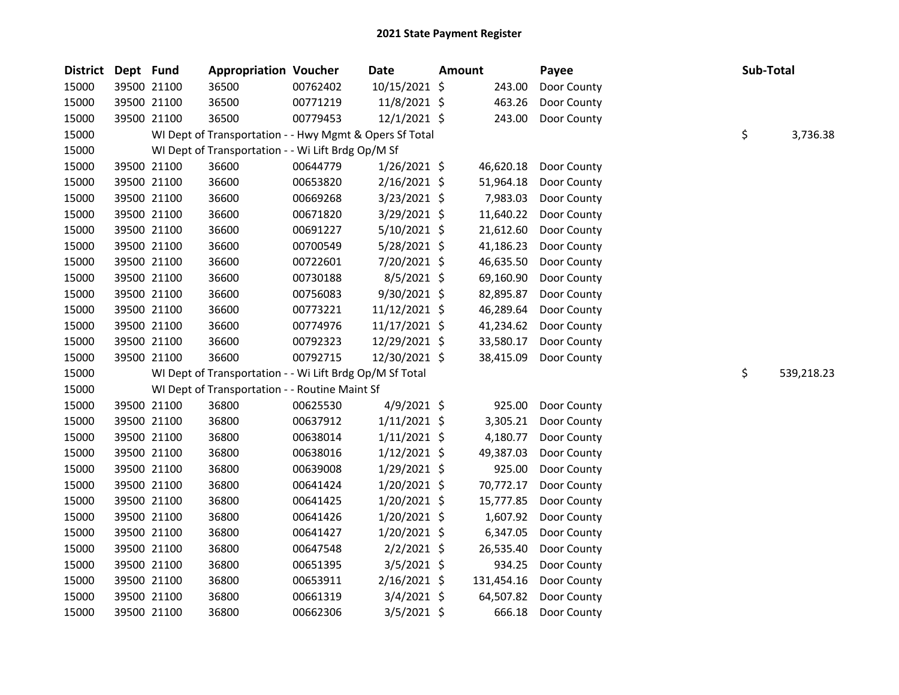# 2021 State Payment Register

| District | Dept | Fund | Appropriation | Voucher | Date | Amount | Payee | Sub-Total |
|---|---|---|---|---|---|---|---|---|
| 15000 | 39500 | 21100 | 36500 | 00762402 | 10/15/2021 | $ 243.00 | Door County | |
| 15000 | 39500 | 21100 | 36500 | 00771219 | 11/8/2021 | $ 463.26 | Door County | |
| 15000 | 39500 | 21100 | 36500 | 00779453 | 12/1/2021 | $ 243.00 | Door County | |
| 15000 | | WI Dept of Transportation - - Hwy Mgmt & Opers Sf Total | | | | | | $ 3,736.38 |
| 15000 | | WI Dept of Transportation - - Wi Lift Brdg Op/M Sf | | | | | | |
| 15000 | 39500 | 21100 | 36600 | 00644779 | 1/26/2021 | $ 46,620.18 | Door County | |
| 15000 | 39500 | 21100 | 36600 | 00653820 | 2/16/2021 | $ 51,964.18 | Door County | |
| 15000 | 39500 | 21100 | 36600 | 00669268 | 3/23/2021 | $ 7,983.03 | Door County | |
| 15000 | 39500 | 21100 | 36600 | 00671820 | 3/29/2021 | $ 11,640.22 | Door County | |
| 15000 | 39500 | 21100 | 36600 | 00691227 | 5/10/2021 | $ 21,612.60 | Door County | |
| 15000 | 39500 | 21100 | 36600 | 00700549 | 5/28/2021 | $ 41,186.23 | Door County | |
| 15000 | 39500 | 21100 | 36600 | 00722601 | 7/20/2021 | $ 46,635.50 | Door County | |
| 15000 | 39500 | 21100 | 36600 | 00730188 | 8/5/2021 | $ 69,160.90 | Door County | |
| 15000 | 39500 | 21100 | 36600 | 00756083 | 9/30/2021 | $ 82,895.87 | Door County | |
| 15000 | 39500 | 21100 | 36600 | 00773221 | 11/12/2021 | $ 46,289.64 | Door County | |
| 15000 | 39500 | 21100 | 36600 | 00774976 | 11/17/2021 | $ 41,234.62 | Door County | |
| 15000 | 39500 | 21100 | 36600 | 00792323 | 12/29/2021 | $ 33,580.17 | Door County | |
| 15000 | 39500 | 21100 | 36600 | 00792715 | 12/30/2021 | $ 38,415.09 | Door County | |
| 15000 | | WI Dept of Transportation - - Wi Lift Brdg Op/M Sf Total | | | | | | $ 539,218.23 |
| 15000 | | WI Dept of Transportation - - Routine Maint Sf | | | | | | |
| 15000 | 39500 | 21100 | 36800 | 00625530 | 4/9/2021 | $ 925.00 | Door County | |
| 15000 | 39500 | 21100 | 36800 | 00637912 | 1/11/2021 | $ 3,305.21 | Door County | |
| 15000 | 39500 | 21100 | 36800 | 00638014 | 1/11/2021 | $ 4,180.77 | Door County | |
| 15000 | 39500 | 21100 | 36800 | 00638016 | 1/12/2021 | $ 49,387.03 | Door County | |
| 15000 | 39500 | 21100 | 36800 | 00639008 | 1/29/2021 | $ 925.00 | Door County | |
| 15000 | 39500 | 21100 | 36800 | 00641424 | 1/20/2021 | $ 70,772.17 | Door County | |
| 15000 | 39500 | 21100 | 36800 | 00641425 | 1/20/2021 | $ 15,777.85 | Door County | |
| 15000 | 39500 | 21100 | 36800 | 00641426 | 1/20/2021 | $ 1,607.92 | Door County | |
| 15000 | 39500 | 21100 | 36800 | 00641427 | 1/20/2021 | $ 6,347.05 | Door County | |
| 15000 | 39500 | 21100 | 36800 | 00647548 | 2/2/2021 | $ 26,535.40 | Door County | |
| 15000 | 39500 | 21100 | 36800 | 00651395 | 3/5/2021 | $ 934.25 | Door County | |
| 15000 | 39500 | 21100 | 36800 | 00653911 | 2/16/2021 | $ 131,454.16 | Door County | |
| 15000 | 39500 | 21100 | 36800 | 00661319 | 3/4/2021 | $ 64,507.82 | Door County | |
| 15000 | 39500 | 21100 | 36800 | 00662306 | 3/5/2021 | $ 666.18 | Door County | |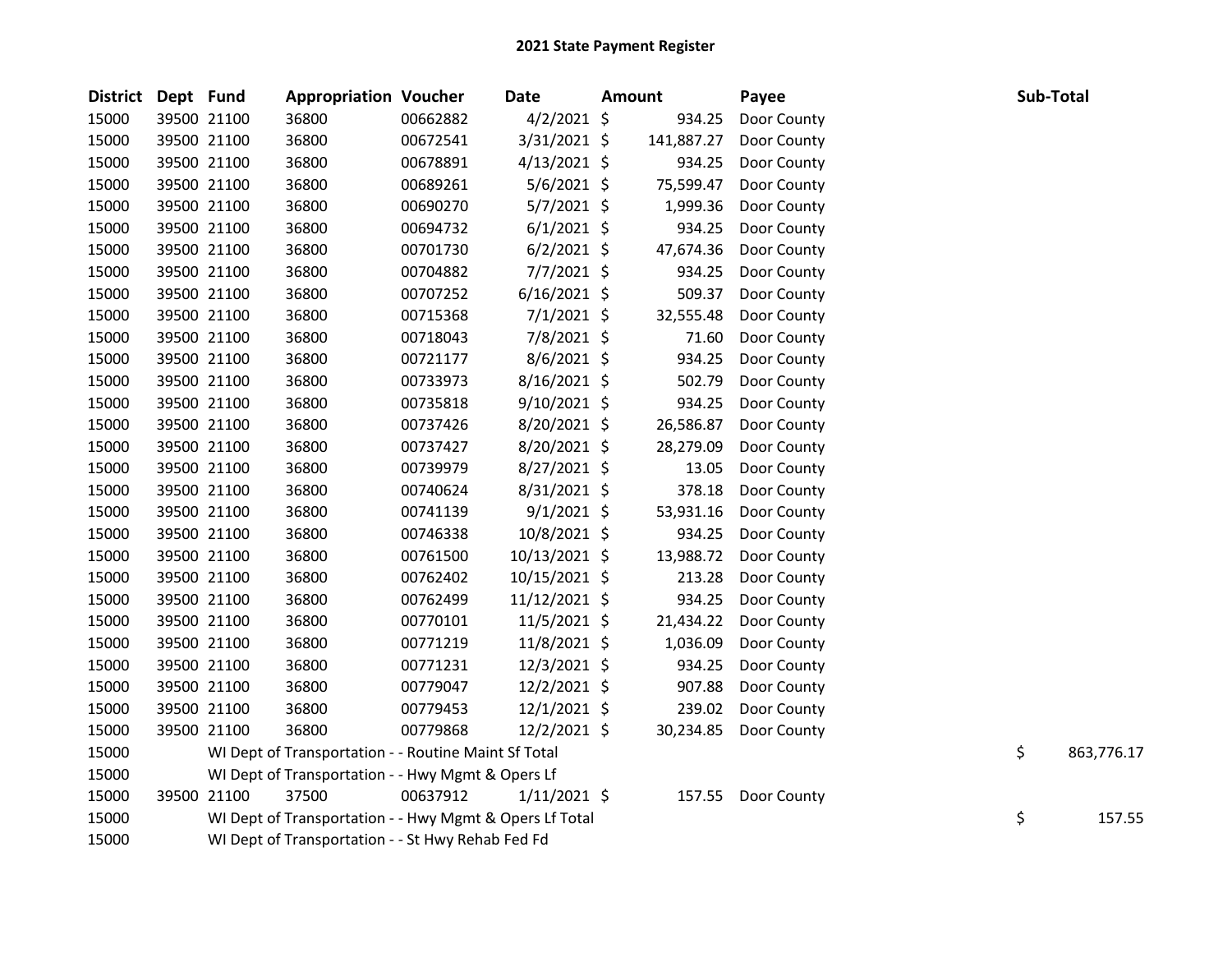# 2021 State Payment Register

| District | Dept | Fund | Appropriation | Voucher | Date | Amount | Payee | Sub-Total |
|---|---|---|---|---|---|---|---|---|
| 15000 | 39500 | 21100 | 36800 | 00662882 | 4/2/2021 | $ 934.25 | Door County | |
| 15000 | 39500 | 21100 | 36800 | 00672541 | 3/31/2021 | $ 141,887.27 | Door County | |
| 15000 | 39500 | 21100 | 36800 | 00678891 | 4/13/2021 | $ 934.25 | Door County | |
| 15000 | 39500 | 21100 | 36800 | 00689261 | 5/6/2021 | $ 75,599.47 | Door County | |
| 15000 | 39500 | 21100 | 36800 | 00690270 | 5/7/2021 | $ 1,999.36 | Door County | |
| 15000 | 39500 | 21100 | 36800 | 00694732 | 6/1/2021 | $ 934.25 | Door County | |
| 15000 | 39500 | 21100 | 36800 | 00701730 | 6/2/2021 | $ 47,674.36 | Door County | |
| 15000 | 39500 | 21100 | 36800 | 00704882 | 7/7/2021 | $ 934.25 | Door County | |
| 15000 | 39500 | 21100 | 36800 | 00707252 | 6/16/2021 | $ 509.37 | Door County | |
| 15000 | 39500 | 21100 | 36800 | 00715368 | 7/1/2021 | $ 32,555.48 | Door County | |
| 15000 | 39500 | 21100 | 36800 | 00718043 | 7/8/2021 | $ 71.60 | Door County | |
| 15000 | 39500 | 21100 | 36800 | 00721177 | 8/6/2021 | $ 934.25 | Door County | |
| 15000 | 39500 | 21100 | 36800 | 00733973 | 8/16/2021 | $ 502.79 | Door County | |
| 15000 | 39500 | 21100 | 36800 | 00735818 | 9/10/2021 | $ 934.25 | Door County | |
| 15000 | 39500 | 21100 | 36800 | 00737426 | 8/20/2021 | $ 26,586.87 | Door County | |
| 15000 | 39500 | 21100 | 36800 | 00737427 | 8/20/2021 | $ 28,279.09 | Door County | |
| 15000 | 39500 | 21100 | 36800 | 00739979 | 8/27/2021 | $ 13.05 | Door County | |
| 15000 | 39500 | 21100 | 36800 | 00740624 | 8/31/2021 | $ 378.18 | Door County | |
| 15000 | 39500 | 21100 | 36800 | 00741139 | 9/1/2021 | $ 53,931.16 | Door County | |
| 15000 | 39500 | 21100 | 36800 | 00746338 | 10/8/2021 | $ 934.25 | Door County | |
| 15000 | 39500 | 21100 | 36800 | 00761500 | 10/13/2021 | $ 13,988.72 | Door County | |
| 15000 | 39500 | 21100 | 36800 | 00762402 | 10/15/2021 | $ 213.28 | Door County | |
| 15000 | 39500 | 21100 | 36800 | 00762499 | 11/12/2021 | $ 934.25 | Door County | |
| 15000 | 39500 | 21100 | 36800 | 00770101 | 11/5/2021 | $ 21,434.22 | Door County | |
| 15000 | 39500 | 21100 | 36800 | 00771219 | 11/8/2021 | $ 1,036.09 | Door County | |
| 15000 | 39500 | 21100 | 36800 | 00771231 | 12/3/2021 | $ 934.25 | Door County | |
| 15000 | 39500 | 21100 | 36800 | 00779047 | 12/2/2021 | $ 907.88 | Door County | |
| 15000 | 39500 | 21100 | 36800 | 00779453 | 12/1/2021 | $ 239.02 | Door County | |
| 15000 | 39500 | 21100 | 36800 | 00779868 | 12/2/2021 | $ 30,234.85 | Door County | |
| 15000 | | WI Dept of Transportation - - Routine Maint Sf Total | | | | | | $ 863,776.17 |
| 15000 | | WI Dept of Transportation - - Hwy Mgmt & Opers Lf | | | | | | |
| 15000 | 39500 | 21100 | 37500 | 00637912 | 1/11/2021 | $ 157.55 | Door County | |
| 15000 | | WI Dept of Transportation - - Hwy Mgmt & Opers Lf Total | | | | | | $ 157.55 |
| 15000 | | WI Dept of Transportation - - St Hwy Rehab Fed Fd | | | | | | |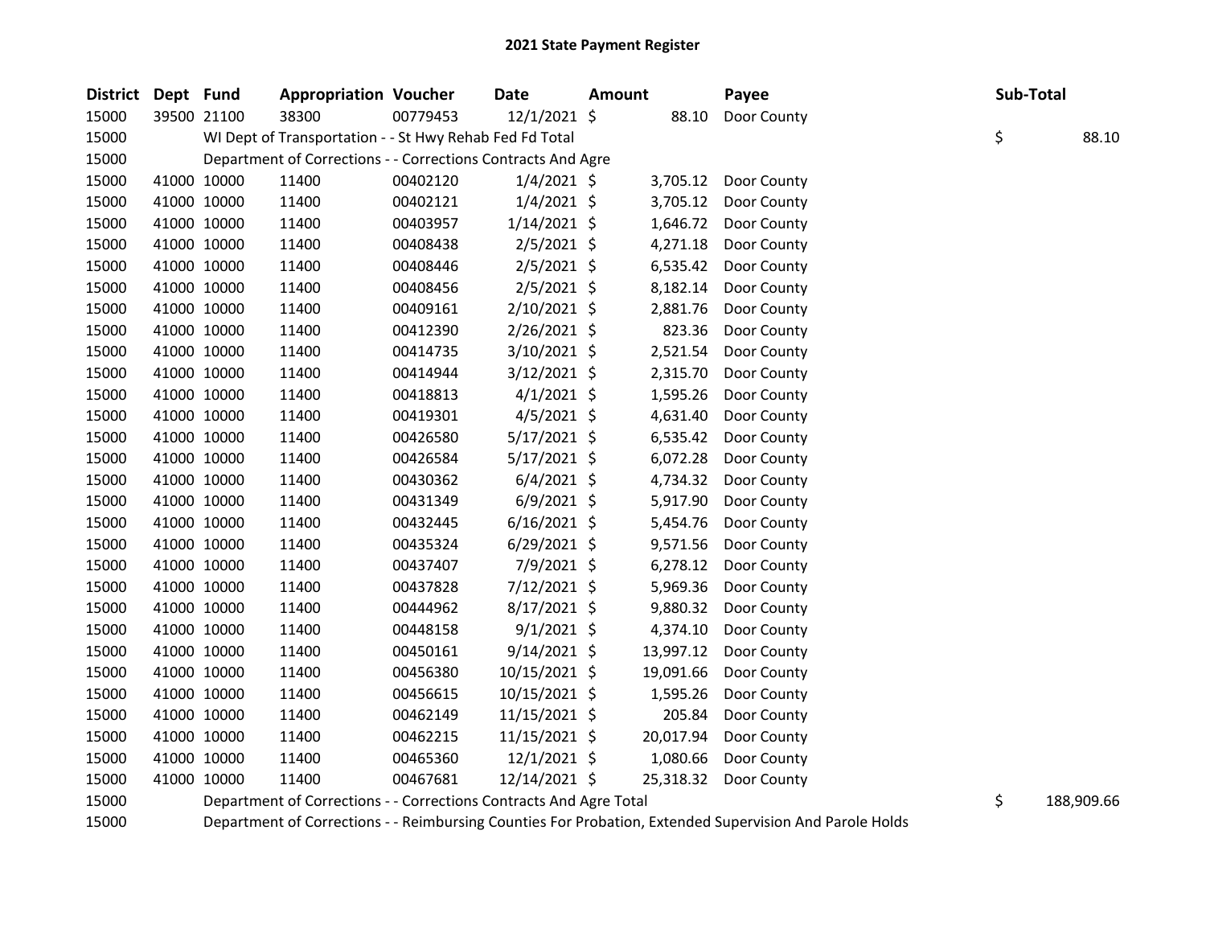# 2021 State Payment Register

| District | Dept | Fund | Appropriation | Voucher | Date | Amount | Payee | Sub-Total |
|---|---|---|---|---|---|---|---|---|
| 15000 | 39500 | 21100 | 38300 | 00779453 | 12/1/2021 | $ 88.10 | Door County | |
| 15000 | | WI Dept of Transportation - - St Hwy Rehab Fed Fd Total | | | | | | $ 88.10 |
| 15000 | | Department of Corrections - - Corrections Contracts And Agre | | | | | | |
| 15000 | 41000 | 10000 | 11400 | 00402120 | 1/4/2021 | $ 3,705.12 | Door County | |
| 15000 | 41000 | 10000 | 11400 | 00402121 | 1/4/2021 | $ 3,705.12 | Door County | |
| 15000 | 41000 | 10000 | 11400 | 00403957 | 1/14/2021 | $ 1,646.72 | Door County | |
| 15000 | 41000 | 10000 | 11400 | 00408438 | 2/5/2021 | $ 4,271.18 | Door County | |
| 15000 | 41000 | 10000 | 11400 | 00408446 | 2/5/2021 | $ 6,535.42 | Door County | |
| 15000 | 41000 | 10000 | 11400 | 00408456 | 2/5/2021 | $ 8,182.14 | Door County | |
| 15000 | 41000 | 10000 | 11400 | 00409161 | 2/10/2021 | $ 2,881.76 | Door County | |
| 15000 | 41000 | 10000 | 11400 | 00412390 | 2/26/2021 | $ 823.36 | Door County | |
| 15000 | 41000 | 10000 | 11400 | 00414735 | 3/10/2021 | $ 2,521.54 | Door County | |
| 15000 | 41000 | 10000 | 11400 | 00414944 | 3/12/2021 | $ 2,315.70 | Door County | |
| 15000 | 41000 | 10000 | 11400 | 00418813 | 4/1/2021 | $ 1,595.26 | Door County | |
| 15000 | 41000 | 10000 | 11400 | 00419301 | 4/5/2021 | $ 4,631.40 | Door County | |
| 15000 | 41000 | 10000 | 11400 | 00426580 | 5/17/2021 | $ 6,535.42 | Door County | |
| 15000 | 41000 | 10000 | 11400 | 00426584 | 5/17/2021 | $ 6,072.28 | Door County | |
| 15000 | 41000 | 10000 | 11400 | 00430362 | 6/4/2021 | $ 4,734.32 | Door County | |
| 15000 | 41000 | 10000 | 11400 | 00431349 | 6/9/2021 | $ 5,917.90 | Door County | |
| 15000 | 41000 | 10000 | 11400 | 00432445 | 6/16/2021 | $ 5,454.76 | Door County | |
| 15000 | 41000 | 10000 | 11400 | 00435324 | 6/29/2021 | $ 9,571.56 | Door County | |
| 15000 | 41000 | 10000 | 11400 | 00437407 | 7/9/2021 | $ 6,278.12 | Door County | |
| 15000 | 41000 | 10000 | 11400 | 00437828 | 7/12/2021 | $ 5,969.36 | Door County | |
| 15000 | 41000 | 10000 | 11400 | 00444962 | 8/17/2021 | $ 9,880.32 | Door County | |
| 15000 | 41000 | 10000 | 11400 | 00448158 | 9/1/2021 | $ 4,374.10 | Door County | |
| 15000 | 41000 | 10000 | 11400 | 00450161 | 9/14/2021 | $ 13,997.12 | Door County | |
| 15000 | 41000 | 10000 | 11400 | 00456380 | 10/15/2021 | $ 19,091.66 | Door County | |
| 15000 | 41000 | 10000 | 11400 | 00456615 | 10/15/2021 | $ 1,595.26 | Door County | |
| 15000 | 41000 | 10000 | 11400 | 00462149 | 11/15/2021 | $ 205.84 | Door County | |
| 15000 | 41000 | 10000 | 11400 | 00462215 | 11/15/2021 | $ 20,017.94 | Door County | |
| 15000 | 41000 | 10000 | 11400 | 00465360 | 12/1/2021 | $ 1,080.66 | Door County | |
| 15000 | 41000 | 10000 | 11400 | 00467681 | 12/14/2021 | $ 25,318.32 | Door County | |
| 15000 | | Department of Corrections - - Corrections Contracts And Agre Total | | | | | | $ 188,909.66 |
| 15000 | | Department of Corrections - - Reimbursing Counties For Probation, Extended Supervision And Parole Holds | | | | | | |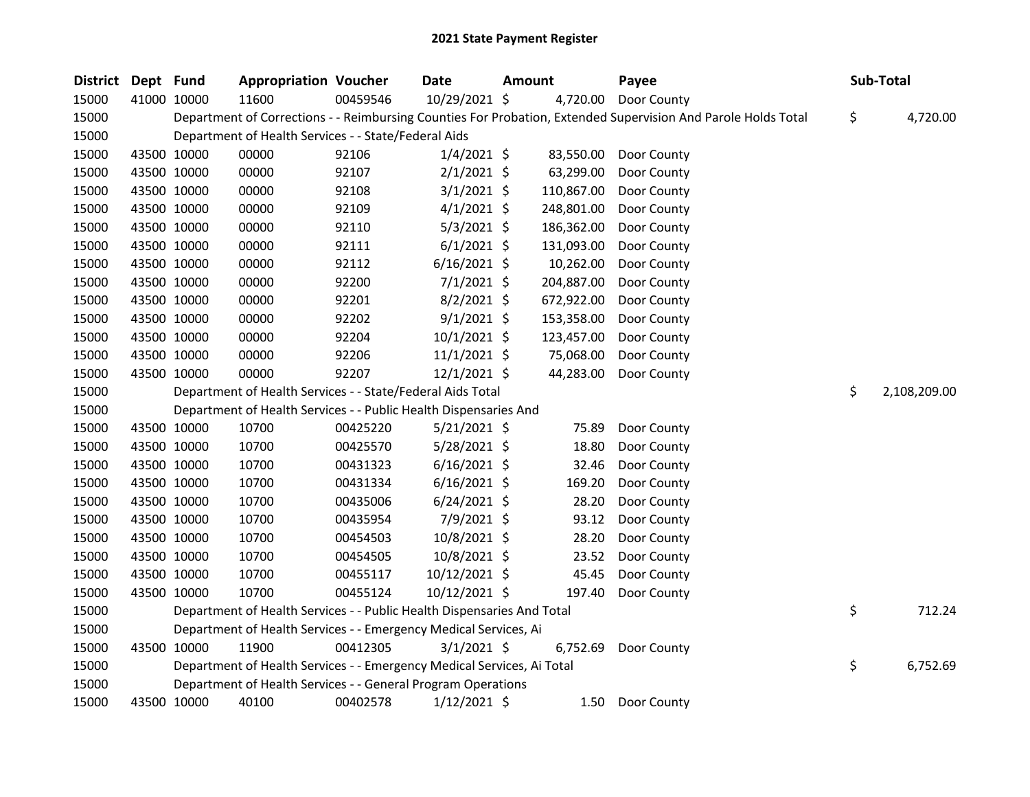# 2021 State Payment Register

| District | Dept | Fund | Appropriation | Voucher | Date | Amount | Payee | Sub-Total |
|---|---|---|---|---|---|---|---|---|
| 15000 | 41000 | 10000 | 11600 | 00459546 | 10/29/2021 | $ 4,720.00 | Door County | |
| 15000 | | Department of Corrections - - Reimbursing Counties For Probation, Extended Supervision And Parole Holds Total | | | | | | $ 4,720.00 |
| 15000 | | Department of Health Services - - State/Federal Aids | | | | | | |
| 15000 | 43500 | 10000 | 00000 | 92106 | 1/4/2021 | $ 83,550.00 | Door County | |
| 15000 | 43500 | 10000 | 00000 | 92107 | 2/1/2021 | $ 63,299.00 | Door County | |
| 15000 | 43500 | 10000 | 00000 | 92108 | 3/1/2021 | $ 110,867.00 | Door County | |
| 15000 | 43500 | 10000 | 00000 | 92109 | 4/1/2021 | $ 248,801.00 | Door County | |
| 15000 | 43500 | 10000 | 00000 | 92110 | 5/3/2021 | $ 186,362.00 | Door County | |
| 15000 | 43500 | 10000 | 00000 | 92111 | 6/1/2021 | $ 131,093.00 | Door County | |
| 15000 | 43500 | 10000 | 00000 | 92112 | 6/16/2021 | $ 10,262.00 | Door County | |
| 15000 | 43500 | 10000 | 00000 | 92200 | 7/1/2021 | $ 204,887.00 | Door County | |
| 15000 | 43500 | 10000 | 00000 | 92201 | 8/2/2021 | $ 672,922.00 | Door County | |
| 15000 | 43500 | 10000 | 00000 | 92202 | 9/1/2021 | $ 153,358.00 | Door County | |
| 15000 | 43500 | 10000 | 00000 | 92204 | 10/1/2021 | $ 123,457.00 | Door County | |
| 15000 | 43500 | 10000 | 00000 | 92206 | 11/1/2021 | $ 75,068.00 | Door County | |
| 15000 | 43500 | 10000 | 00000 | 92207 | 12/1/2021 | $ 44,283.00 | Door County | |
| 15000 | | Department of Health Services - - State/Federal Aids Total | | | | | | $ 2,108,209.00 |
| 15000 | | Department of Health Services - - Public Health Dispensaries And | | | | | | |
| 15000 | 43500 | 10000 | 10700 | 00425220 | 5/21/2021 | $ 75.89 | Door County | |
| 15000 | 43500 | 10000 | 10700 | 00425570 | 5/28/2021 | $ 18.80 | Door County | |
| 15000 | 43500 | 10000 | 10700 | 00431323 | 6/16/2021 | $ 32.46 | Door County | |
| 15000 | 43500 | 10000 | 10700 | 00431334 | 6/16/2021 | $ 169.20 | Door County | |
| 15000 | 43500 | 10000 | 10700 | 00435006 | 6/24/2021 | $ 28.20 | Door County | |
| 15000 | 43500 | 10000 | 10700 | 00435954 | 7/9/2021 | $ 93.12 | Door County | |
| 15000 | 43500 | 10000 | 10700 | 00454503 | 10/8/2021 | $ 28.20 | Door County | |
| 15000 | 43500 | 10000 | 10700 | 00454505 | 10/8/2021 | $ 23.52 | Door County | |
| 15000 | 43500 | 10000 | 10700 | 00455117 | 10/12/2021 | $ 45.45 | Door County | |
| 15000 | 43500 | 10000 | 10700 | 00455124 | 10/12/2021 | $ 197.40 | Door County | |
| 15000 | | Department of Health Services - - Public Health Dispensaries And Total | | | | | | $ 712.24 |
| 15000 | | Department of Health Services - - Emergency Medical Services, Ai | | | | | | |
| 15000 | 43500 | 10000 | 11900 | 00412305 | 3/1/2021 | $ 6,752.69 | Door County | |
| 15000 | | Department of Health Services - - Emergency Medical Services, Ai Total | | | | | | $ 6,752.69 |
| 15000 | | Department of Health Services - - General Program Operations | | | | | | |
| 15000 | 43500 | 10000 | 40100 | 00402578 | 1/12/2021 | $ 1.50 | Door County | |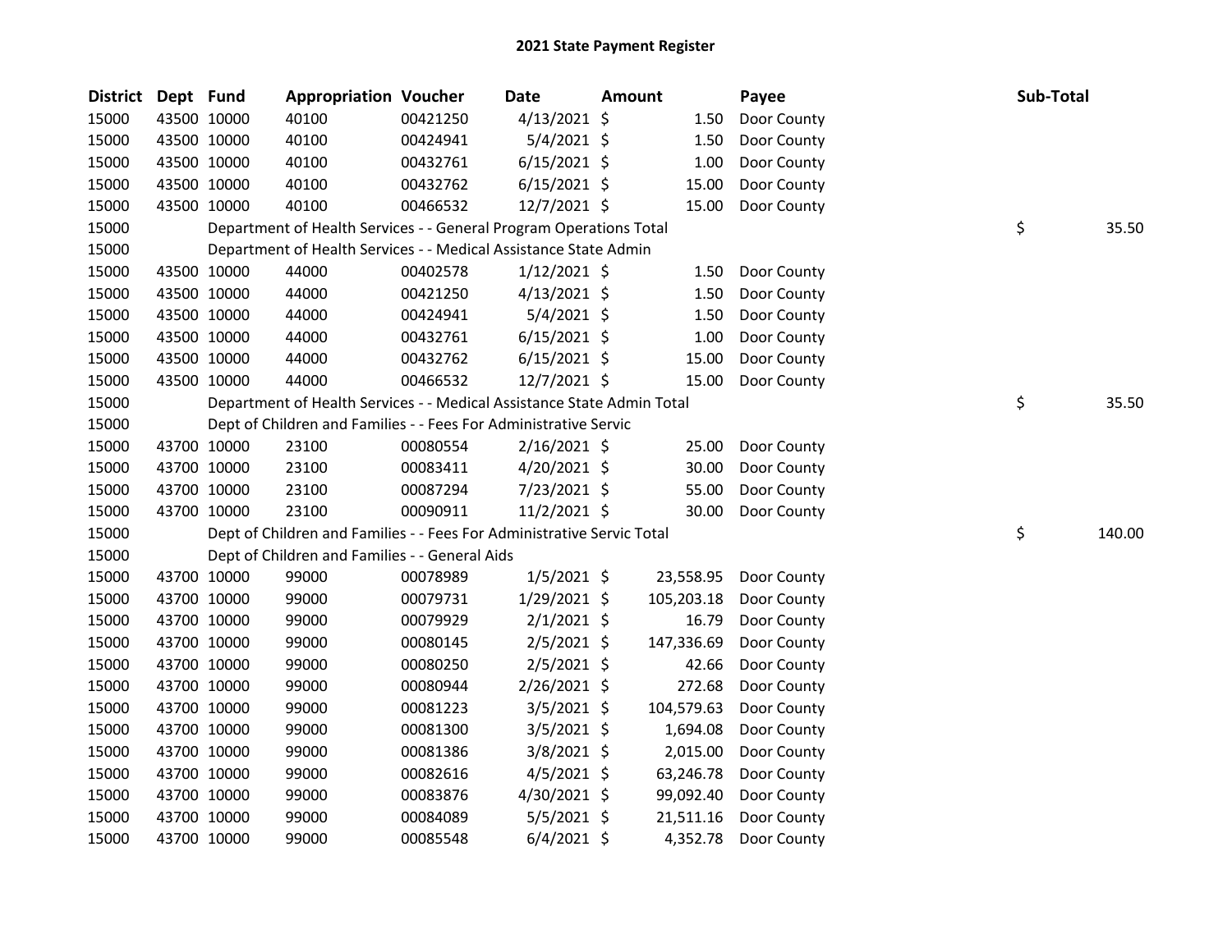# 2021 State Payment Register

| District | Dept | Fund | Appropriation | Voucher | Date | Amount | Payee | Sub-Total |
|---|---|---|---|---|---|---|---|---|
| 15000 | 43500 | 10000 | 40100 | 00421250 | 4/13/2021 | $ 1.50 | Door County | |
| 15000 | 43500 | 10000 | 40100 | 00424941 | 5/4/2021 | $ 1.50 | Door County | |
| 15000 | 43500 | 10000 | 40100 | 00432761 | 6/15/2021 | $ 1.00 | Door County | |
| 15000 | 43500 | 10000 | 40100 | 00432762 | 6/15/2021 | $ 15.00 | Door County | |
| 15000 | 43500 | 10000 | 40100 | 00466532 | 12/7/2021 | $ 15.00 | Door County | |
| 15000 | | Department of Health Services - - General Program Operations Total | | | | | | $ 35.50 |
| 15000 | | Department of Health Services - - Medical Assistance State Admin | | | | | | |
| 15000 | 43500 | 10000 | 44000 | 00402578 | 1/12/2021 | $ 1.50 | Door County | |
| 15000 | 43500 | 10000 | 44000 | 00421250 | 4/13/2021 | $ 1.50 | Door County | |
| 15000 | 43500 | 10000 | 44000 | 00424941 | 5/4/2021 | $ 1.50 | Door County | |
| 15000 | 43500 | 10000 | 44000 | 00432761 | 6/15/2021 | $ 1.00 | Door County | |
| 15000 | 43500 | 10000 | 44000 | 00432762 | 6/15/2021 | $ 15.00 | Door County | |
| 15000 | 43500 | 10000 | 44000 | 00466532 | 12/7/2021 | $ 15.00 | Door County | |
| 15000 | | Department of Health Services - - Medical Assistance State Admin Total | | | | | | $ 35.50 |
| 15000 | | Dept of Children and Families - - Fees For Administrative Servic | | | | | | |
| 15000 | 43700 | 10000 | 23100 | 00080554 | 2/16/2021 | $ 25.00 | Door County | |
| 15000 | 43700 | 10000 | 23100 | 00083411 | 4/20/2021 | $ 30.00 | Door County | |
| 15000 | 43700 | 10000 | 23100 | 00087294 | 7/23/2021 | $ 55.00 | Door County | |
| 15000 | 43700 | 10000 | 23100 | 00090911 | 11/2/2021 | $ 30.00 | Door County | |
| 15000 | | Dept of Children and Families - - Fees For Administrative Servic Total | | | | | | $ 140.00 |
| 15000 | | Dept of Children and Families - - General Aids | | | | | | |
| 15000 | 43700 | 10000 | 99000 | 00078989 | 1/5/2021 | $ 23,558.95 | Door County | |
| 15000 | 43700 | 10000 | 99000 | 00079731 | 1/29/2021 | $ 105,203.18 | Door County | |
| 15000 | 43700 | 10000 | 99000 | 00079929 | 2/1/2021 | $ 16.79 | Door County | |
| 15000 | 43700 | 10000 | 99000 | 00080145 | 2/5/2021 | $ 147,336.69 | Door County | |
| 15000 | 43700 | 10000 | 99000 | 00080250 | 2/5/2021 | $ 42.66 | Door County | |
| 15000 | 43700 | 10000 | 99000 | 00080944 | 2/26/2021 | $ 272.68 | Door County | |
| 15000 | 43700 | 10000 | 99000 | 00081223 | 3/5/2021 | $ 104,579.63 | Door County | |
| 15000 | 43700 | 10000 | 99000 | 00081300 | 3/5/2021 | $ 1,694.08 | Door County | |
| 15000 | 43700 | 10000 | 99000 | 00081386 | 3/8/2021 | $ 2,015.00 | Door County | |
| 15000 | 43700 | 10000 | 99000 | 00082616 | 4/5/2021 | $ 63,246.78 | Door County | |
| 15000 | 43700 | 10000 | 99000 | 00083876 | 4/30/2021 | $ 99,092.40 | Door County | |
| 15000 | 43700 | 10000 | 99000 | 00084089 | 5/5/2021 | $ 21,511.16 | Door County | |
| 15000 | 43700 | 10000 | 99000 | 00085548 | 6/4/2021 | $ 4,352.78 | Door County | |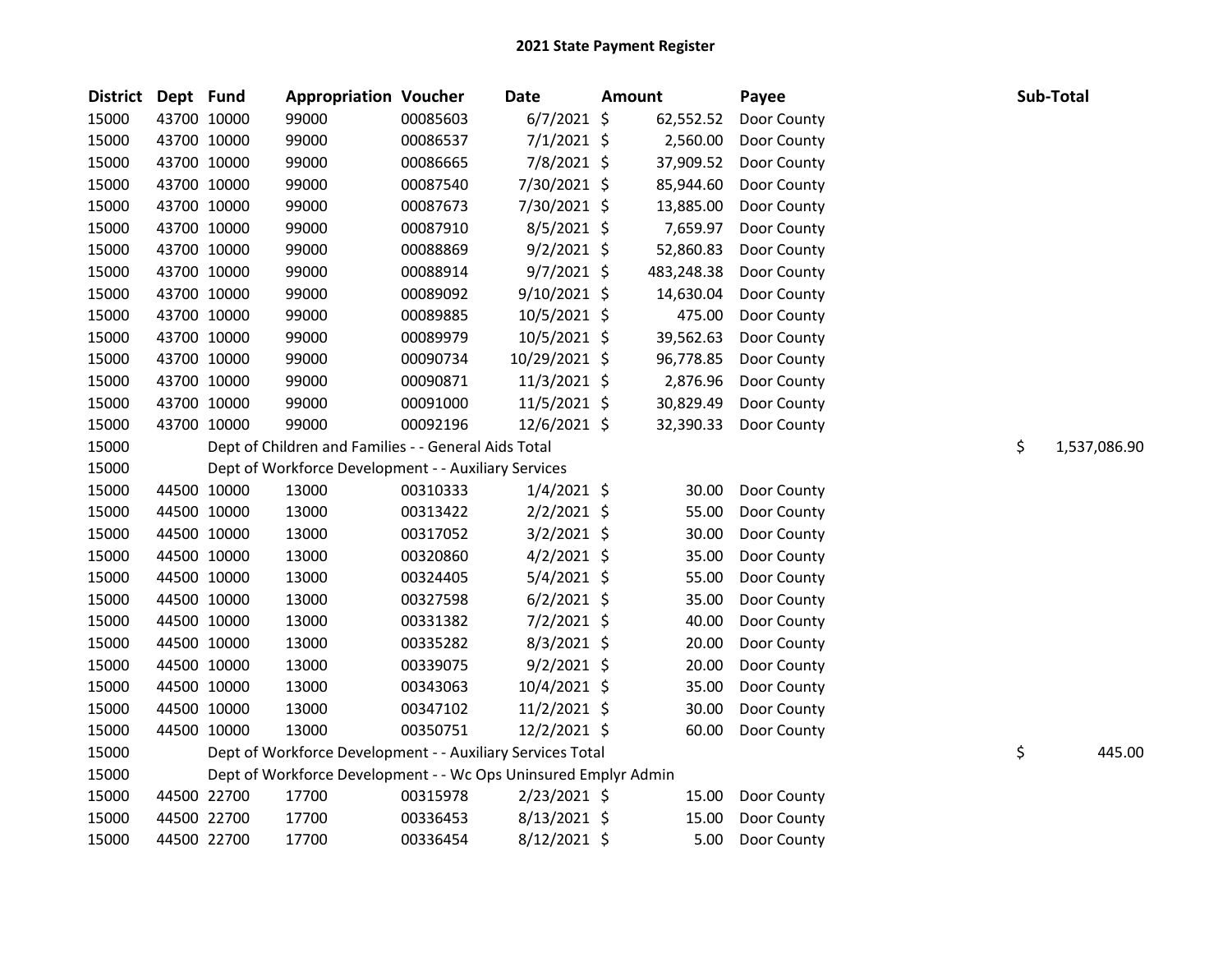# 2021 State Payment Register

| District | Dept | Fund | Appropriation | Voucher | Date | Amount | Payee | Sub-Total |
|---|---|---|---|---|---|---|---|---|
| 15000 | 43700 | 10000 | 99000 | 00085603 | 6/7/2021 | $ 62,552.52 | Door County | |
| 15000 | 43700 | 10000 | 99000 | 00086537 | 7/1/2021 | $ 2,560.00 | Door County | |
| 15000 | 43700 | 10000 | 99000 | 00086665 | 7/8/2021 | $ 37,909.52 | Door County | |
| 15000 | 43700 | 10000 | 99000 | 00087540 | 7/30/2021 | $ 85,944.60 | Door County | |
| 15000 | 43700 | 10000 | 99000 | 00087673 | 7/30/2021 | $ 13,885.00 | Door County | |
| 15000 | 43700 | 10000 | 99000 | 00087910 | 8/5/2021 | $ 7,659.97 | Door County | |
| 15000 | 43700 | 10000 | 99000 | 00088869 | 9/2/2021 | $ 52,860.83 | Door County | |
| 15000 | 43700 | 10000 | 99000 | 00088914 | 9/7/2021 | $ 483,248.38 | Door County | |
| 15000 | 43700 | 10000 | 99000 | 00089092 | 9/10/2021 | $ 14,630.04 | Door County | |
| 15000 | 43700 | 10000 | 99000 | 00089885 | 10/5/2021 | $ 475.00 | Door County | |
| 15000 | 43700 | 10000 | 99000 | 00089979 | 10/5/2021 | $ 39,562.63 | Door County | |
| 15000 | 43700 | 10000 | 99000 | 00090734 | 10/29/2021 | $ 96,778.85 | Door County | |
| 15000 | 43700 | 10000 | 99000 | 00090871 | 11/3/2021 | $ 2,876.96 | Door County | |
| 15000 | 43700 | 10000 | 99000 | 00091000 | 11/5/2021 | $ 30,829.49 | Door County | |
| 15000 | 43700 | 10000 | 99000 | 00092196 | 12/6/2021 | $ 32,390.33 | Door County | |
| 15000 | | Dept of Children and Families - - General Aids Total | | | | | | $ 1,537,086.90 |
| 15000 | | Dept of Workforce Development - - Auxiliary Services | | | | | | |
| 15000 | 44500 | 10000 | 13000 | 00310333 | 1/4/2021 | $ 30.00 | Door County | |
| 15000 | 44500 | 10000 | 13000 | 00313422 | 2/2/2021 | $ 55.00 | Door County | |
| 15000 | 44500 | 10000 | 13000 | 00317052 | 3/2/2021 | $ 30.00 | Door County | |
| 15000 | 44500 | 10000 | 13000 | 00320860 | 4/2/2021 | $ 35.00 | Door County | |
| 15000 | 44500 | 10000 | 13000 | 00324405 | 5/4/2021 | $ 55.00 | Door County | |
| 15000 | 44500 | 10000 | 13000 | 00327598 | 6/2/2021 | $ 35.00 | Door County | |
| 15000 | 44500 | 10000 | 13000 | 00331382 | 7/2/2021 | $ 40.00 | Door County | |
| 15000 | 44500 | 10000 | 13000 | 00335282 | 8/3/2021 | $ 20.00 | Door County | |
| 15000 | 44500 | 10000 | 13000 | 00339075 | 9/2/2021 | $ 20.00 | Door County | |
| 15000 | 44500 | 10000 | 13000 | 00343063 | 10/4/2021 | $ 35.00 | Door County | |
| 15000 | 44500 | 10000 | 13000 | 00347102 | 11/2/2021 | $ 30.00 | Door County | |
| 15000 | 44500 | 10000 | 13000 | 00350751 | 12/2/2021 | $ 60.00 | Door County | |
| 15000 | | Dept of Workforce Development - - Auxiliary Services Total | | | | | | $ 445.00 |
| 15000 | | Dept of Workforce Development - - Wc Ops Uninsured Emplyr Admin | | | | | | |
| 15000 | 44500 | 22700 | 17700 | 00315978 | 2/23/2021 | $ 15.00 | Door County | |
| 15000 | 44500 | 22700 | 17700 | 00336453 | 8/13/2021 | $ 15.00 | Door County | |
| 15000 | 44500 | 22700 | 17700 | 00336454 | 8/12/2021 | $ 5.00 | Door County | |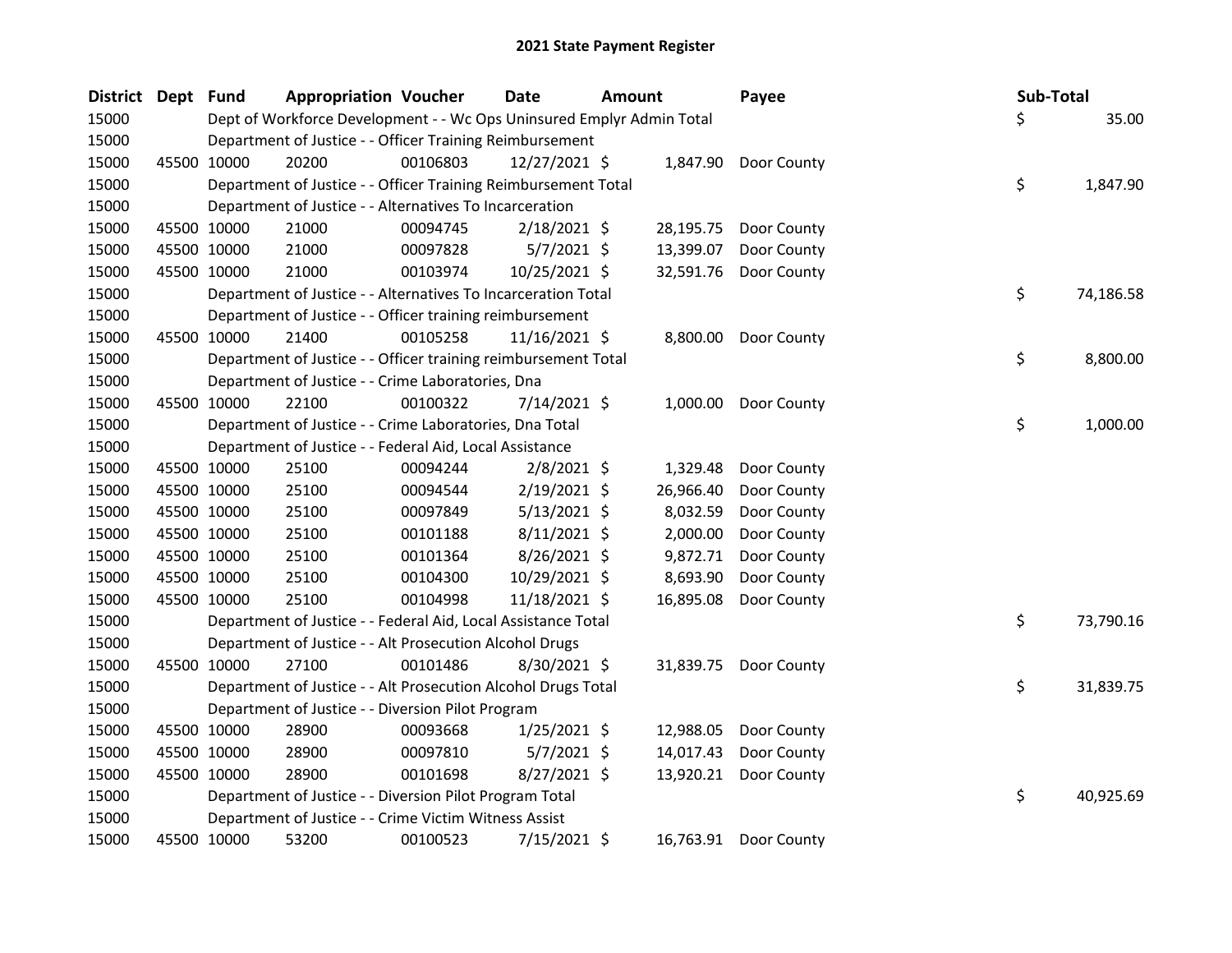# 2021 State Payment Register

| District | Dept | Fund | Appropriation | Voucher | Date | Amount | Payee | Sub-Total |
|---|---|---|---|---|---|---|---|---|
| 15000 | | Dept of Workforce Development - - Wc Ops Uninsured Emplyr Admin Total | | | | | | $ 35.00 |
| 15000 | | Department of Justice - - Officer Training Reimbursement | | | | | | |
| 15000 | 45500 | 10000 | 20200 | 00106803 | 12/27/2021 | $ 1,847.90 | Door County | |
| 15000 | | Department of Justice - - Officer Training Reimbursement Total | | | | | | $ 1,847.90 |
| 15000 | | Department of Justice - - Alternatives To Incarceration | | | | | | |
| 15000 | 45500 | 10000 | 21000 | 00094745 | 2/18/2021 | $ 28,195.75 | Door County | |
| 15000 | 45500 | 10000 | 21000 | 00097828 | 5/7/2021 | $ 13,399.07 | Door County | |
| 15000 | 45500 | 10000 | 21000 | 00103974 | 10/25/2021 | $ 32,591.76 | Door County | |
| 15000 | | Department of Justice - - Alternatives To Incarceration Total | | | | | | $ 74,186.58 |
| 15000 | | Department of Justice - - Officer training reimbursement | | | | | | |
| 15000 | 45500 | 10000 | 21400 | 00105258 | 11/16/2021 | $ 8,800.00 | Door County | |
| 15000 | | Department of Justice - - Officer training reimbursement Total | | | | | | $ 8,800.00 |
| 15000 | | Department of Justice - - Crime Laboratories, Dna | | | | | | |
| 15000 | 45500 | 10000 | 22100 | 00100322 | 7/14/2021 | $ 1,000.00 | Door County | |
| 15000 | | Department of Justice - - Crime Laboratories, Dna Total | | | | | | $ 1,000.00 |
| 15000 | | Department of Justice - - Federal Aid, Local Assistance | | | | | | |
| 15000 | 45500 | 10000 | 25100 | 00094244 | 2/8/2021 | $ 1,329.48 | Door County | |
| 15000 | 45500 | 10000 | 25100 | 00094544 | 2/19/2021 | $ 26,966.40 | Door County | |
| 15000 | 45500 | 10000 | 25100 | 00097849 | 5/13/2021 | $ 8,032.59 | Door County | |
| 15000 | 45500 | 10000 | 25100 | 00101188 | 8/11/2021 | $ 2,000.00 | Door County | |
| 15000 | 45500 | 10000 | 25100 | 00101364 | 8/26/2021 | $ 9,872.71 | Door County | |
| 15000 | 45500 | 10000 | 25100 | 00104300 | 10/29/2021 | $ 8,693.90 | Door County | |
| 15000 | 45500 | 10000 | 25100 | 00104998 | 11/18/2021 | $ 16,895.08 | Door County | |
| 15000 | | Department of Justice - - Federal Aid, Local Assistance Total | | | | | | $ 73,790.16 |
| 15000 | | Department of Justice - - Alt Prosecution Alcohol Drugs | | | | | | |
| 15000 | 45500 | 10000 | 27100 | 00101486 | 8/30/2021 | $ 31,839.75 | Door County | |
| 15000 | | Department of Justice - - Alt Prosecution Alcohol Drugs Total | | | | | | $ 31,839.75 |
| 15000 | | Department of Justice - - Diversion Pilot Program | | | | | | |
| 15000 | 45500 | 10000 | 28900 | 00093668 | 1/25/2021 | $ 12,988.05 | Door County | |
| 15000 | 45500 | 10000 | 28900 | 00097810 | 5/7/2021 | $ 14,017.43 | Door County | |
| 15000 | 45500 | 10000 | 28900 | 00101698 | 8/27/2021 | $ 13,920.21 | Door County | |
| 15000 | | Department of Justice - - Diversion Pilot Program Total | | | | | | $ 40,925.69 |
| 15000 | | Department of Justice - - Crime Victim Witness Assist | | | | | | |
| 15000 | 45500 | 10000 | 53200 | 00100523 | 7/15/2021 | $ 16,763.91 | Door County | |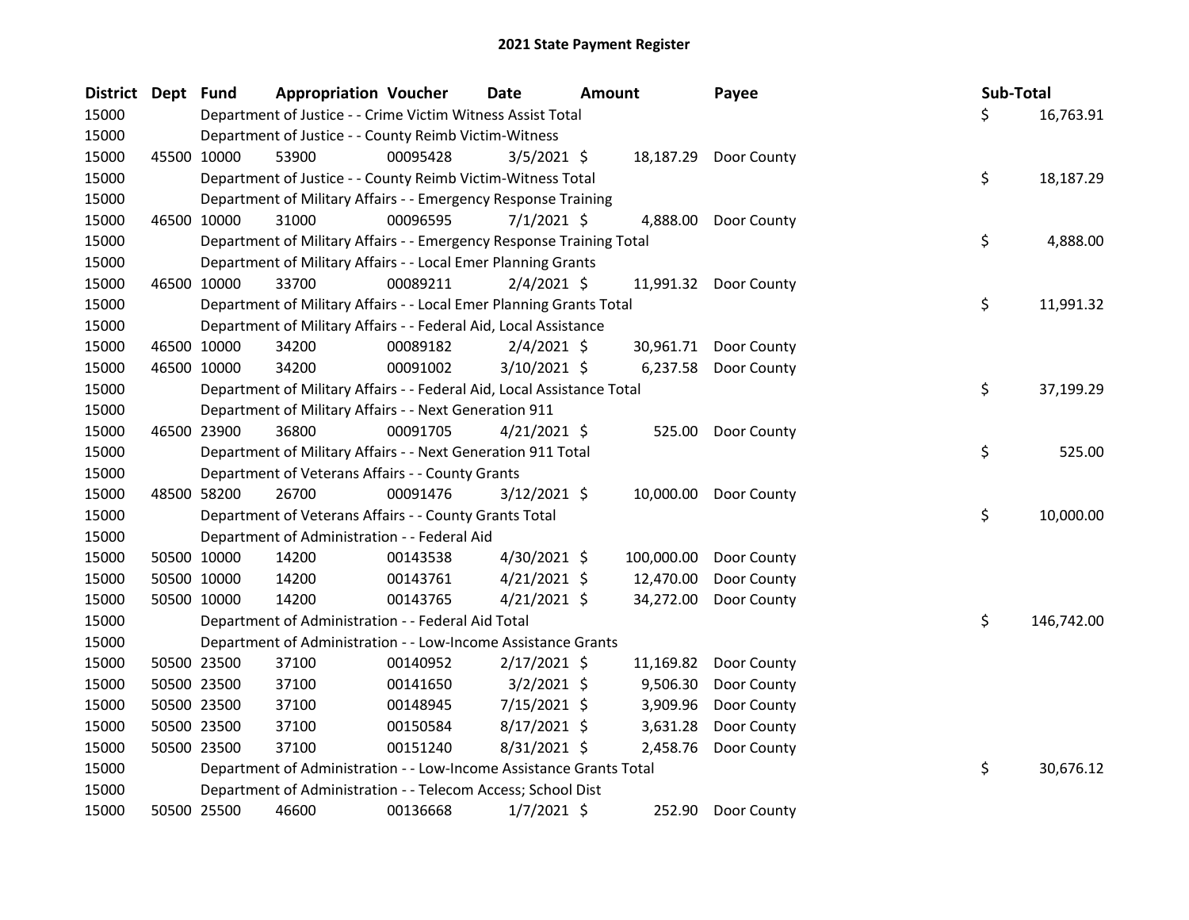# 2021 State Payment Register

| District | Dept | Fund | Appropriation | Voucher | Date | Amount | Payee | Sub-Total |
|---|---|---|---|---|---|---|---|---|
| 15000 | | Department of Justice - - Crime Victim Witness Assist Total | | | | | | $ 16,763.91 |
| 15000 | | Department of Justice - - County Reimb Victim-Witness | | | | | | |
| 15000 | 45500 | 10000 | 53900 | 00095428 | 3/5/2021 | $ 18,187.29 | Door County | |
| 15000 | | Department of Justice - - County Reimb Victim-Witness Total | | | | | | $ 18,187.29 |
| 15000 | | Department of Military Affairs - - Emergency Response Training | | | | | | |
| 15000 | 46500 | 10000 | 31000 | 00096595 | 7/1/2021 | $ 4,888.00 | Door County | |
| 15000 | | Department of Military Affairs - - Emergency Response Training Total | | | | | | $ 4,888.00 |
| 15000 | | Department of Military Affairs - - Local Emer Planning Grants | | | | | | |
| 15000 | 46500 | 10000 | 33700 | 00089211 | 2/4/2021 | $ 11,991.32 | Door County | |
| 15000 | | Department of Military Affairs - - Local Emer Planning Grants Total | | | | | | $ 11,991.32 |
| 15000 | | Department of Military Affairs - - Federal Aid, Local Assistance | | | | | | |
| 15000 | 46500 | 10000 | 34200 | 00089182 | 2/4/2021 | $ 30,961.71 | Door County | |
| 15000 | 46500 | 10000 | 34200 | 00091002 | 3/10/2021 | $ 6,237.58 | Door County | |
| 15000 | | Department of Military Affairs - - Federal Aid, Local Assistance Total | | | | | | $ 37,199.29 |
| 15000 | | Department of Military Affairs - - Next Generation 911 | | | | | | |
| 15000 | 46500 | 23900 | 36800 | 00091705 | 4/21/2021 | $ 525.00 | Door County | |
| 15000 | | Department of Military Affairs - - Next Generation 911 Total | | | | | | $ 525.00 |
| 15000 | | Department of Veterans Affairs - - County Grants | | | | | | |
| 15000 | 48500 | 58200 | 26700 | 00091476 | 3/12/2021 | $ 10,000.00 | Door County | |
| 15000 | | Department of Veterans Affairs - - County Grants Total | | | | | | $ 10,000.00 |
| 15000 | | Department of Administration - - Federal Aid | | | | | | |
| 15000 | 50500 | 10000 | 14200 | 00143538 | 4/30/2021 | $ 100,000.00 | Door County | |
| 15000 | 50500 | 10000 | 14200 | 00143761 | 4/21/2021 | $ 12,470.00 | Door County | |
| 15000 | 50500 | 10000 | 14200 | 00143765 | 4/21/2021 | $ 34,272.00 | Door County | |
| 15000 | | Department of Administration - - Federal Aid Total | | | | | | $ 146,742.00 |
| 15000 | | Department of Administration - - Low-Income Assistance Grants | | | | | | |
| 15000 | 50500 | 23500 | 37100 | 00140952 | 2/17/2021 | $ 11,169.82 | Door County | |
| 15000 | 50500 | 23500 | 37100 | 00141650 | 3/2/2021 | $ 9,506.30 | Door County | |
| 15000 | 50500 | 23500 | 37100 | 00148945 | 7/15/2021 | $ 3,909.96 | Door County | |
| 15000 | 50500 | 23500 | 37100 | 00150584 | 8/17/2021 | $ 3,631.28 | Door County | |
| 15000 | 50500 | 23500 | 37100 | 00151240 | 8/31/2021 | $ 2,458.76 | Door County | |
| 15000 | | Department of Administration - - Low-Income Assistance Grants Total | | | | | | $ 30,676.12 |
| 15000 | | Department of Administration - - Telecom Access; School Dist | | | | | | |
| 15000 | 50500 | 25500 | 46600 | 00136668 | 1/7/2021 | $ 252.90 | Door County | |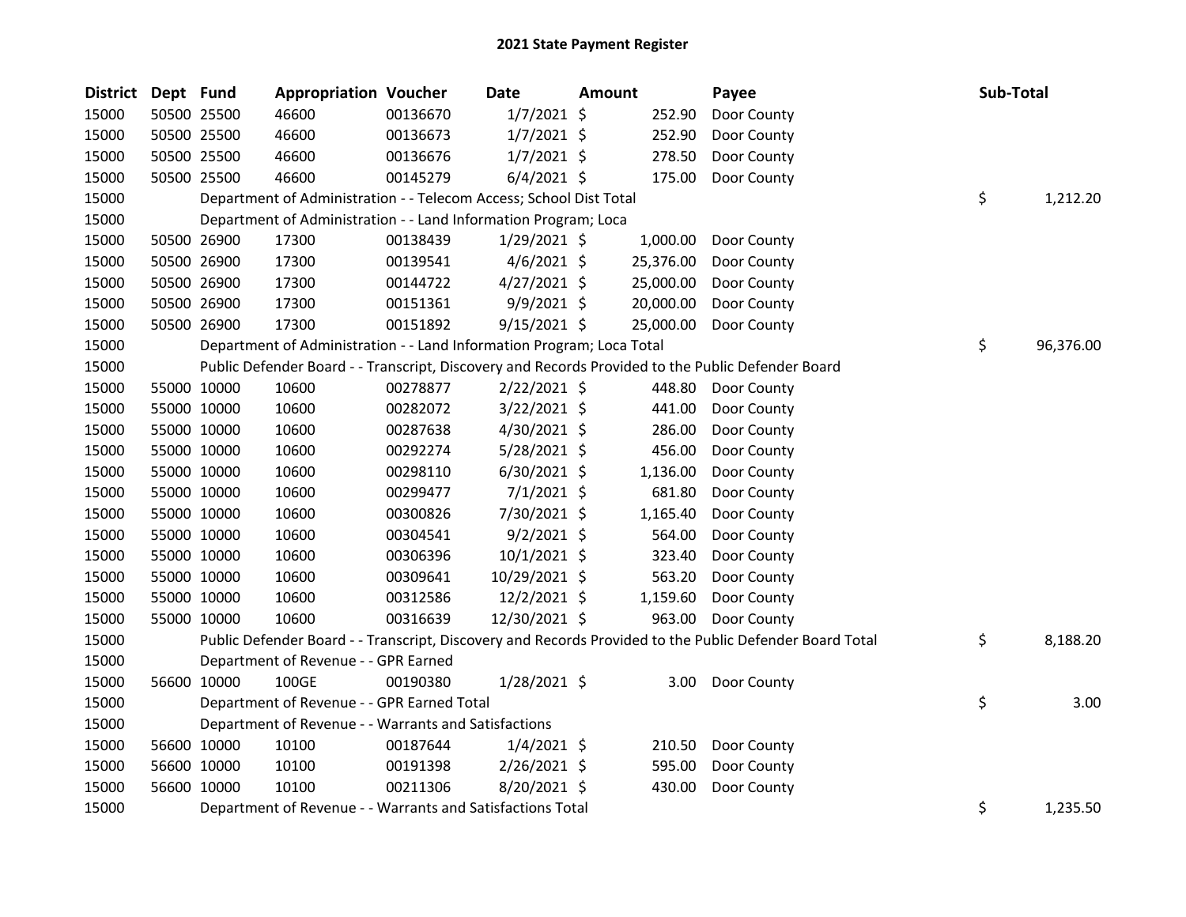# 2021 State Payment Register

| District | Dept | Fund | Appropriation | Voucher | Date | Amount | Payee | Sub-Total |
|---|---|---|---|---|---|---|---|---|
| 15000 | 50500 | 25500 | 46600 | 00136670 | 1/7/2021 | $ 252.90 | Door County | |
| 15000 | 50500 | 25500 | 46600 | 00136673 | 1/7/2021 | $ 252.90 | Door County | |
| 15000 | 50500 | 25500 | 46600 | 00136676 | 1/7/2021 | $ 278.50 | Door County | |
| 15000 | 50500 | 25500 | 46600 | 00145279 | 6/4/2021 | $ 175.00 | Door County | |
| 15000 | | | Department of Administration - - Telecom Access; School Dist Total | | | | | $ 1,212.20 |
| 15000 | | | Department of Administration - - Land Information Program; Loca | | | | | |
| 15000 | 50500 | 26900 | 17300 | 00138439 | 1/29/2021 | $ 1,000.00 | Door County | |
| 15000 | 50500 | 26900 | 17300 | 00139541 | 4/6/2021 | $ 25,376.00 | Door County | |
| 15000 | 50500 | 26900 | 17300 | 00144722 | 4/27/2021 | $ 25,000.00 | Door County | |
| 15000 | 50500 | 26900 | 17300 | 00151361 | 9/9/2021 | $ 20,000.00 | Door County | |
| 15000 | 50500 | 26900 | 17300 | 00151892 | 9/15/2021 | $ 25,000.00 | Door County | |
| 15000 | | | Department of Administration - - Land Information Program; Loca Total | | | | | $ 96,376.00 |
| 15000 | | | Public Defender Board - - Transcript, Discovery and Records Provided to the Public Defender Board | | | | | |
| 15000 | 55000 | 10000 | 10600 | 00278877 | 2/22/2021 | $ 448.80 | Door County | |
| 15000 | 55000 | 10000 | 10600 | 00282072 | 3/22/2021 | $ 441.00 | Door County | |
| 15000 | 55000 | 10000 | 10600 | 00287638 | 4/30/2021 | $ 286.00 | Door County | |
| 15000 | 55000 | 10000 | 10600 | 00292274 | 5/28/2021 | $ 456.00 | Door County | |
| 15000 | 55000 | 10000 | 10600 | 00298110 | 6/30/2021 | $ 1,136.00 | Door County | |
| 15000 | 55000 | 10000 | 10600 | 00299477 | 7/1/2021 | $ 681.80 | Door County | |
| 15000 | 55000 | 10000 | 10600 | 00300826 | 7/30/2021 | $ 1,165.40 | Door County | |
| 15000 | 55000 | 10000 | 10600 | 00304541 | 9/2/2021 | $ 564.00 | Door County | |
| 15000 | 55000 | 10000 | 10600 | 00306396 | 10/1/2021 | $ 323.40 | Door County | |
| 15000 | 55000 | 10000 | 10600 | 00309641 | 10/29/2021 | $ 563.20 | Door County | |
| 15000 | 55000 | 10000 | 10600 | 00312586 | 12/2/2021 | $ 1,159.60 | Door County | |
| 15000 | 55000 | 10000 | 10600 | 00316639 | 12/30/2021 | $ 963.00 | Door County | |
| 15000 | | | Public Defender Board - - Transcript, Discovery and Records Provided to the Public Defender Board Total | | | | | $ 8,188.20 |
| 15000 | | | Department of Revenue - - GPR Earned | | | | | |
| 15000 | 56600 | 10000 | 100GE | 00190380 | 1/28/2021 | $ 3.00 | Door County | |
| 15000 | | | Department of Revenue - - GPR Earned Total | | | | | $ 3.00 |
| 15000 | | | Department of Revenue - - Warrants and Satisfactions | | | | | |
| 15000 | 56600 | 10000 | 10100 | 00187644 | 1/4/2021 | $ 210.50 | Door County | |
| 15000 | 56600 | 10000 | 10100 | 00191398 | 2/26/2021 | $ 595.00 | Door County | |
| 15000 | 56600 | 10000 | 10100 | 00211306 | 8/20/2021 | $ 430.00 | Door County | |
| 15000 | | | Department of Revenue - - Warrants and Satisfactions Total | | | | | $ 1,235.50 |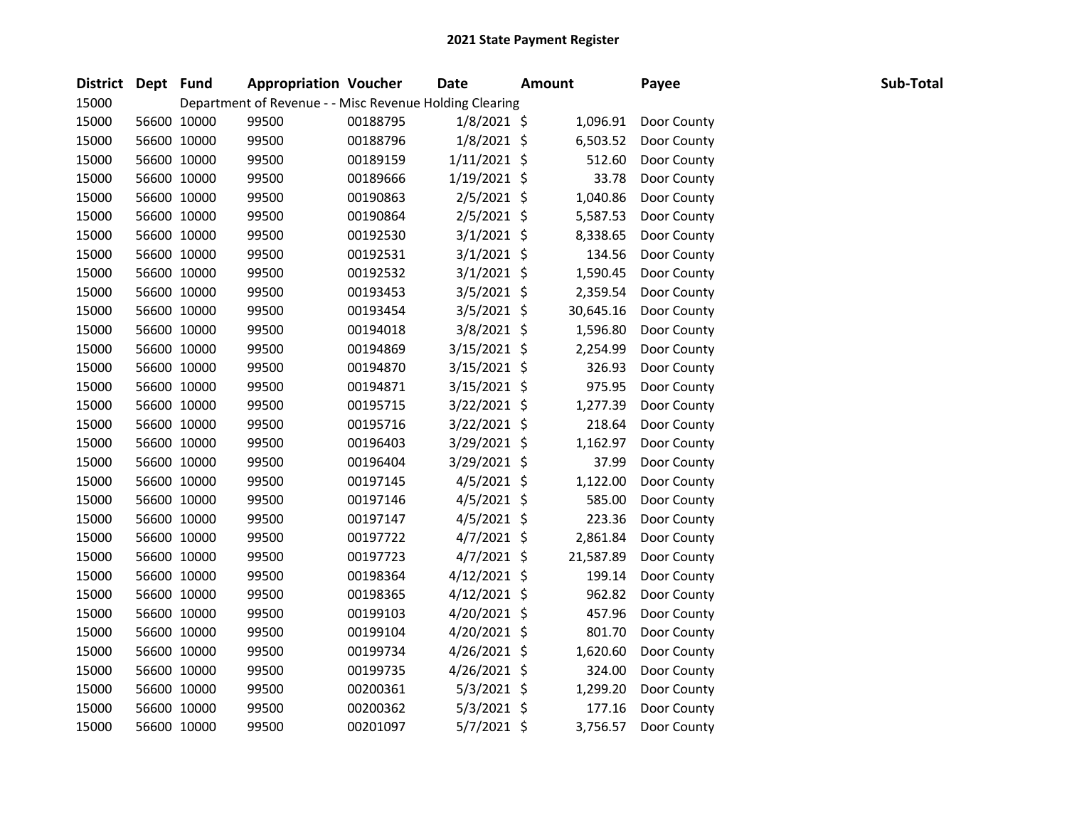# 2021 State Payment Register

| District | Dept | Fund | Appropriation | Voucher | Date | Amount | Payee | Sub-Total |
|---|---|---|---|---|---|---|---|---|
| 15000 | | Department of Revenue - - Misc Revenue Holding Clearing | | | | | | |
| 15000 | 56600 | 10000 | 99500 | 00188795 | 1/8/2021 | $ 1,096.91 | Door County | |
| 15000 | 56600 | 10000 | 99500 | 00188796 | 1/8/2021 | $ 6,503.52 | Door County | |
| 15000 | 56600 | 10000 | 99500 | 00189159 | 1/11/2021 | $ 512.60 | Door County | |
| 15000 | 56600 | 10000 | 99500 | 00189666 | 1/19/2021 | $ 33.78 | Door County | |
| 15000 | 56600 | 10000 | 99500 | 00190863 | 2/5/2021 | $ 1,040.86 | Door County | |
| 15000 | 56600 | 10000 | 99500 | 00190864 | 2/5/2021 | $ 5,587.53 | Door County | |
| 15000 | 56600 | 10000 | 99500 | 00192530 | 3/1/2021 | $ 8,338.65 | Door County | |
| 15000 | 56600 | 10000 | 99500 | 00192531 | 3/1/2021 | $ 134.56 | Door County | |
| 15000 | 56600 | 10000 | 99500 | 00192532 | 3/1/2021 | $ 1,590.45 | Door County | |
| 15000 | 56600 | 10000 | 99500 | 00193453 | 3/5/2021 | $ 2,359.54 | Door County | |
| 15000 | 56600 | 10000 | 99500 | 00193454 | 3/5/2021 | $ 30,645.16 | Door County | |
| 15000 | 56600 | 10000 | 99500 | 00194018 | 3/8/2021 | $ 1,596.80 | Door County | |
| 15000 | 56600 | 10000 | 99500 | 00194869 | 3/15/2021 | $ 2,254.99 | Door County | |
| 15000 | 56600 | 10000 | 99500 | 00194870 | 3/15/2021 | $ 326.93 | Door County | |
| 15000 | 56600 | 10000 | 99500 | 00194871 | 3/15/2021 | $ 975.95 | Door County | |
| 15000 | 56600 | 10000 | 99500 | 00195715 | 3/22/2021 | $ 1,277.39 | Door County | |
| 15000 | 56600 | 10000 | 99500 | 00195716 | 3/22/2021 | $ 218.64 | Door County | |
| 15000 | 56600 | 10000 | 99500 | 00196403 | 3/29/2021 | $ 1,162.97 | Door County | |
| 15000 | 56600 | 10000 | 99500 | 00196404 | 3/29/2021 | $ 37.99 | Door County | |
| 15000 | 56600 | 10000 | 99500 | 00197145 | 4/5/2021 | $ 1,122.00 | Door County | |
| 15000 | 56600 | 10000 | 99500 | 00197146 | 4/5/2021 | $ 585.00 | Door County | |
| 15000 | 56600 | 10000 | 99500 | 00197147 | 4/5/2021 | $ 223.36 | Door County | |
| 15000 | 56600 | 10000 | 99500 | 00197722 | 4/7/2021 | $ 2,861.84 | Door County | |
| 15000 | 56600 | 10000 | 99500 | 00197723 | 4/7/2021 | $ 21,587.89 | Door County | |
| 15000 | 56600 | 10000 | 99500 | 00198364 | 4/12/2021 | $ 199.14 | Door County | |
| 15000 | 56600 | 10000 | 99500 | 00198365 | 4/12/2021 | $ 962.82 | Door County | |
| 15000 | 56600 | 10000 | 99500 | 00199103 | 4/20/2021 | $ 457.96 | Door County | |
| 15000 | 56600 | 10000 | 99500 | 00199104 | 4/20/2021 | $ 801.70 | Door County | |
| 15000 | 56600 | 10000 | 99500 | 00199734 | 4/26/2021 | $ 1,620.60 | Door County | |
| 15000 | 56600 | 10000 | 99500 | 00199735 | 4/26/2021 | $ 324.00 | Door County | |
| 15000 | 56600 | 10000 | 99500 | 00200361 | 5/3/2021 | $ 1,299.20 | Door County | |
| 15000 | 56600 | 10000 | 99500 | 00200362 | 5/3/2021 | $ 177.16 | Door County | |
| 15000 | 56600 | 10000 | 99500 | 00201097 | 5/7/2021 | $ 3,756.57 | Door County | |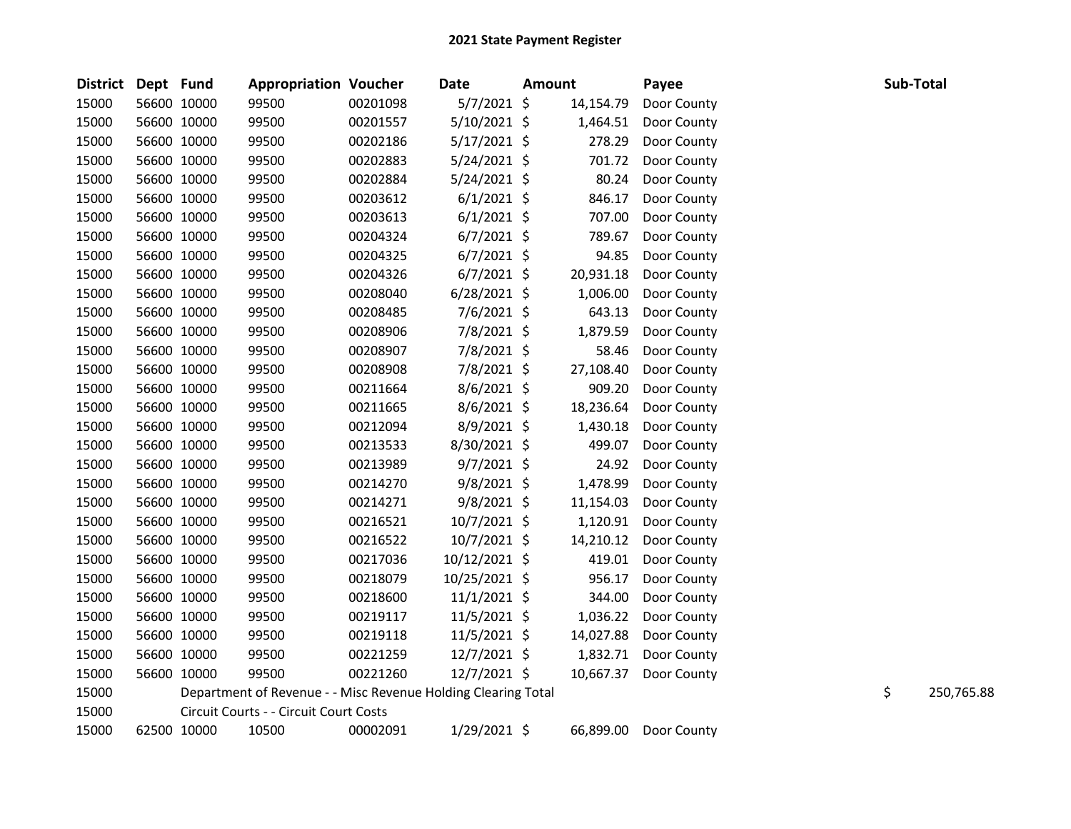# 2021 State Payment Register

| District | Dept | Fund | Appropriation | Voucher | Date | Amount | Payee | Sub-Total |
|---|---|---|---|---|---|---|---|---|
| 15000 | 56600 | 10000 | 99500 | 00201098 | 5/7/2021 | $ 14,154.79 | Door County | |
| 15000 | 56600 | 10000 | 99500 | 00201557 | 5/10/2021 | $ 1,464.51 | Door County | |
| 15000 | 56600 | 10000 | 99500 | 00202186 | 5/17/2021 | $ 278.29 | Door County | |
| 15000 | 56600 | 10000 | 99500 | 00202883 | 5/24/2021 | $ 701.72 | Door County | |
| 15000 | 56600 | 10000 | 99500 | 00202884 | 5/24/2021 | $ 80.24 | Door County | |
| 15000 | 56600 | 10000 | 99500 | 00203612 | 6/1/2021 | $ 846.17 | Door County | |
| 15000 | 56600 | 10000 | 99500 | 00203613 | 6/1/2021 | $ 707.00 | Door County | |
| 15000 | 56600 | 10000 | 99500 | 00204324 | 6/7/2021 | $ 789.67 | Door County | |
| 15000 | 56600 | 10000 | 99500 | 00204325 | 6/7/2021 | $ 94.85 | Door County | |
| 15000 | 56600 | 10000 | 99500 | 00204326 | 6/7/2021 | $ 20,931.18 | Door County | |
| 15000 | 56600 | 10000 | 99500 | 00208040 | 6/28/2021 | $ 1,006.00 | Door County | |
| 15000 | 56600 | 10000 | 99500 | 00208485 | 7/6/2021 | $ 643.13 | Door County | |
| 15000 | 56600 | 10000 | 99500 | 00208906 | 7/8/2021 | $ 1,879.59 | Door County | |
| 15000 | 56600 | 10000 | 99500 | 00208907 | 7/8/2021 | $ 58.46 | Door County | |
| 15000 | 56600 | 10000 | 99500 | 00208908 | 7/8/2021 | $ 27,108.40 | Door County | |
| 15000 | 56600 | 10000 | 99500 | 00211664 | 8/6/2021 | $ 909.20 | Door County | |
| 15000 | 56600 | 10000 | 99500 | 00211665 | 8/6/2021 | $ 18,236.64 | Door County | |
| 15000 | 56600 | 10000 | 99500 | 00212094 | 8/9/2021 | $ 1,430.18 | Door County | |
| 15000 | 56600 | 10000 | 99500 | 00213533 | 8/30/2021 | $ 499.07 | Door County | |
| 15000 | 56600 | 10000 | 99500 | 00213989 | 9/7/2021 | $ 24.92 | Door County | |
| 15000 | 56600 | 10000 | 99500 | 00214270 | 9/8/2021 | $ 1,478.99 | Door County | |
| 15000 | 56600 | 10000 | 99500 | 00214271 | 9/8/2021 | $ 11,154.03 | Door County | |
| 15000 | 56600 | 10000 | 99500 | 00216521 | 10/7/2021 | $ 1,120.91 | Door County | |
| 15000 | 56600 | 10000 | 99500 | 00216522 | 10/7/2021 | $ 14,210.12 | Door County | |
| 15000 | 56600 | 10000 | 99500 | 00217036 | 10/12/2021 | $ 419.01 | Door County | |
| 15000 | 56600 | 10000 | 99500 | 00218079 | 10/25/2021 | $ 956.17 | Door County | |
| 15000 | 56600 | 10000 | 99500 | 00218600 | 11/1/2021 | $ 344.00 | Door County | |
| 15000 | 56600 | 10000 | 99500 | 00219117 | 11/5/2021 | $ 1,036.22 | Door County | |
| 15000 | 56600 | 10000 | 99500 | 00219118 | 11/5/2021 | $ 14,027.88 | Door County | |
| 15000 | 56600 | 10000 | 99500 | 00221259 | 12/7/2021 | $ 1,832.71 | Door County | |
| 15000 | 56600 | 10000 | 99500 | 00221260 | 12/7/2021 | $ 10,667.37 | Door County | |
| 15000 | | Department of Revenue - - Misc Revenue Holding Clearing Total | | | | | | $ 250,765.88 |
| 15000 | | Circuit Courts - - Circuit Court Costs | | | | | | |
| 15000 | 62500 | 10000 | 10500 | 00002091 | 1/29/2021 | $ 66,899.00 | Door County | |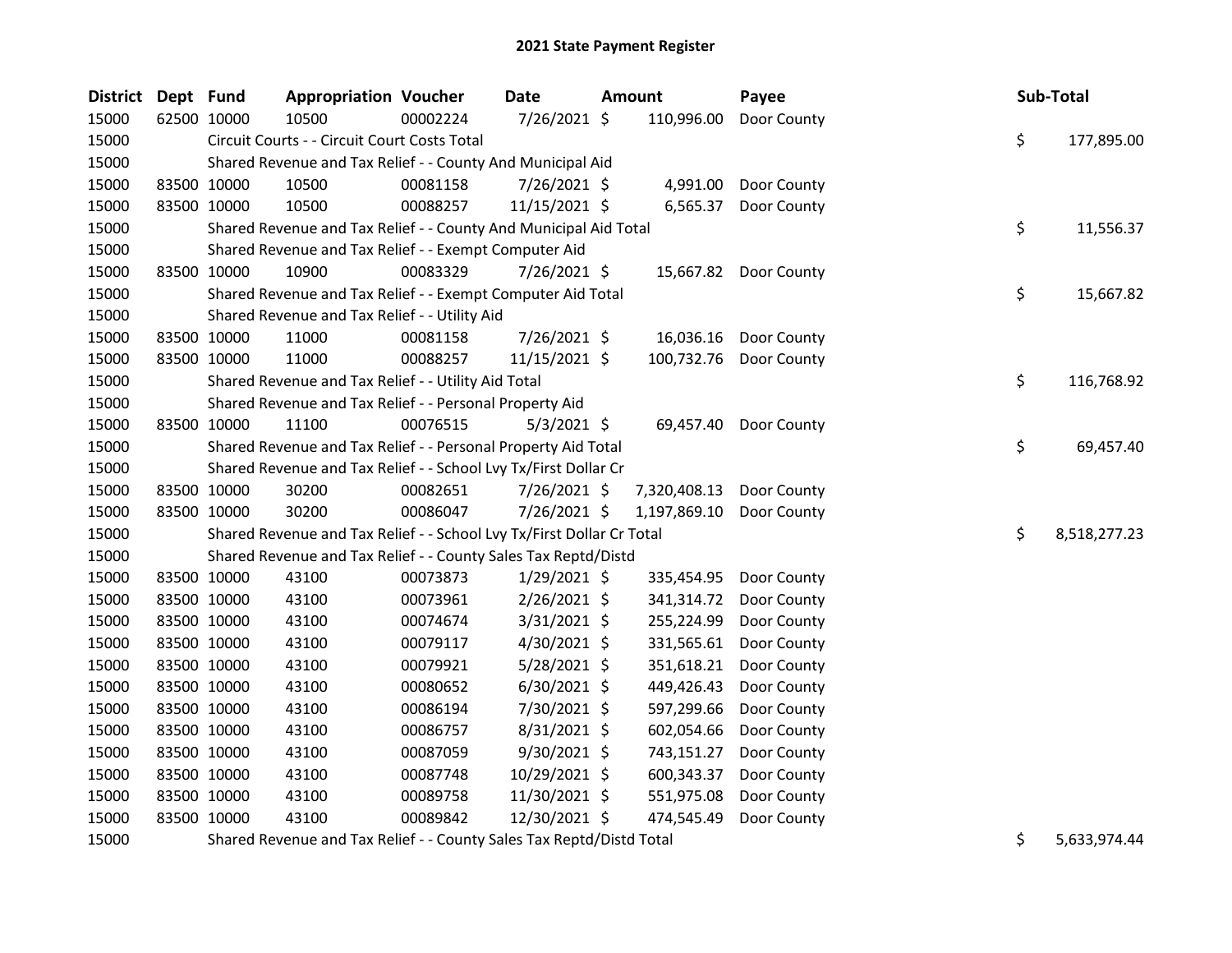# 2021 State Payment Register

| District | Dept | Fund | Appropriation | Voucher | Date | Amount | Payee | Sub-Total |
|---|---|---|---|---|---|---|---|---|
| 15000 | 62500 | 10000 | 10500 | 00002224 | 7/26/2021 | $ 110,996.00 | Door County | |
| 15000 | | Circuit Courts - - Circuit Court Costs Total | | | | | | $ 177,895.00 |
| 15000 | | Shared Revenue and Tax Relief - - County And Municipal Aid | | | | | | |
| 15000 | 83500 | 10000 | 10500 | 00081158 | 7/26/2021 | $ 4,991.00 | Door County | |
| 15000 | 83500 | 10000 | 10500 | 00088257 | 11/15/2021 | $ 6,565.37 | Door County | |
| 15000 | | Shared Revenue and Tax Relief - - County And Municipal Aid Total | | | | | | $ 11,556.37 |
| 15000 | | Shared Revenue and Tax Relief - - Exempt Computer Aid | | | | | | |
| 15000 | 83500 | 10000 | 10900 | 00083329 | 7/26/2021 | $ 15,667.82 | Door County | |
| 15000 | | Shared Revenue and Tax Relief - - Exempt Computer Aid Total | | | | | | $ 15,667.82 |
| 15000 | | Shared Revenue and Tax Relief - - Utility Aid | | | | | | |
| 15000 | 83500 | 10000 | 11000 | 00081158 | 7/26/2021 | $ 16,036.16 | Door County | |
| 15000 | 83500 | 10000 | 11000 | 00088257 | 11/15/2021 | $ 100,732.76 | Door County | |
| 15000 | | Shared Revenue and Tax Relief - - Utility Aid Total | | | | | | $ 116,768.92 |
| 15000 | | Shared Revenue and Tax Relief - - Personal Property Aid | | | | | | |
| 15000 | 83500 | 10000 | 11100 | 00076515 | 5/3/2021 | $ 69,457.40 | Door County | |
| 15000 | | Shared Revenue and Tax Relief - - Personal Property Aid Total | | | | | | $ 69,457.40 |
| 15000 | | Shared Revenue and Tax Relief - - School Lvy Tx/First Dollar Cr | | | | | | |
| 15000 | 83500 | 10000 | 30200 | 00082651 | 7/26/2021 | $ 7,320,408.13 | Door County | |
| 15000 | 83500 | 10000 | 30200 | 00086047 | 7/26/2021 | $ 1,197,869.10 | Door County | |
| 15000 | | Shared Revenue and Tax Relief - - School Lvy Tx/First Dollar Cr Total | | | | | | $ 8,518,277.23 |
| 15000 | | Shared Revenue and Tax Relief - - County Sales Tax Reptd/Distd | | | | | | |
| 15000 | 83500 | 10000 | 43100 | 00073873 | 1/29/2021 | $ 335,454.95 | Door County | |
| 15000 | 83500 | 10000 | 43100 | 00073961 | 2/26/2021 | $ 341,314.72 | Door County | |
| 15000 | 83500 | 10000 | 43100 | 00074674 | 3/31/2021 | $ 255,224.99 | Door County | |
| 15000 | 83500 | 10000 | 43100 | 00079117 | 4/30/2021 | $ 331,565.61 | Door County | |
| 15000 | 83500 | 10000 | 43100 | 00079921 | 5/28/2021 | $ 351,618.21 | Door County | |
| 15000 | 83500 | 10000 | 43100 | 00080652 | 6/30/2021 | $ 449,426.43 | Door County | |
| 15000 | 83500 | 10000 | 43100 | 00086194 | 7/30/2021 | $ 597,299.66 | Door County | |
| 15000 | 83500 | 10000 | 43100 | 00086757 | 8/31/2021 | $ 602,054.66 | Door County | |
| 15000 | 83500 | 10000 | 43100 | 00087059 | 9/30/2021 | $ 743,151.27 | Door County | |
| 15000 | 83500 | 10000 | 43100 | 00087748 | 10/29/2021 | $ 600,343.37 | Door County | |
| 15000 | 83500 | 10000 | 43100 | 00089758 | 11/30/2021 | $ 551,975.08 | Door County | |
| 15000 | 83500 | 10000 | 43100 | 00089842 | 12/30/2021 | $ 474,545.49 | Door County | |
| 15000 | | Shared Revenue and Tax Relief - - County Sales Tax Reptd/Distd Total | | | | | | $ 5,633,974.44 |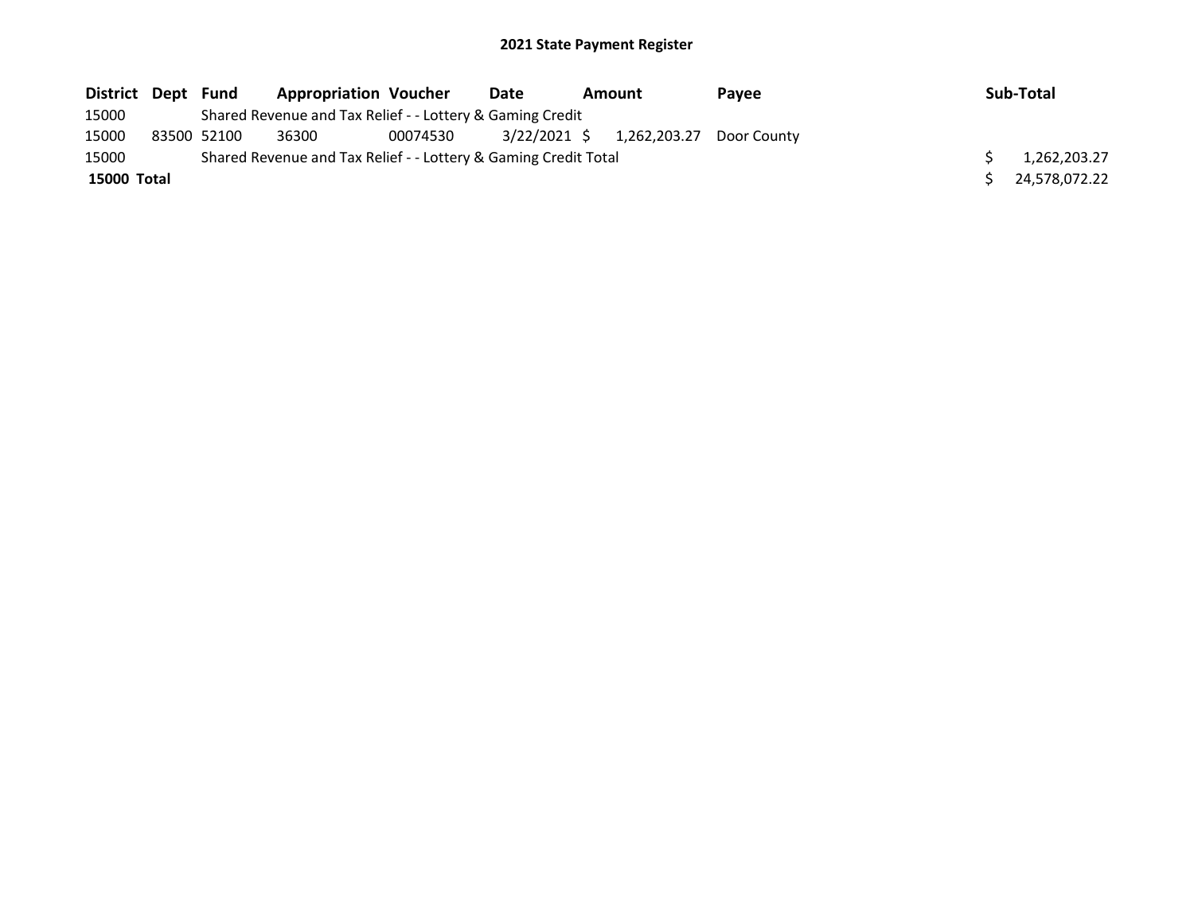# 2021 State Payment Register

| District | Dept | Fund | Appropriation | Voucher | Date | Amount | Payee | Sub-Total |
|---|---|---|---|---|---|---|---|---|
| 15000 | | Shared Revenue and Tax Relief - - Lottery & Gaming Credit | | | | | | |
| 15000 | 83500 | 52100 | 36300 | 00074530 | 3/22/2021 | $ 1,262,203.27 | Door County | |
| 15000 | | Shared Revenue and Tax Relief - - Lottery & Gaming Credit Total | | | | | | $ 1,262,203.27 |
| **15000 Total** | | | | | | | | $ 24,578,072.22 |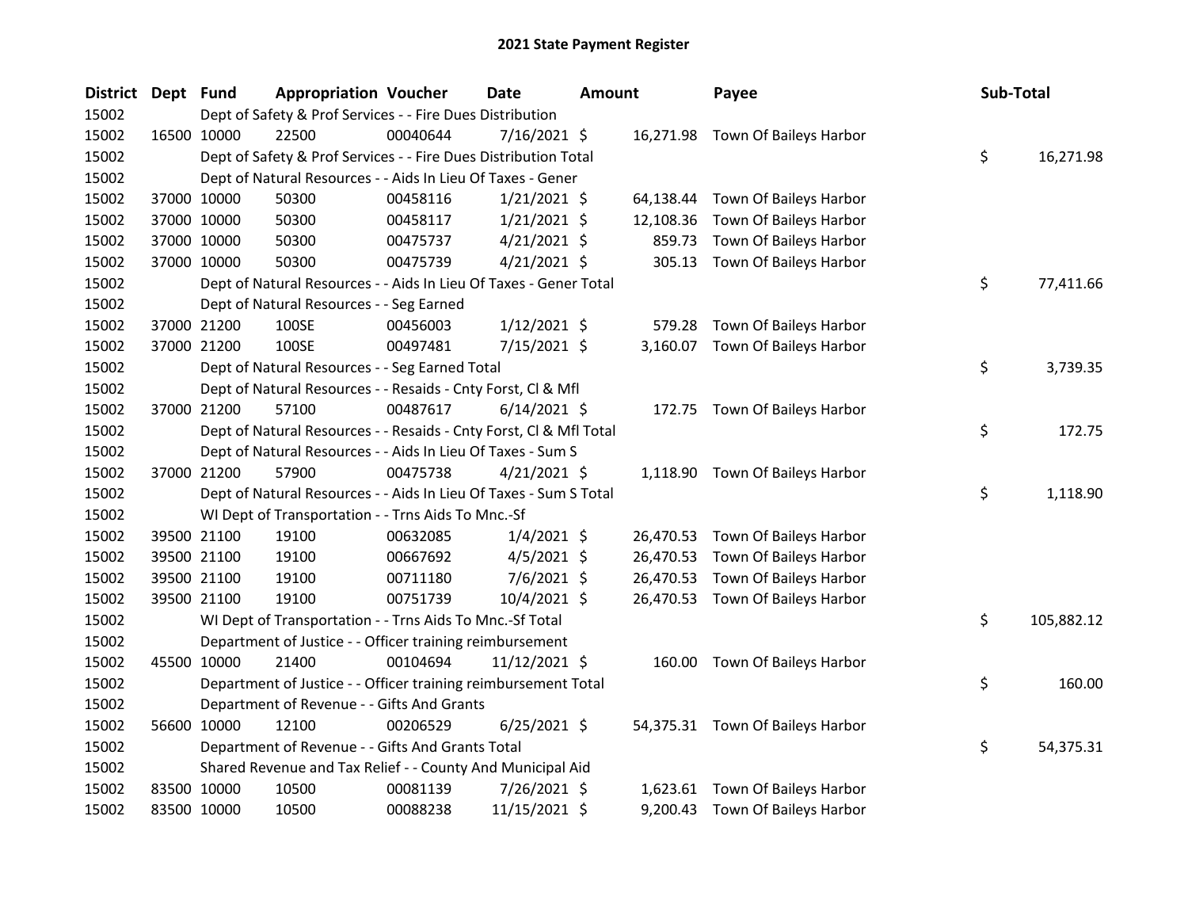# 2021 State Payment Register

| District | Dept | Fund | Appropriation | Voucher | Date | Amount | Payee | Sub-Total |
|---|---|---|---|---|---|---|---|---|
| 15002 | | Dept of Safety & Prof Services - - Fire Dues Distribution | | | | | | |
| 15002 | 16500 | 10000 | 22500 | 00040644 | 7/16/2021 | $ 16,271.98 | Town Of Baileys Harbor | |
| 15002 | | Dept of Safety & Prof Services - - Fire Dues Distribution Total | | | | | | $ 16,271.98 |
| 15002 | | Dept of Natural Resources - - Aids In Lieu Of Taxes - Gener | | | | | | |
| 15002 | 37000 | 10000 | 50300 | 00458116 | 1/21/2021 | $ 64,138.44 | Town Of Baileys Harbor | |
| 15002 | 37000 | 10000 | 50300 | 00458117 | 1/21/2021 | $ 12,108.36 | Town Of Baileys Harbor | |
| 15002 | 37000 | 10000 | 50300 | 00475737 | 4/21/2021 | $ 859.73 | Town Of Baileys Harbor | |
| 15002 | 37000 | 10000 | 50300 | 00475739 | 4/21/2021 | $ 305.13 | Town Of Baileys Harbor | |
| 15002 | | Dept of Natural Resources - - Aids In Lieu Of Taxes - Gener Total | | | | | | $ 77,411.66 |
| 15002 | | Dept of Natural Resources - - Seg Earned | | | | | | |
| 15002 | 37000 | 21200 | 100SE | 00456003 | 1/12/2021 | $ 579.28 | Town Of Baileys Harbor | |
| 15002 | 37000 | 21200 | 100SE | 00497481 | 7/15/2021 | $ 3,160.07 | Town Of Baileys Harbor | |
| 15002 | | Dept of Natural Resources - - Seg Earned Total | | | | | | $ 3,739.35 |
| 15002 | | Dept of Natural Resources - - Resaids - Cnty Forst, Cl & Mfl | | | | | | |
| 15002 | 37000 | 21200 | 57100 | 00487617 | 6/14/2021 | $ 172.75 | Town Of Baileys Harbor | |
| 15002 | | Dept of Natural Resources - - Resaids - Cnty Forst, Cl & Mfl Total | | | | | | $ 172.75 |
| 15002 | | Dept of Natural Resources - - Aids In Lieu Of Taxes - Sum S | | | | | | |
| 15002 | 37000 | 21200 | 57900 | 00475738 | 4/21/2021 | $ 1,118.90 | Town Of Baileys Harbor | |
| 15002 | | Dept of Natural Resources - - Aids In Lieu Of Taxes - Sum S Total | | | | | | $ 1,118.90 |
| 15002 | | WI Dept of Transportation - - Trns Aids To Mnc.-Sf | | | | | | |
| 15002 | 39500 | 21100 | 19100 | 00632085 | 1/4/2021 | $ 26,470.53 | Town Of Baileys Harbor | |
| 15002 | 39500 | 21100 | 19100 | 00667692 | 4/5/2021 | $ 26,470.53 | Town Of Baileys Harbor | |
| 15002 | 39500 | 21100 | 19100 | 00711180 | 7/6/2021 | $ 26,470.53 | Town Of Baileys Harbor | |
| 15002 | 39500 | 21100 | 19100 | 00751739 | 10/4/2021 | $ 26,470.53 | Town Of Baileys Harbor | |
| 15002 | | WI Dept of Transportation - - Trns Aids To Mnc.-Sf Total | | | | | | $ 105,882.12 |
| 15002 | | Department of Justice - - Officer training reimbursement | | | | | | |
| 15002 | 45500 | 10000 | 21400 | 00104694 | 11/12/2021 | $ 160.00 | Town Of Baileys Harbor | |
| 15002 | | Department of Justice - - Officer training reimbursement Total | | | | | | $ 160.00 |
| 15002 | | Department of Revenue - - Gifts And Grants | | | | | | |
| 15002 | 56600 | 10000 | 12100 | 00206529 | 6/25/2021 | $ 54,375.31 | Town Of Baileys Harbor | |
| 15002 | | Department of Revenue - - Gifts And Grants Total | | | | | | $ 54,375.31 |
| 15002 | | Shared Revenue and Tax Relief - - County And Municipal Aid | | | | | | |
| 15002 | 83500 | 10000 | 10500 | 00081139 | 7/26/2021 | $ 1,623.61 | Town Of Baileys Harbor | |
| 15002 | 83500 | 10000 | 10500 | 00088238 | 11/15/2021 | $ 9,200.43 | Town Of Baileys Harbor | |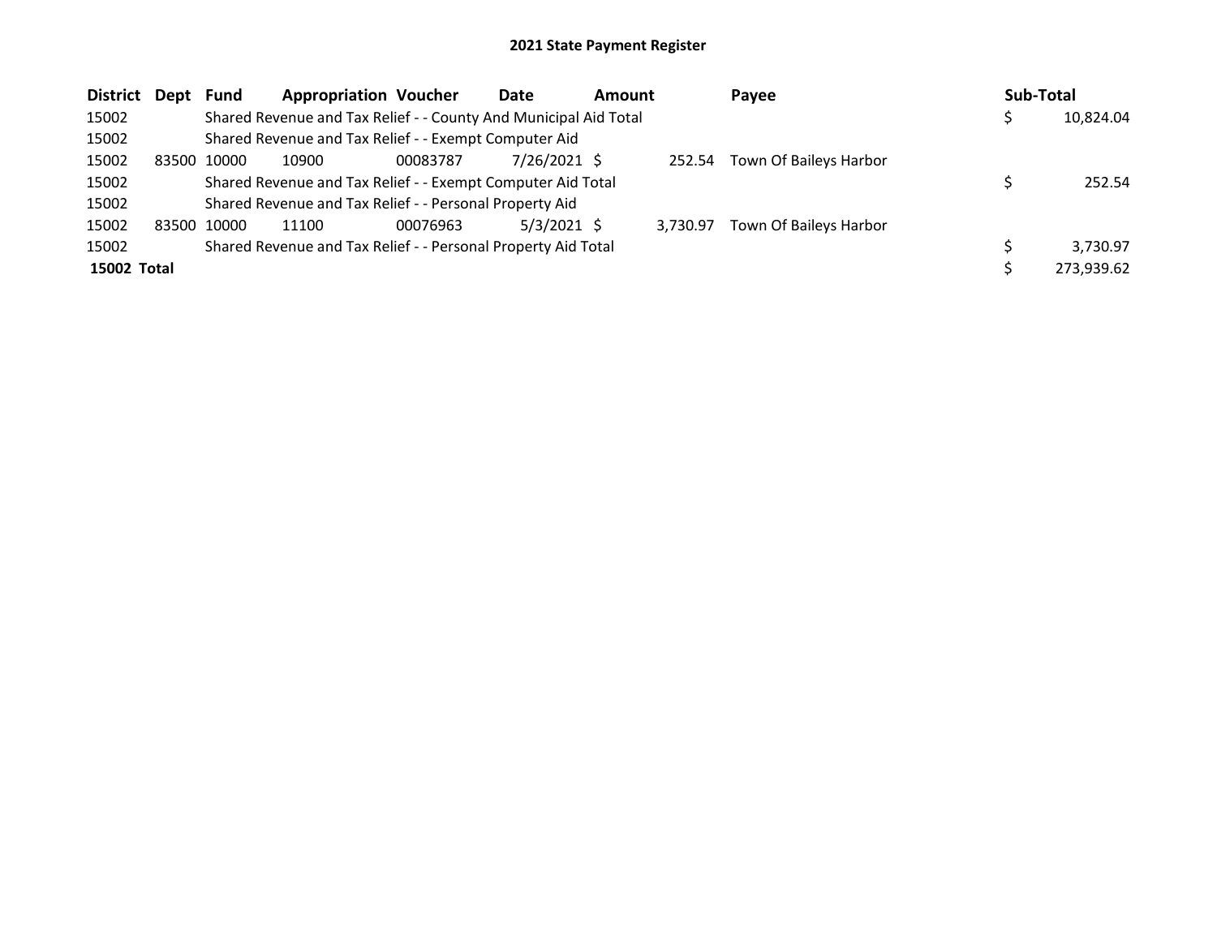# 2021 State Payment Register

| District | Dept | Fund | Appropriation | Voucher | Date | Amount | Payee | Sub-Total |
|---|---|---|---|---|---|---|---|---|
| 15002 | | Shared Revenue and Tax Relief - - County And Municipal Aid Total | | | | | | $ 10,824.04 |
| 15002 | | Shared Revenue and Tax Relief - - Exempt Computer Aid | | | | | | |
| 15002 | 83500 | 10000 | 10900 | 00083787 | 7/26/2021 | $ 252.54 | Town Of Baileys Harbor | |
| 15002 | | Shared Revenue and Tax Relief - - Exempt Computer Aid Total | | | | | | $ 252.54 |
| 15002 | | Shared Revenue and Tax Relief - - Personal Property Aid | | | | | | |
| 15002 | 83500 | 10000 | 11100 | 00076963 | 5/3/2021 | $ 3,730.97 | Town Of Baileys Harbor | |
| 15002 | | Shared Revenue and Tax Relief - - Personal Property Aid Total | | | | | | $ 3,730.97 |
| **15002 Total** | | | | | | | | $ 273,939.62 |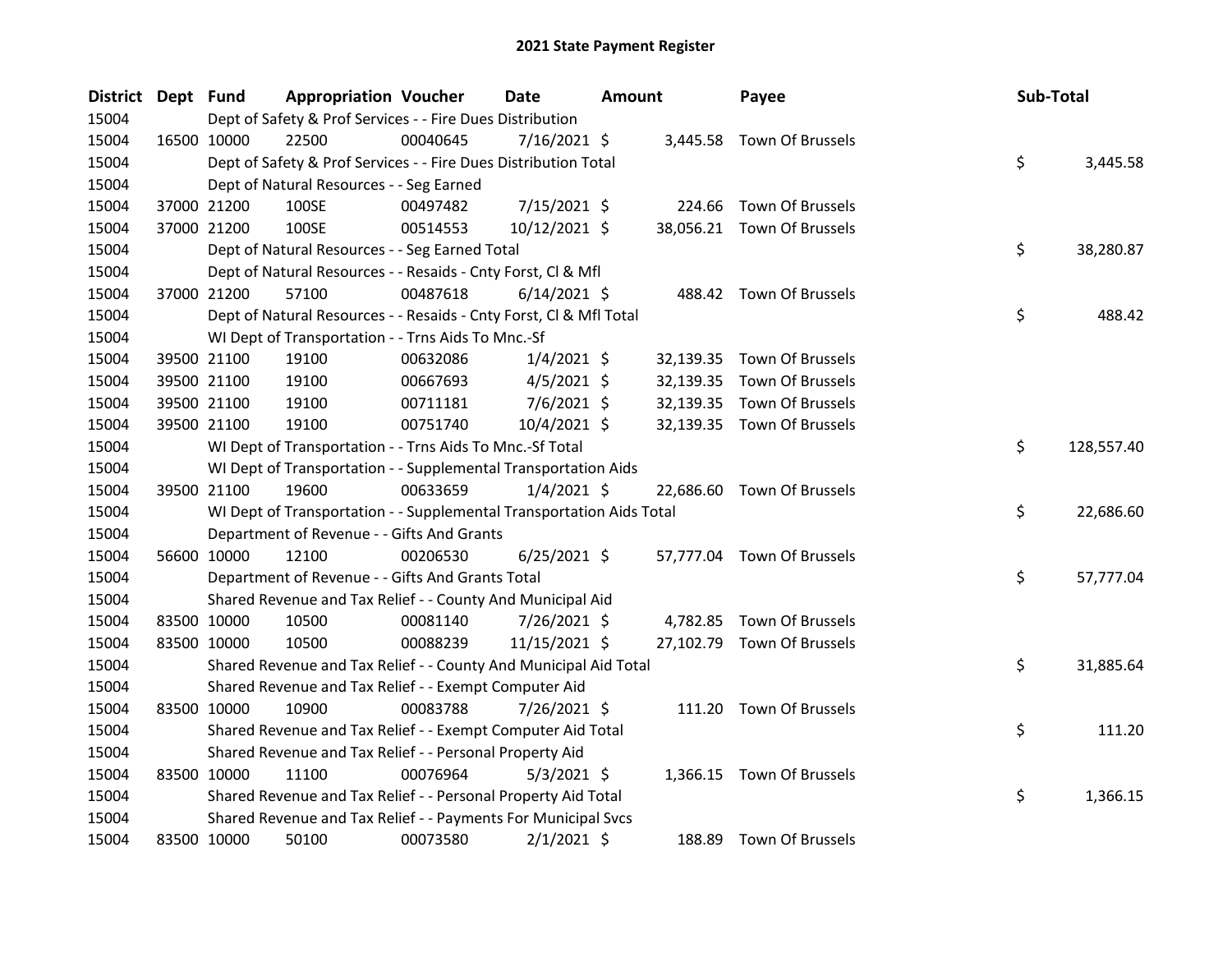## 2021 State Payment Register

| District | Dept | Fund | Appropriation | Voucher | Date | Amount | Payee | Sub-Total |
|---|---|---|---|---|---|---|---|---|
| 15004 | | Dept of Safety & Prof Services - - Fire Dues Distribution | | | | | | |
| 15004 | 16500 | 10000 | 22500 | 00040645 | 7/16/2021 | $ 3,445.58 | Town Of Brussels | |
| 15004 | | Dept of Safety & Prof Services - - Fire Dues Distribution Total | | | | | | $ 3,445.58 |
| 15004 | | Dept of Natural Resources - - Seg Earned | | | | | | |
| 15004 | 37000 | 21200 | 100SE | 00497482 | 7/15/2021 | $ 224.66 | Town Of Brussels | |
| 15004 | 37000 | 21200 | 100SE | 00514553 | 10/12/2021 | $ 38,056.21 | Town Of Brussels | |
| 15004 | | Dept of Natural Resources - - Seg Earned Total | | | | | | $ 38,280.87 |
| 15004 | | Dept of Natural Resources - - Resaids - Cnty Forst, Cl & Mfl | | | | | | |
| 15004 | 37000 | 21200 | 57100 | 00487618 | 6/14/2021 | $ 488.42 | Town Of Brussels | |
| 15004 | | Dept of Natural Resources - - Resaids - Cnty Forst, Cl & Mfl Total | | | | | | $ 488.42 |
| 15004 | | WI Dept of Transportation - - Trns Aids To Mnc.-Sf | | | | | | |
| 15004 | 39500 | 21100 | 19100 | 00632086 | 1/4/2021 | $ 32,139.35 | Town Of Brussels | |
| 15004 | 39500 | 21100 | 19100 | 00667693 | 4/5/2021 | $ 32,139.35 | Town Of Brussels | |
| 15004 | 39500 | 21100 | 19100 | 00711181 | 7/6/2021 | $ 32,139.35 | Town Of Brussels | |
| 15004 | 39500 | 21100 | 19100 | 00751740 | 10/4/2021 | $ 32,139.35 | Town Of Brussels | |
| 15004 | | WI Dept of Transportation - - Trns Aids To Mnc.-Sf Total | | | | | | $ 128,557.40 |
| 15004 | | WI Dept of Transportation - - Supplemental Transportation Aids | | | | | | |
| 15004 | 39500 | 21100 | 19600 | 00633659 | 1/4/2021 | $ 22,686.60 | Town Of Brussels | |
| 15004 | | WI Dept of Transportation - - Supplemental Transportation Aids Total | | | | | | $ 22,686.60 |
| 15004 | | Department of Revenue - - Gifts And Grants | | | | | | |
| 15004 | 56600 | 10000 | 12100 | 00206530 | 6/25/2021 | $ 57,777.04 | Town Of Brussels | |
| 15004 | | Department of Revenue - - Gifts And Grants Total | | | | | | $ 57,777.04 |
| 15004 | | Shared Revenue and Tax Relief - - County And Municipal Aid | | | | | | |
| 15004 | 83500 | 10000 | 10500 | 00081140 | 7/26/2021 | $ 4,782.85 | Town Of Brussels | |
| 15004 | 83500 | 10000 | 10500 | 00088239 | 11/15/2021 | $ 27,102.79 | Town Of Brussels | |
| 15004 | | Shared Revenue and Tax Relief - - County And Municipal Aid Total | | | | | | $ 31,885.64 |
| 15004 | | Shared Revenue and Tax Relief - - Exempt Computer Aid | | | | | | |
| 15004 | 83500 | 10000 | 10900 | 00083788 | 7/26/2021 | $ 111.20 | Town Of Brussels | |
| 15004 | | Shared Revenue and Tax Relief - - Exempt Computer Aid Total | | | | | | $ 111.20 |
| 15004 | | Shared Revenue and Tax Relief - - Personal Property Aid | | | | | | |
| 15004 | 83500 | 10000 | 11100 | 00076964 | 5/3/2021 | $ 1,366.15 | Town Of Brussels | |
| 15004 | | Shared Revenue and Tax Relief - - Personal Property Aid Total | | | | | | $ 1,366.15 |
| 15004 | | Shared Revenue and Tax Relief - - Payments For Municipal Svcs | | | | | | |
| 15004 | 83500 | 10000 | 50100 | 00073580 | 2/1/2021 | $ 188.89 | Town Of Brussels | |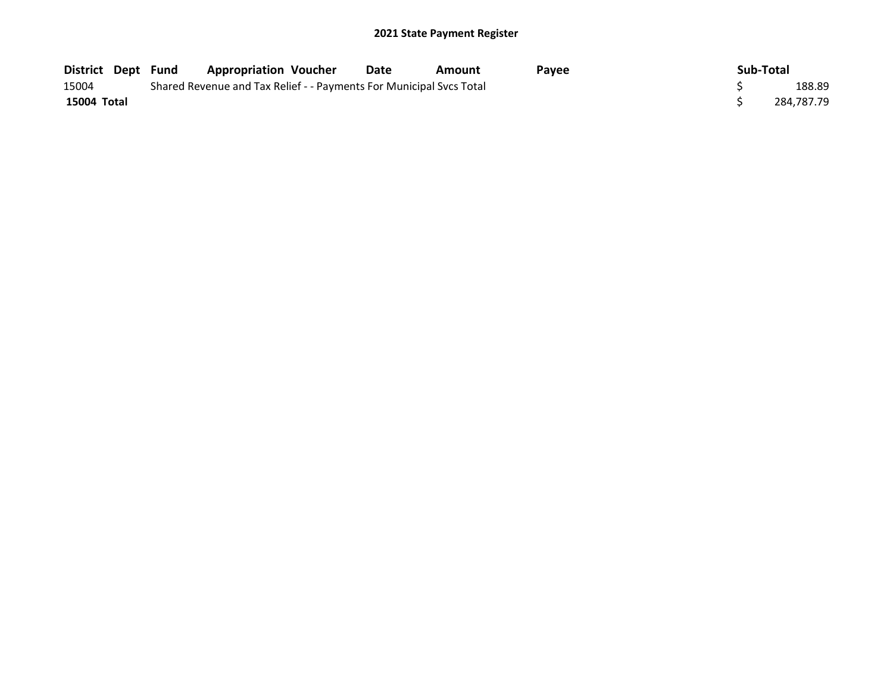## 2021 State Payment Register

| District | Dept | Fund | Appropriation | Voucher | Date | Amount | Payee | Sub-Total |
|---|---|---|---|---|---|---|---|---|
| 15004 | | Shared Revenue and Tax Relief - - Payments For Municipal Svcs Total | | | | | | $ 188.89 |
| **15004 Total** | | | | | | | | $ 284,787.79 |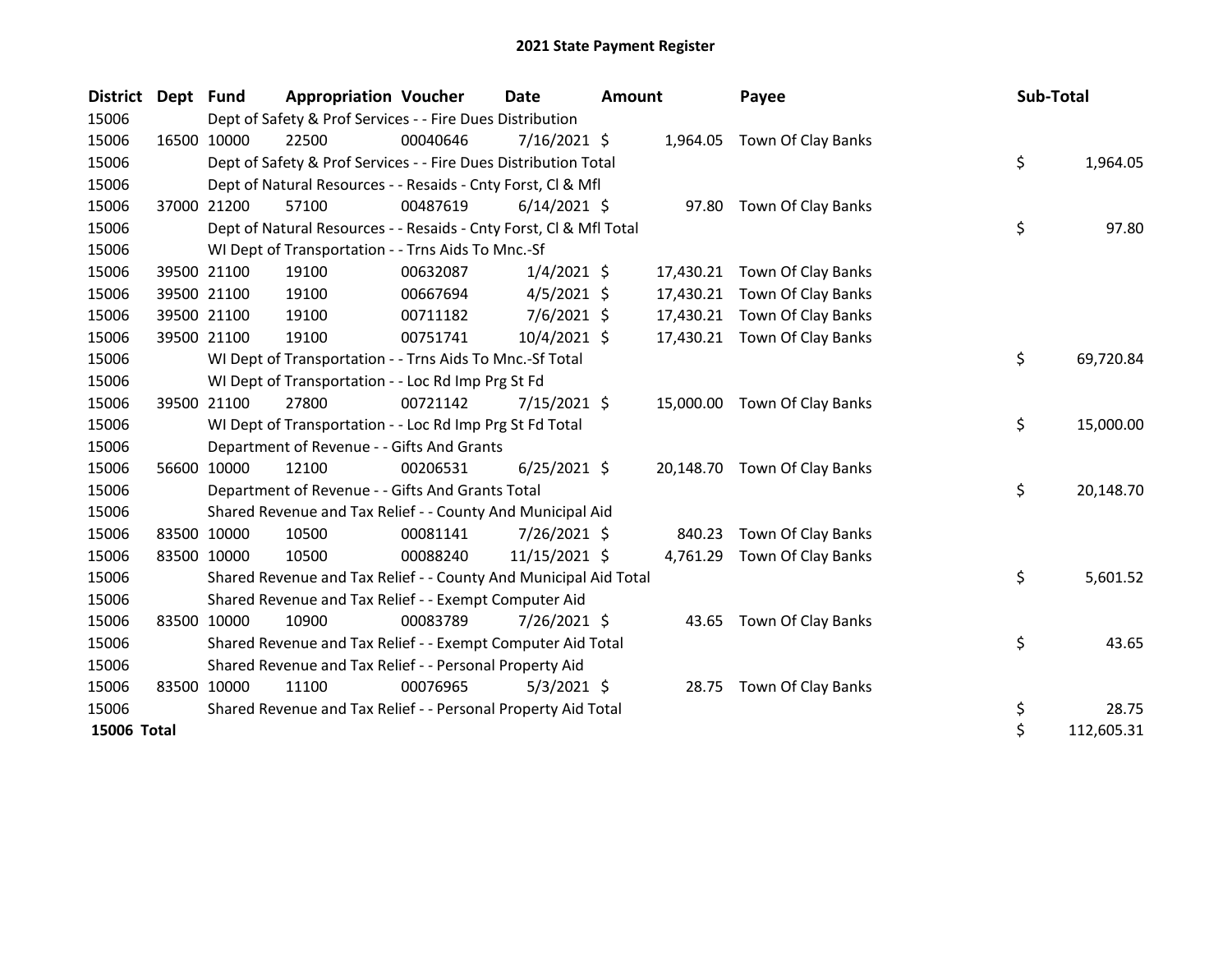# 2021 State Payment Register

| District | Dept | Fund | Appropriation | Voucher | Date | Amount | Payee | Sub-Total |
|---|---|---|---|---|---|---|---|---|
| 15006 | | Dept of Safety & Prof Services - - Fire Dues Distribution | | | | | | |
| 15006 | 16500 | 10000 | 22500 | 00040646 | 7/16/2021 | $ 1,964.05 | Town Of Clay Banks | |
| 15006 | | Dept of Safety & Prof Services - - Fire Dues Distribution Total | | | | | | $ 1,964.05 |
| 15006 | | Dept of Natural Resources - - Resaids - Cnty Forst, Cl & Mfl | | | | | | |
| 15006 | 37000 | 21200 | 57100 | 00487619 | 6/14/2021 | $ 97.80 | Town Of Clay Banks | |
| 15006 | | Dept of Natural Resources - - Resaids - Cnty Forst, Cl & Mfl Total | | | | | | $ 97.80 |
| 15006 | | WI Dept of Transportation - - Trns Aids To Mnc.-Sf | | | | | | |
| 15006 | 39500 | 21100 | 19100 | 00632087 | 1/4/2021 | $ 17,430.21 | Town Of Clay Banks | |
| 15006 | 39500 | 21100 | 19100 | 00667694 | 4/5/2021 | $ 17,430.21 | Town Of Clay Banks | |
| 15006 | 39500 | 21100 | 19100 | 00711182 | 7/6/2021 | $ 17,430.21 | Town Of Clay Banks | |
| 15006 | 39500 | 21100 | 19100 | 00751741 | 10/4/2021 | $ 17,430.21 | Town Of Clay Banks | |
| 15006 | | WI Dept of Transportation - - Trns Aids To Mnc.-Sf Total | | | | | | $ 69,720.84 |
| 15006 | | WI Dept of Transportation - - Loc Rd Imp Prg St Fd | | | | | | |
| 15006 | 39500 | 21100 | 27800 | 00721142 | 7/15/2021 | $ 15,000.00 | Town Of Clay Banks | |
| 15006 | | WI Dept of Transportation - - Loc Rd Imp Prg St Fd Total | | | | | | $ 15,000.00 |
| 15006 | | Department of Revenue - - Gifts And Grants | | | | | | |
| 15006 | 56600 | 10000 | 12100 | 00206531 | 6/25/2021 | $ 20,148.70 | Town Of Clay Banks | |
| 15006 | | Department of Revenue - - Gifts And Grants Total | | | | | | $ 20,148.70 |
| 15006 | | Shared Revenue and Tax Relief - - County And Municipal Aid | | | | | | |
| 15006 | 83500 | 10000 | 10500 | 00081141 | 7/26/2021 | $ 840.23 | Town Of Clay Banks | |
| 15006 | 83500 | 10000 | 10500 | 00088240 | 11/15/2021 | $ 4,761.29 | Town Of Clay Banks | |
| 15006 | | Shared Revenue and Tax Relief - - County And Municipal Aid Total | | | | | | $ 5,601.52 |
| 15006 | | Shared Revenue and Tax Relief - - Exempt Computer Aid | | | | | | |
| 15006 | 83500 | 10000 | 10900 | 00083789 | 7/26/2021 | $ 43.65 | Town Of Clay Banks | |
| 15006 | | Shared Revenue and Tax Relief - - Exempt Computer Aid Total | | | | | | $ 43.65 |
| 15006 | | Shared Revenue and Tax Relief - - Personal Property Aid | | | | | | |
| 15006 | 83500 | 10000 | 11100 | 00076965 | 5/3/2021 | $ 28.75 | Town Of Clay Banks | |
| 15006 | | Shared Revenue and Tax Relief - - Personal Property Aid Total | | | | | | $ 28.75 |
| **15006 Total** | | | | | | | | $ 112,605.31 |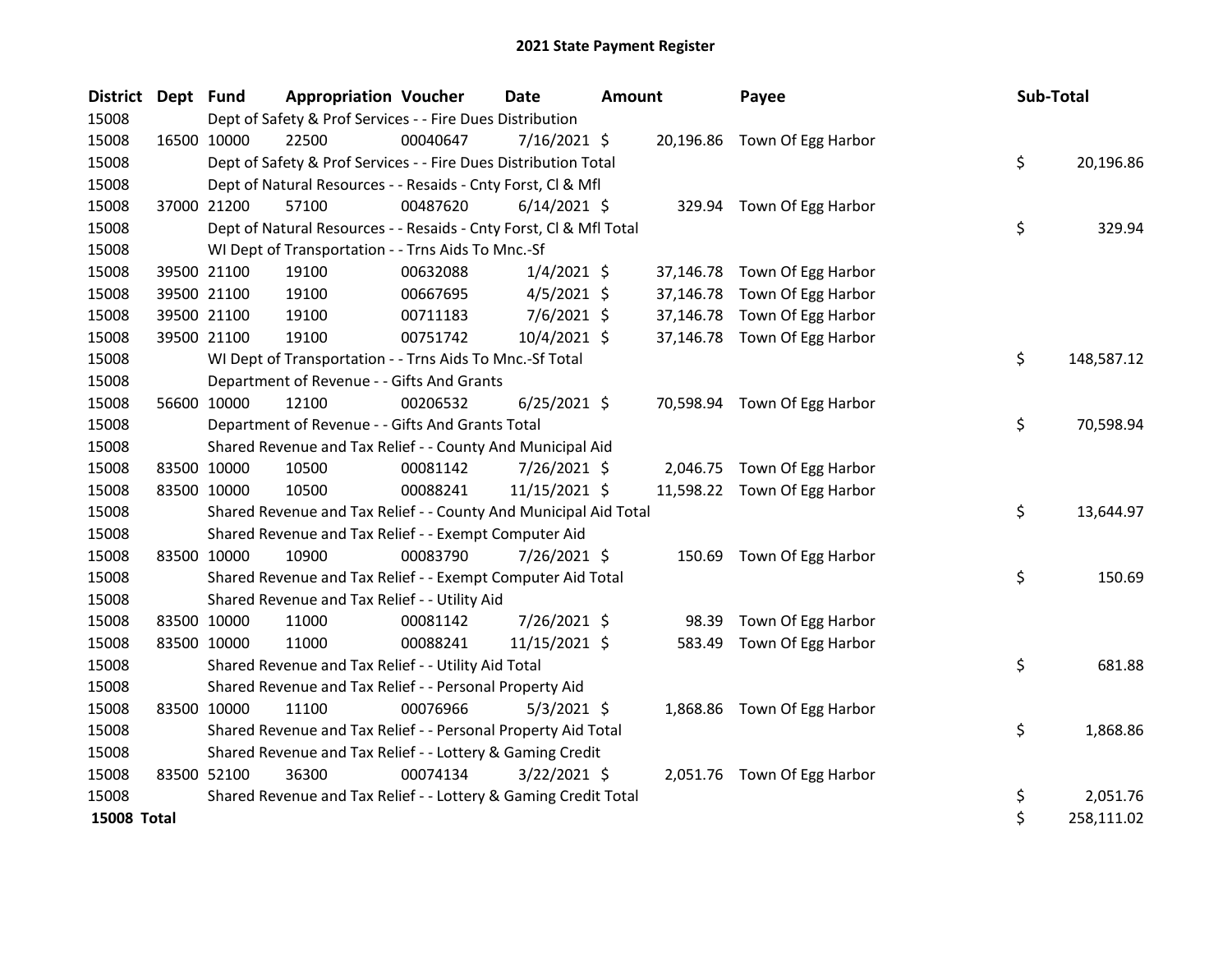# 2021 State Payment Register

| District | Dept | Fund | Appropriation | Voucher | Date | Amount | Payee | Sub-Total |
|---|---|---|---|---|---|---|---|---|
| 15008 | | Dept of Safety & Prof Services - - Fire Dues Distribution | | | | | | |
| 15008 | 16500 | 10000 | 22500 | 00040647 | 7/16/2021 | $ 20,196.86 | Town Of Egg Harbor | |
| 15008 | | Dept of Safety & Prof Services - - Fire Dues Distribution Total | | | | | | $ 20,196.86 |
| 15008 | | Dept of Natural Resources - - Resaids - Cnty Forst, Cl & Mfl | | | | | | |
| 15008 | 37000 | 21200 | 57100 | 00487620 | 6/14/2021 | $ 329.94 | Town Of Egg Harbor | |
| 15008 | | Dept of Natural Resources - - Resaids - Cnty Forst, Cl & Mfl Total | | | | | | $ 329.94 |
| 15008 | | WI Dept of Transportation - - Trns Aids To Mnc.-Sf | | | | | | |
| 15008 | 39500 | 21100 | 19100 | 00632088 | 1/4/2021 | $ 37,146.78 | Town Of Egg Harbor | |
| 15008 | 39500 | 21100 | 19100 | 00667695 | 4/5/2021 | $ 37,146.78 | Town Of Egg Harbor | |
| 15008 | 39500 | 21100 | 19100 | 00711183 | 7/6/2021 | $ 37,146.78 | Town Of Egg Harbor | |
| 15008 | 39500 | 21100 | 19100 | 00751742 | 10/4/2021 | $ 37,146.78 | Town Of Egg Harbor | |
| 15008 | | WI Dept of Transportation - - Trns Aids To Mnc.-Sf Total | | | | | | $ 148,587.12 |
| 15008 | | Department of Revenue - - Gifts And Grants | | | | | | |
| 15008 | 56600 | 10000 | 12100 | 00206532 | 6/25/2021 | $ 70,598.94 | Town Of Egg Harbor | |
| 15008 | | Department of Revenue - - Gifts And Grants Total | | | | | | $ 70,598.94 |
| 15008 | | Shared Revenue and Tax Relief - - County And Municipal Aid | | | | | | |
| 15008 | 83500 | 10000 | 10500 | 00081142 | 7/26/2021 | $ 2,046.75 | Town Of Egg Harbor | |
| 15008 | 83500 | 10000 | 10500 | 00088241 | 11/15/2021 | $ 11,598.22 | Town Of Egg Harbor | |
| 15008 | | Shared Revenue and Tax Relief - - County And Municipal Aid Total | | | | | | $ 13,644.97 |
| 15008 | | Shared Revenue and Tax Relief - - Exempt Computer Aid | | | | | | |
| 15008 | 83500 | 10000 | 10900 | 00083790 | 7/26/2021 | $ 150.69 | Town Of Egg Harbor | |
| 15008 | | Shared Revenue and Tax Relief - - Exempt Computer Aid Total | | | | | | $ 150.69 |
| 15008 | | Shared Revenue and Tax Relief - - Utility Aid | | | | | | |
| 15008 | 83500 | 10000 | 11000 | 00081142 | 7/26/2021 | $ 98.39 | Town Of Egg Harbor | |
| 15008 | 83500 | 10000 | 11000 | 00088241 | 11/15/2021 | $ 583.49 | Town Of Egg Harbor | |
| 15008 | | Shared Revenue and Tax Relief - - Utility Aid Total | | | | | | $ 681.88 |
| 15008 | | Shared Revenue and Tax Relief - - Personal Property Aid | | | | | | |
| 15008 | 83500 | 10000 | 11100 | 00076966 | 5/3/2021 | $ 1,868.86 | Town Of Egg Harbor | |
| 15008 | | Shared Revenue and Tax Relief - - Personal Property Aid Total | | | | | | $ 1,868.86 |
| 15008 | | Shared Revenue and Tax Relief - - Lottery & Gaming Credit | | | | | | |
| 15008 | 83500 | 52100 | 36300 | 00074134 | 3/22/2021 | $ 2,051.76 | Town Of Egg Harbor | |
| 15008 | | Shared Revenue and Tax Relief - - Lottery & Gaming Credit Total | | | | | | $ 2,051.76 |
| **15008 Total** | | | | | | | | $ 258,111.02 |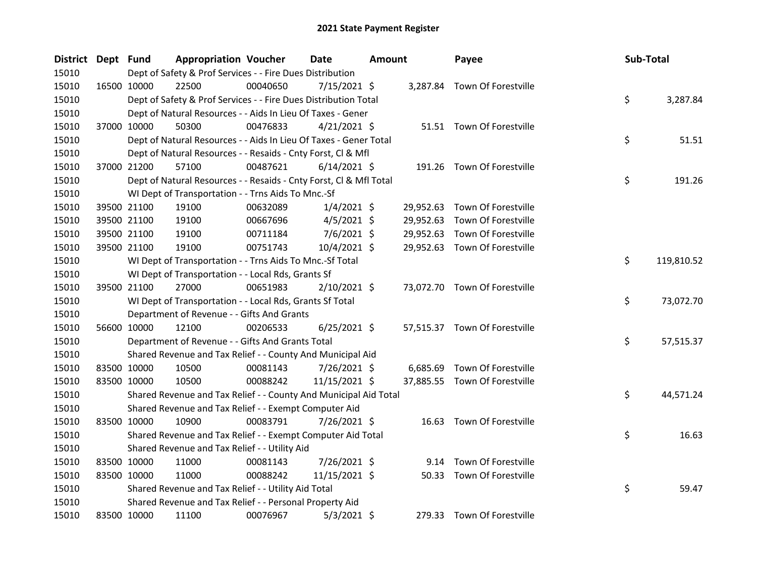# 2021 State Payment Register

| District | Dept | Fund | Appropriation | Voucher | Date | Amount | Payee | Sub-Total |
|---|---|---|---|---|---|---|---|---|
| 15010 | | | Dept of Safety & Prof Services - - Fire Dues Distribution | | | | | |
| 15010 | 16500 | 10000 | 22500 | 00040650 | 7/15/2021 | $ 3,287.84 | Town Of Forestville | |
| 15010 | | | Dept of Safety & Prof Services - - Fire Dues Distribution Total | | | | | $ 3,287.84 |
| 15010 | | | Dept of Natural Resources - - Aids In Lieu Of Taxes - Gener | | | | | |
| 15010 | 37000 | 10000 | 50300 | 00476833 | 4/21/2021 | $ 51.51 | Town Of Forestville | |
| 15010 | | | Dept of Natural Resources - - Aids In Lieu Of Taxes - Gener Total | | | | | $ 51.51 |
| 15010 | | | Dept of Natural Resources - - Resaids - Cnty Forst, Cl & Mfl | | | | | |
| 15010 | 37000 | 21200 | 57100 | 00487621 | 6/14/2021 | $ 191.26 | Town Of Forestville | |
| 15010 | | | Dept of Natural Resources - - Resaids - Cnty Forst, Cl & Mfl Total | | | | | $ 191.26 |
| 15010 | | | WI Dept of Transportation - - Trns Aids To Mnc.-Sf | | | | | |
| 15010 | 39500 | 21100 | 19100 | 00632089 | 1/4/2021 | $ 29,952.63 | Town Of Forestville | |
| 15010 | 39500 | 21100 | 19100 | 00667696 | 4/5/2021 | $ 29,952.63 | Town Of Forestville | |
| 15010 | 39500 | 21100 | 19100 | 00711184 | 7/6/2021 | $ 29,952.63 | Town Of Forestville | |
| 15010 | 39500 | 21100 | 19100 | 00751743 | 10/4/2021 | $ 29,952.63 | Town Of Forestville | |
| 15010 | | | WI Dept of Transportation - - Trns Aids To Mnc.-Sf Total | | | | | $ 119,810.52 |
| 15010 | | | WI Dept of Transportation - - Local Rds, Grants Sf | | | | | |
| 15010 | 39500 | 21100 | 27000 | 00651983 | 2/10/2021 | $ 73,072.70 | Town Of Forestville | |
| 15010 | | | WI Dept of Transportation - - Local Rds, Grants Sf Total | | | | | $ 73,072.70 |
| 15010 | | | Department of Revenue - - Gifts And Grants | | | | | |
| 15010 | 56600 | 10000 | 12100 | 00206533 | 6/25/2021 | $ 57,515.37 | Town Of Forestville | |
| 15010 | | | Department of Revenue - - Gifts And Grants Total | | | | | $ 57,515.37 |
| 15010 | | | Shared Revenue and Tax Relief - - County And Municipal Aid | | | | | |
| 15010 | 83500 | 10000 | 10500 | 00081143 | 7/26/2021 | $ 6,685.69 | Town Of Forestville | |
| 15010 | 83500 | 10000 | 10500 | 00088242 | 11/15/2021 | $ 37,885.55 | Town Of Forestville | |
| 15010 | | | Shared Revenue and Tax Relief - - County And Municipal Aid Total | | | | | $ 44,571.24 |
| 15010 | | | Shared Revenue and Tax Relief - - Exempt Computer Aid | | | | | |
| 15010 | 83500 | 10000 | 10900 | 00083791 | 7/26/2021 | $ 16.63 | Town Of Forestville | |
| 15010 | | | Shared Revenue and Tax Relief - - Exempt Computer Aid Total | | | | | $ 16.63 |
| 15010 | | | Shared Revenue and Tax Relief - - Utility Aid | | | | | |
| 15010 | 83500 | 10000 | 11000 | 00081143 | 7/26/2021 | $ 9.14 | Town Of Forestville | |
| 15010 | 83500 | 10000 | 11000 | 00088242 | 11/15/2021 | $ 50.33 | Town Of Forestville | |
| 15010 | | | Shared Revenue and Tax Relief - - Utility Aid Total | | | | | $ 59.47 |
| 15010 | | | Shared Revenue and Tax Relief - - Personal Property Aid | | | | | |
| 15010 | 83500 | 10000 | 11100 | 00076967 | 5/3/2021 | $ 279.33 | Town Of Forestville | |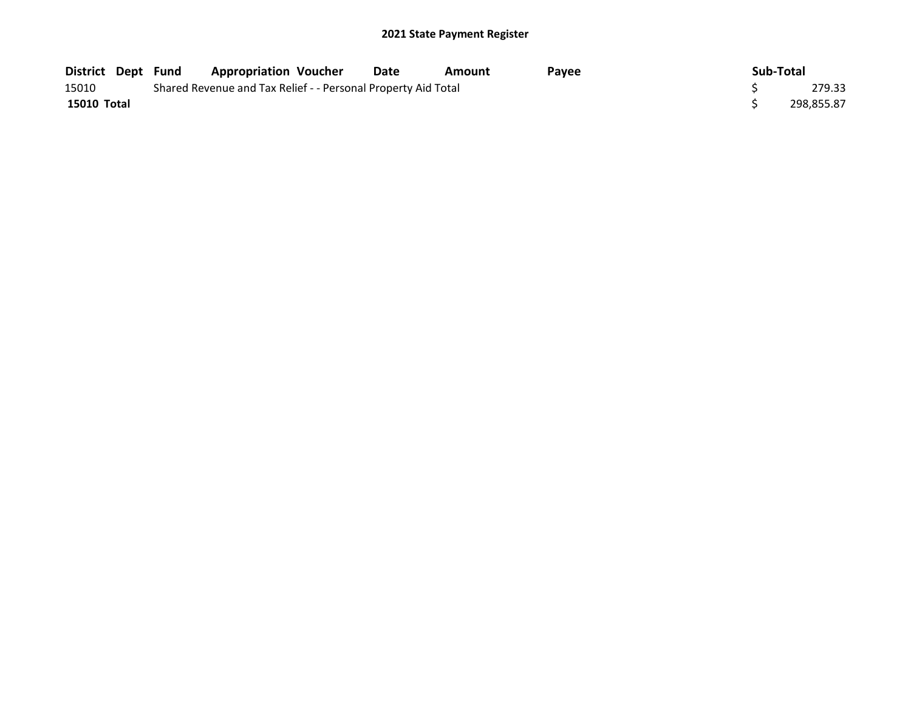## 2021 State Payment Register

| District | Dept | Fund | Appropriation | Voucher | Date | Amount | Payee | Sub-Total |
|---|---|---|---|---|---|---|---|---|
| 15010 | | Shared Revenue and Tax Relief - - Personal Property Aid Total | | | | | | $ 279.33 |
| **15010 Total** | | | | | | | | $ 298,855.87 |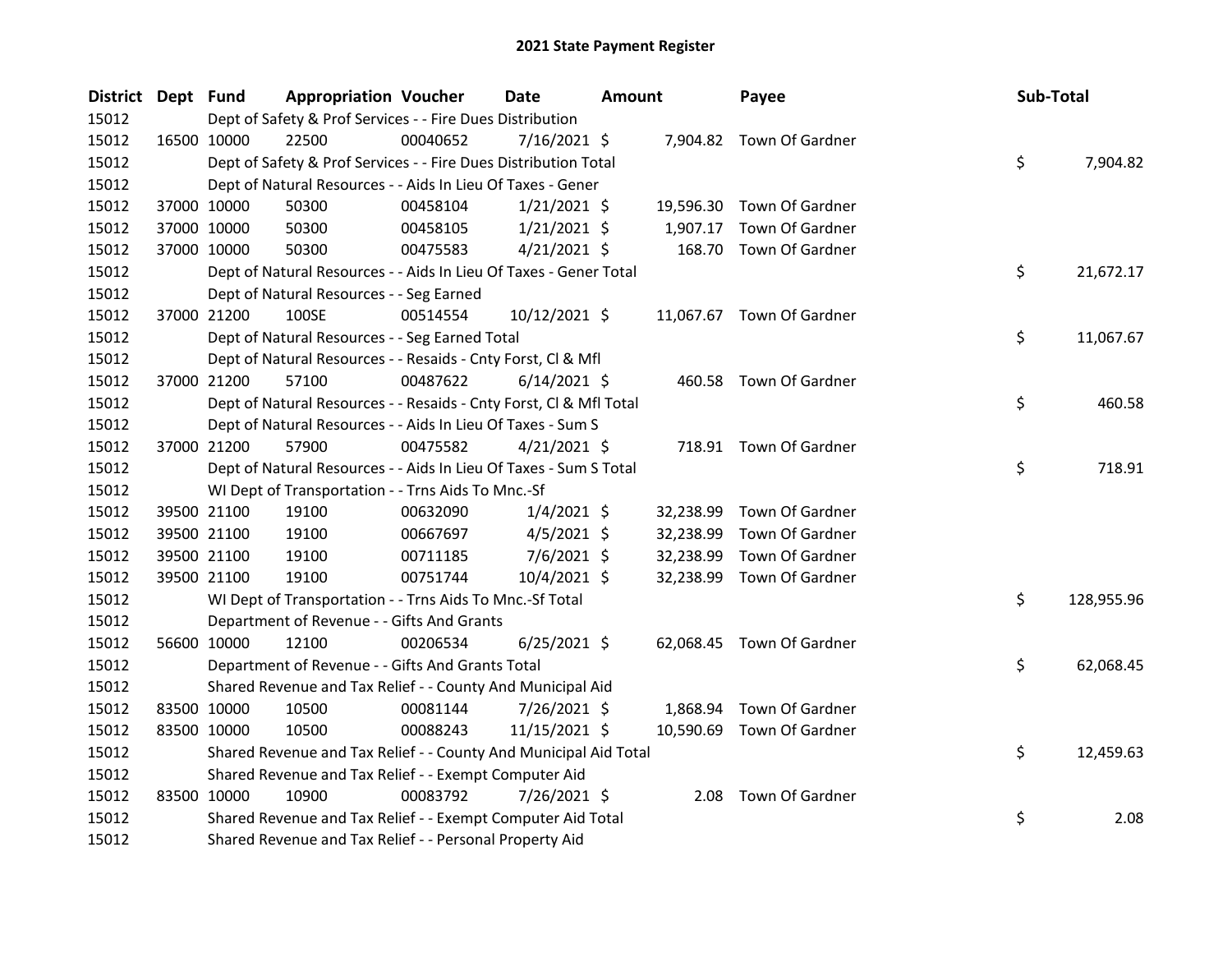# 2021 State Payment Register

| District | Dept | Fund | Appropriation | Voucher | Date | Amount | Payee | Sub-Total |
|---|---|---|---|---|---|---|---|---|
| 15012 | | Dept of Safety & Prof Services - - Fire Dues Distribution | | | | | | |
| 15012 | 16500 | 10000 | 22500 | 00040652 | 7/16/2021 | $ 7,904.82 | Town Of Gardner | |
| 15012 | | Dept of Safety & Prof Services - - Fire Dues Distribution Total | | | | | | $ 7,904.82 |
| 15012 | | Dept of Natural Resources - - Aids In Lieu Of Taxes - Gener | | | | | | |
| 15012 | 37000 | 10000 | 50300 | 00458104 | 1/21/2021 | $ 19,596.30 | Town Of Gardner | |
| 15012 | 37000 | 10000 | 50300 | 00458105 | 1/21/2021 | $ 1,907.17 | Town Of Gardner | |
| 15012 | 37000 | 10000 | 50300 | 00475583 | 4/21/2021 | $ 168.70 | Town Of Gardner | |
| 15012 | | Dept of Natural Resources - - Aids In Lieu Of Taxes - Gener Total | | | | | | $ 21,672.17 |
| 15012 | | Dept of Natural Resources - - Seg Earned | | | | | | |
| 15012 | 37000 | 21200 | 100SE | 00514554 | 10/12/2021 | $ 11,067.67 | Town Of Gardner | |
| 15012 | | Dept of Natural Resources - - Seg Earned Total | | | | | | $ 11,067.67 |
| 15012 | | Dept of Natural Resources - - Resaids - Cnty Forst, Cl & Mfl | | | | | | |
| 15012 | 37000 | 21200 | 57100 | 00487622 | 6/14/2021 | $ 460.58 | Town Of Gardner | |
| 15012 | | Dept of Natural Resources - - Resaids - Cnty Forst, Cl & Mfl Total | | | | | | $ 460.58 |
| 15012 | | Dept of Natural Resources - - Aids In Lieu Of Taxes - Sum S | | | | | | |
| 15012 | 37000 | 21200 | 57900 | 00475582 | 4/21/2021 | $ 718.91 | Town Of Gardner | |
| 15012 | | Dept of Natural Resources - - Aids In Lieu Of Taxes - Sum S Total | | | | | | $ 718.91 |
| 15012 | | WI Dept of Transportation - - Trns Aids To Mnc.-Sf | | | | | | |
| 15012 | 39500 | 21100 | 19100 | 00632090 | 1/4/2021 | $ 32,238.99 | Town Of Gardner | |
| 15012 | 39500 | 21100 | 19100 | 00667697 | 4/5/2021 | $ 32,238.99 | Town Of Gardner | |
| 15012 | 39500 | 21100 | 19100 | 00711185 | 7/6/2021 | $ 32,238.99 | Town Of Gardner | |
| 15012 | 39500 | 21100 | 19100 | 00751744 | 10/4/2021 | $ 32,238.99 | Town Of Gardner | |
| 15012 | | WI Dept of Transportation - - Trns Aids To Mnc.-Sf Total | | | | | | $ 128,955.96 |
| 15012 | | Department of Revenue - - Gifts And Grants | | | | | | |
| 15012 | 56600 | 10000 | 12100 | 00206534 | 6/25/2021 | $ 62,068.45 | Town Of Gardner | |
| 15012 | | Department of Revenue - - Gifts And Grants Total | | | | | | $ 62,068.45 |
| 15012 | | Shared Revenue and Tax Relief - - County And Municipal Aid | | | | | | |
| 15012 | 83500 | 10000 | 10500 | 00081144 | 7/26/2021 | $ 1,868.94 | Town Of Gardner | |
| 15012 | 83500 | 10000 | 10500 | 00088243 | 11/15/2021 | $ 10,590.69 | Town Of Gardner | |
| 15012 | | Shared Revenue and Tax Relief - - County And Municipal Aid Total | | | | | | $ 12,459.63 |
| 15012 | | Shared Revenue and Tax Relief - - Exempt Computer Aid | | | | | | |
| 15012 | 83500 | 10000 | 10900 | 00083792 | 7/26/2021 | $ 2.08 | Town Of Gardner | |
| 15012 | | Shared Revenue and Tax Relief - - Exempt Computer Aid Total | | | | | | $ 2.08 |
| 15012 | | Shared Revenue and Tax Relief - - Personal Property Aid | | | | | | |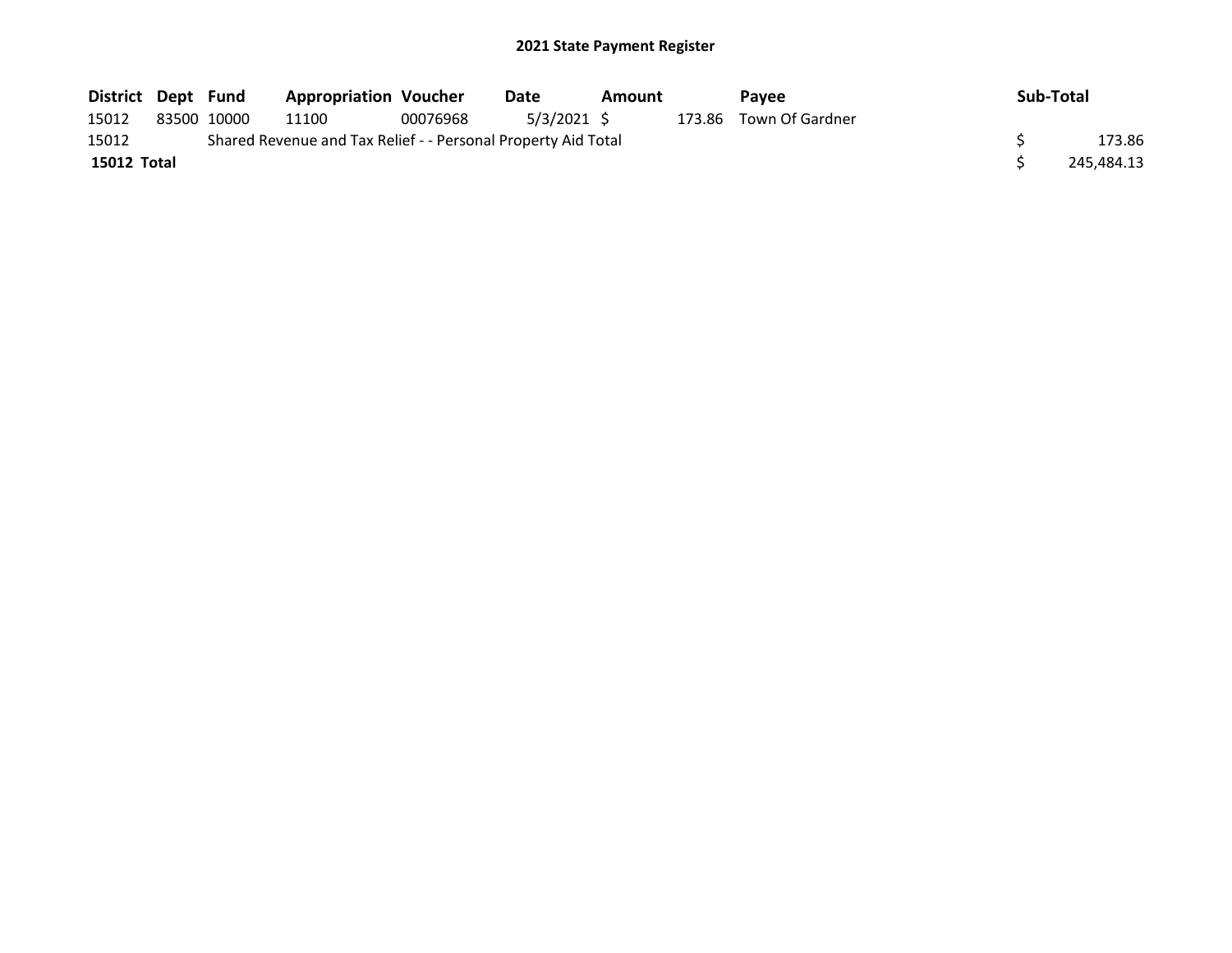## 2021 State Payment Register

| District | Dept | Fund | Appropriation | Voucher | Date | Amount | Payee | Sub-Total |
|---|---|---|---|---|---|---|---|---|
| 15012 | 83500 | 10000 | 11100 | 00076968 | 5/3/2021 | $ 173.86 | Town Of Gardner | |
| 15012 | | Shared Revenue and Tax Relief - - Personal Property Aid Total | | | | | | $ 173.86 |
| **15012 Total** | | | | | | | | $ 245,484.13 |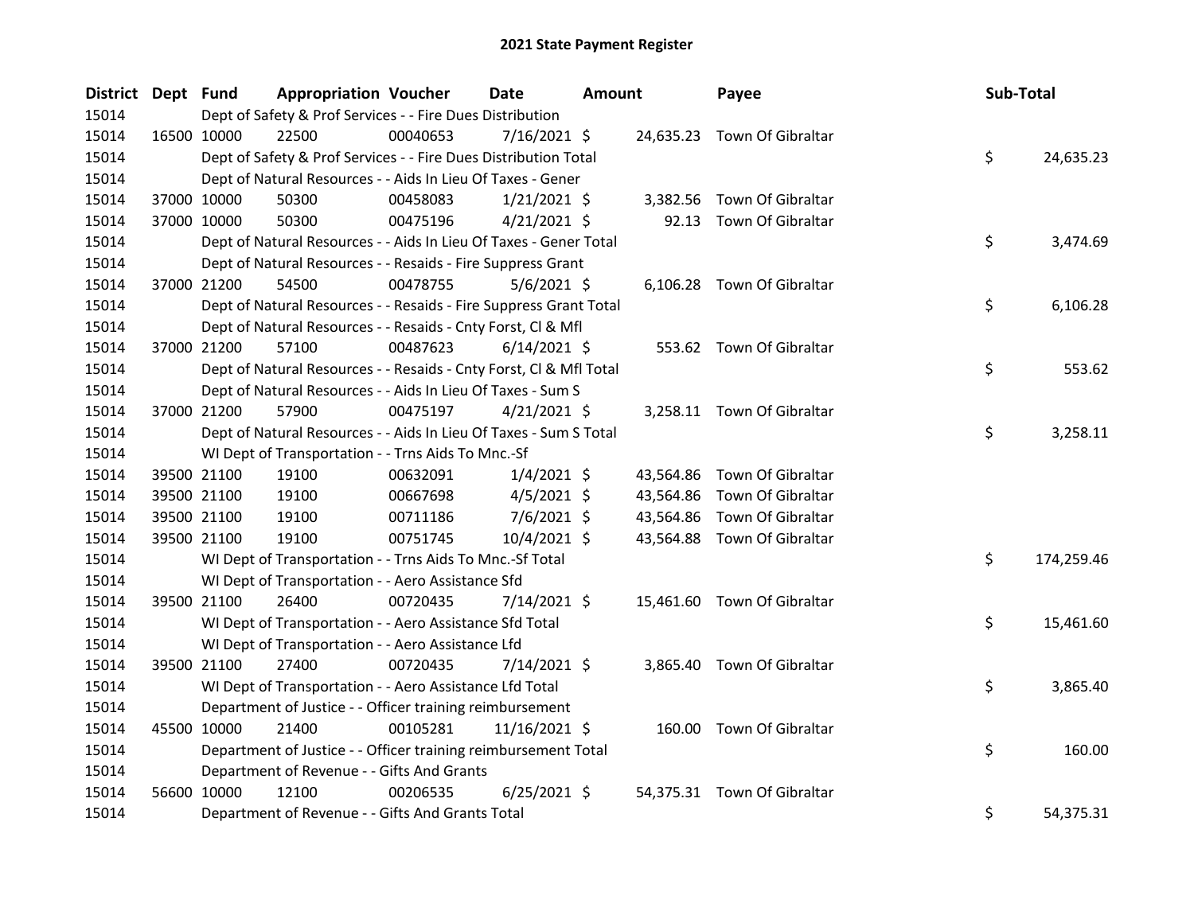# 2021 State Payment Register

| District | Dept | Fund | Appropriation | Voucher | Date | Amount | Payee | Sub-Total |
|---|---|---|---|---|---|---|---|---|
| 15014 | | Dept of Safety & Prof Services - - Fire Dues Distribution | | | | | | |
| 15014 | 16500 | 10000 | 22500 | 00040653 | 7/16/2021 | $ 24,635.23 | Town Of Gibraltar | |
| 15014 | | Dept of Safety & Prof Services - - Fire Dues Distribution Total | | | | | | $ 24,635.23 |
| 15014 | | Dept of Natural Resources - - Aids In Lieu Of Taxes - Gener | | | | | | |
| 15014 | 37000 | 10000 | 50300 | 00458083 | 1/21/2021 | $ 3,382.56 | Town Of Gibraltar | |
| 15014 | 37000 | 10000 | 50300 | 00475196 | 4/21/2021 | $ 92.13 | Town Of Gibraltar | |
| 15014 | | Dept of Natural Resources - - Aids In Lieu Of Taxes - Gener Total | | | | | | $ 3,474.69 |
| 15014 | | Dept of Natural Resources - - Resaids - Fire Suppress Grant | | | | | | |
| 15014 | 37000 | 21200 | 54500 | 00478755 | 5/6/2021 | $ 6,106.28 | Town Of Gibraltar | |
| 15014 | | Dept of Natural Resources - - Resaids - Fire Suppress Grant Total | | | | | | $ 6,106.28 |
| 15014 | | Dept of Natural Resources - - Resaids - Cnty Forst, Cl & Mfl | | | | | | |
| 15014 | 37000 | 21200 | 57100 | 00487623 | 6/14/2021 | $ 553.62 | Town Of Gibraltar | |
| 15014 | | Dept of Natural Resources - - Resaids - Cnty Forst, Cl & Mfl Total | | | | | | $ 553.62 |
| 15014 | | Dept of Natural Resources - - Aids In Lieu Of Taxes - Sum S | | | | | | |
| 15014 | 37000 | 21200 | 57900 | 00475197 | 4/21/2021 | $ 3,258.11 | Town Of Gibraltar | |
| 15014 | | Dept of Natural Resources - - Aids In Lieu Of Taxes - Sum S Total | | | | | | $ 3,258.11 |
| 15014 | | WI Dept of Transportation - - Trns Aids To Mnc.-Sf | | | | | | |
| 15014 | 39500 | 21100 | 19100 | 00632091 | 1/4/2021 | $ 43,564.86 | Town Of Gibraltar | |
| 15014 | 39500 | 21100 | 19100 | 00667698 | 4/5/2021 | $ 43,564.86 | Town Of Gibraltar | |
| 15014 | 39500 | 21100 | 19100 | 00711186 | 7/6/2021 | $ 43,564.86 | Town Of Gibraltar | |
| 15014 | 39500 | 21100 | 19100 | 00751745 | 10/4/2021 | $ 43,564.88 | Town Of Gibraltar | |
| 15014 | | WI Dept of Transportation - - Trns Aids To Mnc.-Sf Total | | | | | | $ 174,259.46 |
| 15014 | | WI Dept of Transportation - - Aero Assistance Sfd | | | | | | |
| 15014 | 39500 | 21100 | 26400 | 00720435 | 7/14/2021 | $ 15,461.60 | Town Of Gibraltar | |
| 15014 | | WI Dept of Transportation - - Aero Assistance Sfd Total | | | | | | $ 15,461.60 |
| 15014 | | WI Dept of Transportation - - Aero Assistance Lfd | | | | | | |
| 15014 | 39500 | 21100 | 27400 | 00720435 | 7/14/2021 | $ 3,865.40 | Town Of Gibraltar | |
| 15014 | | WI Dept of Transportation - - Aero Assistance Lfd Total | | | | | | $ 3,865.40 |
| 15014 | | Department of Justice - - Officer training reimbursement | | | | | | |
| 15014 | 45500 | 10000 | 21400 | 00105281 | 11/16/2021 | $ 160.00 | Town Of Gibraltar | |
| 15014 | | Department of Justice - - Officer training reimbursement Total | | | | | | $ 160.00 |
| 15014 | | Department of Revenue - - Gifts And Grants | | | | | | |
| 15014 | 56600 | 10000 | 12100 | 00206535 | 6/25/2021 | $ 54,375.31 | Town Of Gibraltar | |
| 15014 | | Department of Revenue - - Gifts And Grants Total | | | | | | $ 54,375.31 |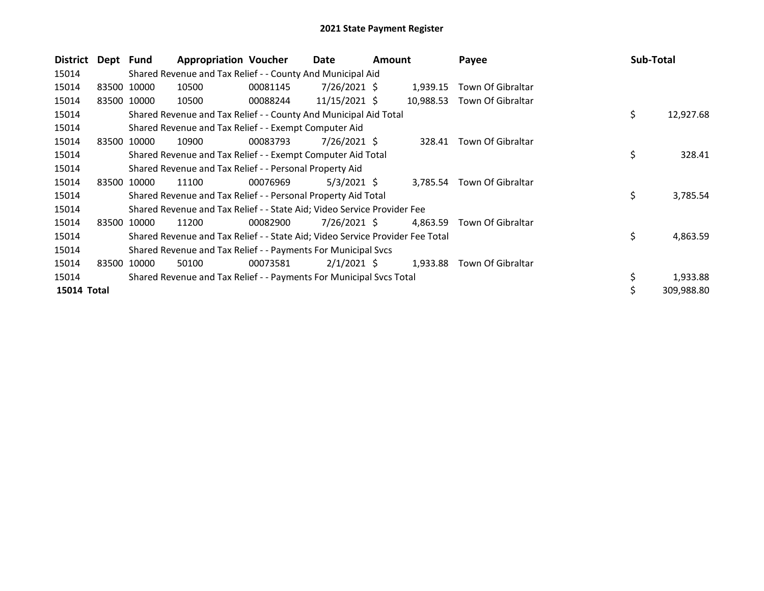# 2021 State Payment Register

| District | Dept | Fund | Appropriation | Voucher | Date | Amount | Payee | Sub-Total |
|---|---|---|---|---|---|---|---|---|
| 15014 | | Shared Revenue and Tax Relief - - County And Municipal Aid | | | | | | |
| 15014 | 83500 | 10000 | 10500 | 00081145 | 7/26/2021 | $ 1,939.15 | Town Of Gibraltar | |
| 15014 | 83500 | 10000 | 10500 | 00088244 | 11/15/2021 | $ 10,988.53 | Town Of Gibraltar | |
| 15014 | | Shared Revenue and Tax Relief - - County And Municipal Aid Total | | | | | | $ 12,927.68 |
| 15014 | | Shared Revenue and Tax Relief - - Exempt Computer Aid | | | | | | |
| 15014 | 83500 | 10000 | 10900 | 00083793 | 7/26/2021 | $ 328.41 | Town Of Gibraltar | |
| 15014 | | Shared Revenue and Tax Relief - - Exempt Computer Aid Total | | | | | | $ 328.41 |
| 15014 | | Shared Revenue and Tax Relief - - Personal Property Aid | | | | | | |
| 15014 | 83500 | 10000 | 11100 | 00076969 | 5/3/2021 | $ 3,785.54 | Town Of Gibraltar | |
| 15014 | | Shared Revenue and Tax Relief - - Personal Property Aid Total | | | | | | $ 3,785.54 |
| 15014 | | Shared Revenue and Tax Relief - - State Aid; Video Service Provider Fee | | | | | | |
| 15014 | 83500 | 10000 | 11200 | 00082900 | 7/26/2021 | $ 4,863.59 | Town Of Gibraltar | |
| 15014 | | Shared Revenue and Tax Relief - - State Aid; Video Service Provider Fee Total | | | | | | $ 4,863.59 |
| 15014 | | Shared Revenue and Tax Relief - - Payments For Municipal Svcs | | | | | | |
| 15014 | 83500 | 10000 | 50100 | 00073581 | 2/1/2021 | $ 1,933.88 | Town Of Gibraltar | |
| 15014 | | Shared Revenue and Tax Relief - - Payments For Municipal Svcs Total | | | | | | $ 1,933.88 |
| **15014 Total** | | | | | | | | $ 309,988.80 |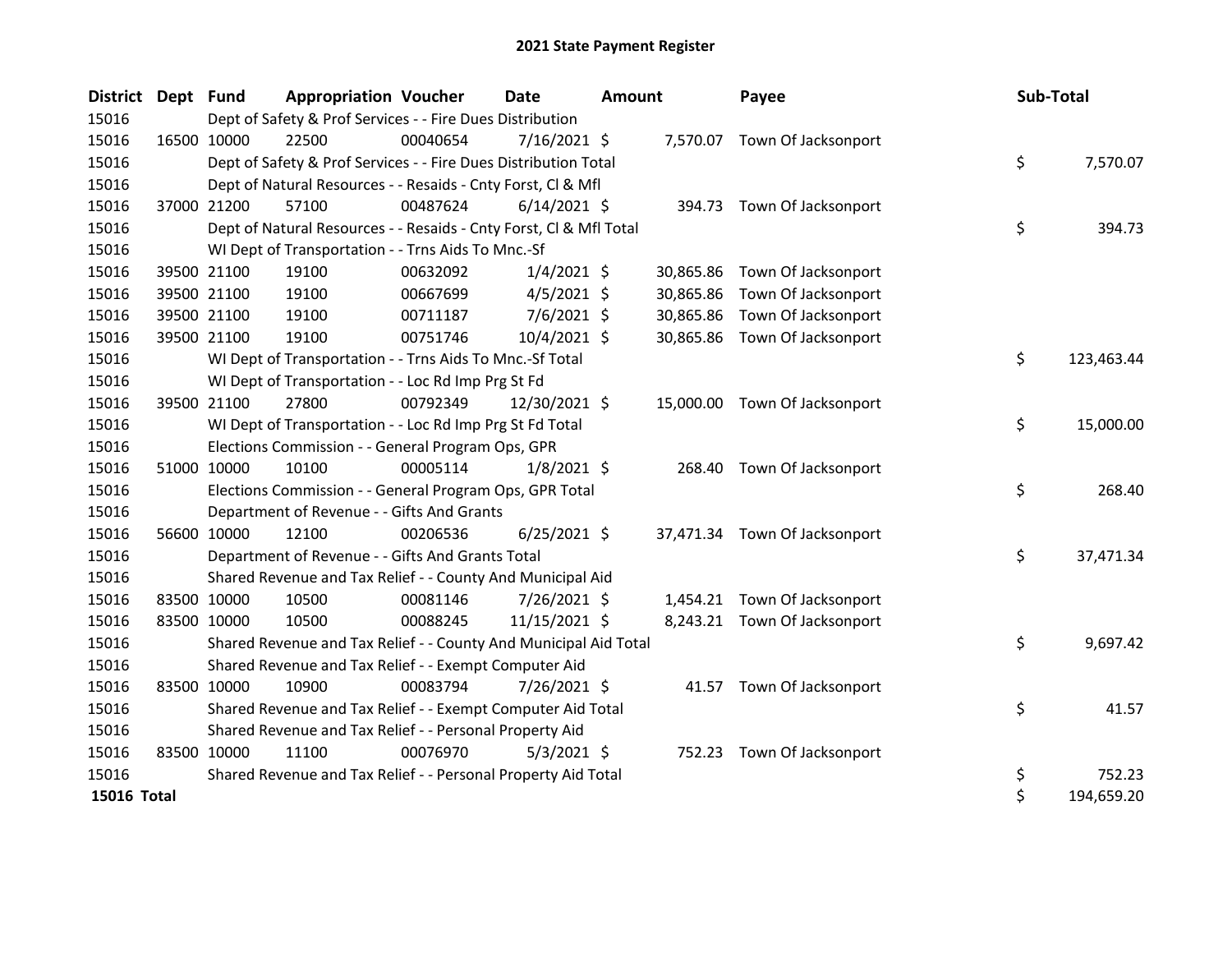# 2021 State Payment Register

| District | Dept | Fund | Appropriation | Voucher | Date | Amount | Payee | Sub-Total |
|---|---|---|---|---|---|---|---|---|
| 15016 | | Dept of Safety & Prof Services - - Fire Dues Distribution | | | | | | |
| 15016 | 16500 | 10000 | 22500 | 00040654 | 7/16/2021 | $ 7,570.07 | Town Of Jacksonport | |
| 15016 | | Dept of Safety & Prof Services - - Fire Dues Distribution Total | | | | | | $ 7,570.07 |
| 15016 | | Dept of Natural Resources - - Resaids - Cnty Forst, Cl & Mfl | | | | | | |
| 15016 | 37000 | 21200 | 57100 | 00487624 | 6/14/2021 | $ 394.73 | Town Of Jacksonport | |
| 15016 | | Dept of Natural Resources - - Resaids - Cnty Forst, Cl & Mfl Total | | | | | | $ 394.73 |
| 15016 | | WI Dept of Transportation - - Trns Aids To Mnc.-Sf | | | | | | |
| 15016 | 39500 | 21100 | 19100 | 00632092 | 1/4/2021 | $ 30,865.86 | Town Of Jacksonport | |
| 15016 | 39500 | 21100 | 19100 | 00667699 | 4/5/2021 | $ 30,865.86 | Town Of Jacksonport | |
| 15016 | 39500 | 21100 | 19100 | 00711187 | 7/6/2021 | $ 30,865.86 | Town Of Jacksonport | |
| 15016 | 39500 | 21100 | 19100 | 00751746 | 10/4/2021 | $ 30,865.86 | Town Of Jacksonport | |
| 15016 | | WI Dept of Transportation - - Trns Aids To Mnc.-Sf Total | | | | | | $ 123,463.44 |
| 15016 | | WI Dept of Transportation - - Loc Rd Imp Prg St Fd | | | | | | |
| 15016 | 39500 | 21100 | 27800 | 00792349 | 12/30/2021 | $ 15,000.00 | Town Of Jacksonport | |
| 15016 | | WI Dept of Transportation - - Loc Rd Imp Prg St Fd Total | | | | | | $ 15,000.00 |
| 15016 | | Elections Commission - - General Program Ops, GPR | | | | | | |
| 15016 | 51000 | 10000 | 10100 | 00005114 | 1/8/2021 | $ 268.40 | Town Of Jacksonport | |
| 15016 | | Elections Commission - - General Program Ops, GPR Total | | | | | | $ 268.40 |
| 15016 | | Department of Revenue - - Gifts And Grants | | | | | | |
| 15016 | 56600 | 10000 | 12100 | 00206536 | 6/25/2021 | $ 37,471.34 | Town Of Jacksonport | |
| 15016 | | Department of Revenue - - Gifts And Grants Total | | | | | | $ 37,471.34 |
| 15016 | | Shared Revenue and Tax Relief - - County And Municipal Aid | | | | | | |
| 15016 | 83500 | 10000 | 10500 | 00081146 | 7/26/2021 | $ 1,454.21 | Town Of Jacksonport | |
| 15016 | 83500 | 10000 | 10500 | 00088245 | 11/15/2021 | $ 8,243.21 | Town Of Jacksonport | |
| 15016 | | Shared Revenue and Tax Relief - - County And Municipal Aid Total | | | | | | $ 9,697.42 |
| 15016 | | Shared Revenue and Tax Relief - - Exempt Computer Aid | | | | | | |
| 15016 | 83500 | 10000 | 10900 | 00083794 | 7/26/2021 | $ 41.57 | Town Of Jacksonport | |
| 15016 | | Shared Revenue and Tax Relief - - Exempt Computer Aid Total | | | | | | $ 41.57 |
| 15016 | | Shared Revenue and Tax Relief - - Personal Property Aid | | | | | | |
| 15016 | 83500 | 10000 | 11100 | 00076970 | 5/3/2021 | $ 752.23 | Town Of Jacksonport | |
| 15016 | | Shared Revenue and Tax Relief - - Personal Property Aid Total | | | | | | $ 752.23 |
| **15016 Total** | | | | | | | | $ 194,659.20 |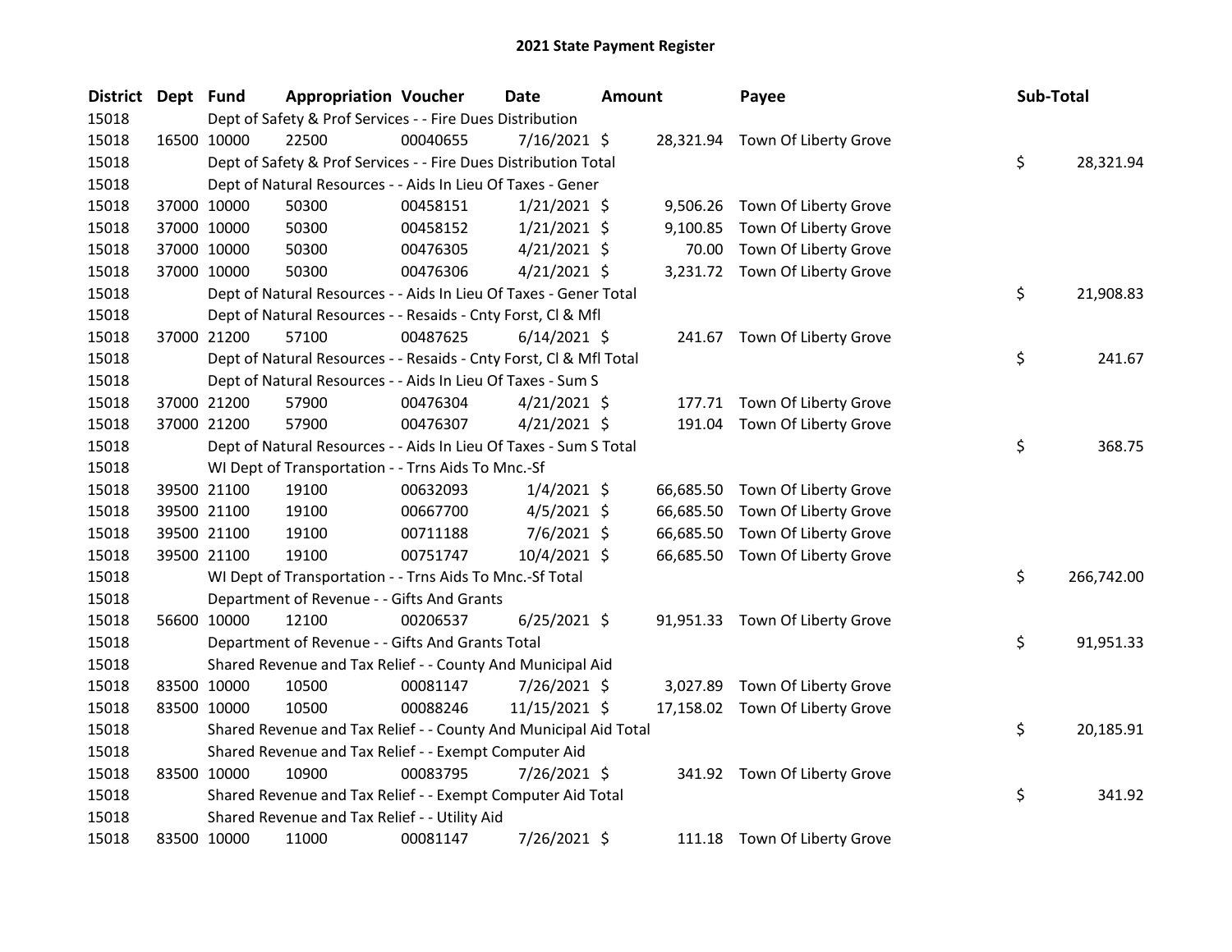# 2021 State Payment Register

| District | Dept | Fund | Appropriation | Voucher | Date | Amount | Payee | Sub-Total |
|---|---|---|---|---|---|---|---|---|
| 15018 | | Dept of Safety & Prof Services - - Fire Dues Distribution | | | | | | |
| 15018 | 16500 | 10000 | 22500 | 00040655 | 7/16/2021 | $ 28,321.94 | Town Of Liberty Grove | |
| 15018 | | Dept of Safety & Prof Services - - Fire Dues Distribution Total | | | | | | $ 28,321.94 |
| 15018 | | Dept of Natural Resources - - Aids In Lieu Of Taxes - Gener | | | | | | |
| 15018 | 37000 | 10000 | 50300 | 00458151 | 1/21/2021 | $ 9,506.26 | Town Of Liberty Grove | |
| 15018 | 37000 | 10000 | 50300 | 00458152 | 1/21/2021 | $ 9,100.85 | Town Of Liberty Grove | |
| 15018 | 37000 | 10000 | 50300 | 00476305 | 4/21/2021 | $ 70.00 | Town Of Liberty Grove | |
| 15018 | 37000 | 10000 | 50300 | 00476306 | 4/21/2021 | $ 3,231.72 | Town Of Liberty Grove | |
| 15018 | | Dept of Natural Resources - - Aids In Lieu Of Taxes - Gener Total | | | | | | $ 21,908.83 |
| 15018 | | Dept of Natural Resources - - Resaids - Cnty Forst, Cl & Mfl | | | | | | |
| 15018 | 37000 | 21200 | 57100 | 00487625 | 6/14/2021 | $ 241.67 | Town Of Liberty Grove | |
| 15018 | | Dept of Natural Resources - - Resaids - Cnty Forst, Cl & Mfl Total | | | | | | $ 241.67 |
| 15018 | | Dept of Natural Resources - - Aids In Lieu Of Taxes - Sum S | | | | | | |
| 15018 | 37000 | 21200 | 57900 | 00476304 | 4/21/2021 | $ 177.71 | Town Of Liberty Grove | |
| 15018 | 37000 | 21200 | 57900 | 00476307 | 4/21/2021 | $ 191.04 | Town Of Liberty Grove | |
| 15018 | | Dept of Natural Resources - - Aids In Lieu Of Taxes - Sum S Total | | | | | | $ 368.75 |
| 15018 | | WI Dept of Transportation - - Trns Aids To Mnc.-Sf | | | | | | |
| 15018 | 39500 | 21100 | 19100 | 00632093 | 1/4/2021 | $ 66,685.50 | Town Of Liberty Grove | |
| 15018 | 39500 | 21100 | 19100 | 00667700 | 4/5/2021 | $ 66,685.50 | Town Of Liberty Grove | |
| 15018 | 39500 | 21100 | 19100 | 00711188 | 7/6/2021 | $ 66,685.50 | Town Of Liberty Grove | |
| 15018 | 39500 | 21100 | 19100 | 00751747 | 10/4/2021 | $ 66,685.50 | Town Of Liberty Grove | |
| 15018 | | WI Dept of Transportation - - Trns Aids To Mnc.-Sf Total | | | | | | $ 266,742.00 |
| 15018 | | Department of Revenue - - Gifts And Grants | | | | | | |
| 15018 | 56600 | 10000 | 12100 | 00206537 | 6/25/2021 | $ 91,951.33 | Town Of Liberty Grove | |
| 15018 | | Department of Revenue - - Gifts And Grants Total | | | | | | $ 91,951.33 |
| 15018 | | Shared Revenue and Tax Relief - - County And Municipal Aid | | | | | | |
| 15018 | 83500 | 10000 | 10500 | 00081147 | 7/26/2021 | $ 3,027.89 | Town Of Liberty Grove | |
| 15018 | 83500 | 10000 | 10500 | 00088246 | 11/15/2021 | $ 17,158.02 | Town Of Liberty Grove | |
| 15018 | | Shared Revenue and Tax Relief - - County And Municipal Aid Total | | | | | | $ 20,185.91 |
| 15018 | | Shared Revenue and Tax Relief - - Exempt Computer Aid | | | | | | |
| 15018 | 83500 | 10000 | 10900 | 00083795 | 7/26/2021 | $ 341.92 | Town Of Liberty Grove | |
| 15018 | | Shared Revenue and Tax Relief - - Exempt Computer Aid Total | | | | | | $ 341.92 |
| 15018 | | Shared Revenue and Tax Relief - - Utility Aid | | | | | | |
| 15018 | 83500 | 10000 | 11000 | 00081147 | 7/26/2021 | $ 111.18 | Town Of Liberty Grove | |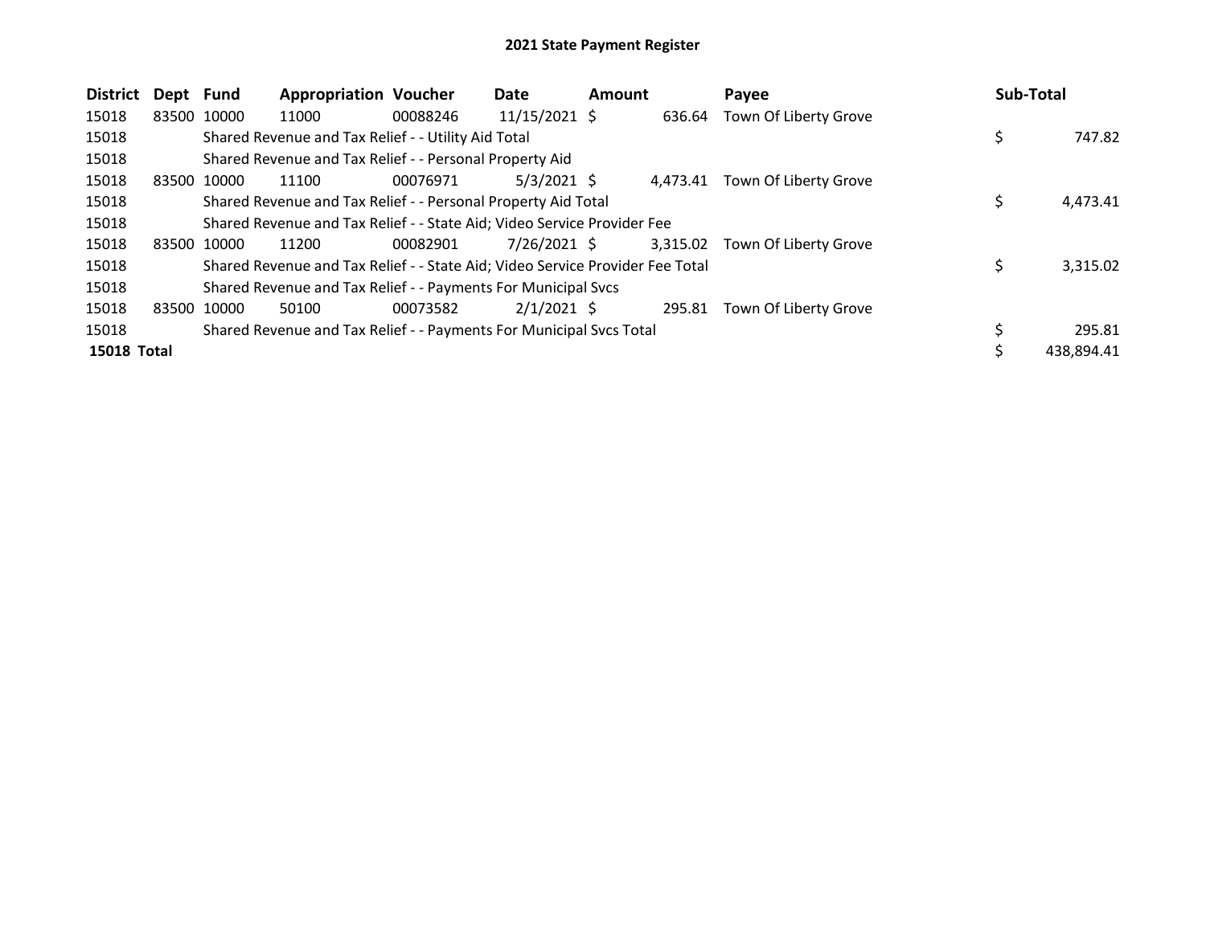## 2021 State Payment Register

| District | Dept | Fund | Appropriation | Voucher | Date | Amount | Payee | Sub-Total |
|---|---|---|---|---|---|---|---|---|
| 15018 | 83500 | 10000 | 11000 | 00088246 | 11/15/2021 | $ 636.64 | Town Of Liberty Grove | |
| 15018 | | Shared Revenue and Tax Relief - - Utility Aid Total | | | | | | $ 747.82 |
| 15018 | | Shared Revenue and Tax Relief - - Personal Property Aid | | | | | | |
| 15018 | 83500 | 10000 | 11100 | 00076971 | 5/3/2021 | $ 4,473.41 | Town Of Liberty Grove | |
| 15018 | | Shared Revenue and Tax Relief - - Personal Property Aid Total | | | | | | $ 4,473.41 |
| 15018 | | Shared Revenue and Tax Relief - - State Aid; Video Service Provider Fee | | | | | | |
| 15018 | 83500 | 10000 | 11200 | 00082901 | 7/26/2021 | $ 3,315.02 | Town Of Liberty Grove | |
| 15018 | | Shared Revenue and Tax Relief - - State Aid; Video Service Provider Fee Total | | | | | | $ 3,315.02 |
| 15018 | | Shared Revenue and Tax Relief - - Payments For Municipal Svcs | | | | | | |
| 15018 | 83500 | 10000 | 50100 | 00073582 | 2/1/2021 | $ 295.81 | Town Of Liberty Grove | |
| 15018 | | Shared Revenue and Tax Relief - - Payments For Municipal Svcs Total | | | | | | $ 295.81 |
| **15018 Total** | | | | | | | | $ 438,894.41 |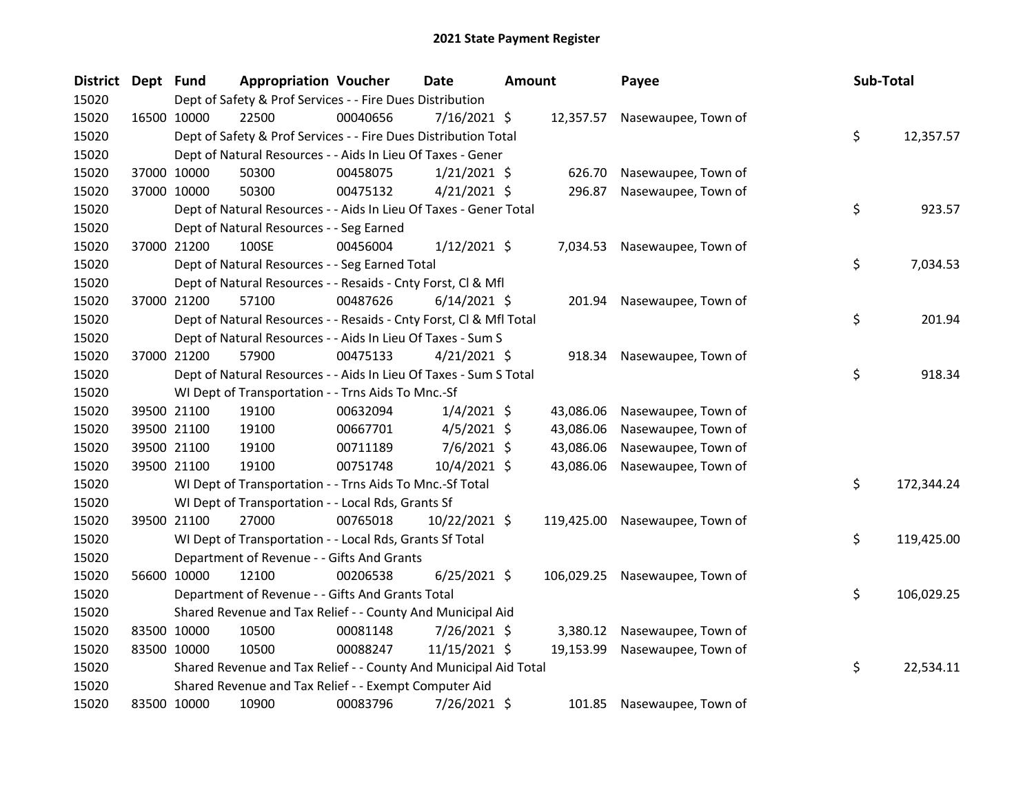# 2021 State Payment Register

| District | Dept | Fund | Appropriation | Voucher | Date | Amount | Payee | Sub-Total |
|---|---|---|---|---|---|---|---|---|
| 15020 | | Dept of Safety & Prof Services - - Fire Dues Distribution | | | | | | |
| 15020 | 16500 | 10000 | 22500 | 00040656 | 7/16/2021 | $ 12,357.57 | Nasewaupee, Town of | |
| 15020 | | Dept of Safety & Prof Services - - Fire Dues Distribution Total | | | | | | $ 12,357.57 |
| 15020 | | Dept of Natural Resources - - Aids In Lieu Of Taxes - Gener | | | | | | |
| 15020 | 37000 | 10000 | 50300 | 00458075 | 1/21/2021 | $ 626.70 | Nasewaupee, Town of | |
| 15020 | 37000 | 10000 | 50300 | 00475132 | 4/21/2021 | $ 296.87 | Nasewaupee, Town of | |
| 15020 | | Dept of Natural Resources - - Aids In Lieu Of Taxes - Gener Total | | | | | | $ 923.57 |
| 15020 | | Dept of Natural Resources - - Seg Earned | | | | | | |
| 15020 | 37000 | 21200 | 100SE | 00456004 | 1/12/2021 | $ 7,034.53 | Nasewaupee, Town of | |
| 15020 | | Dept of Natural Resources - - Seg Earned Total | | | | | | $ 7,034.53 |
| 15020 | | Dept of Natural Resources - - Resaids - Cnty Forst, Cl & Mfl | | | | | | |
| 15020 | 37000 | 21200 | 57100 | 00487626 | 6/14/2021 | $ 201.94 | Nasewaupee, Town of | |
| 15020 | | Dept of Natural Resources - - Resaids - Cnty Forst, Cl & Mfl Total | | | | | | $ 201.94 |
| 15020 | | Dept of Natural Resources - - Aids In Lieu Of Taxes - Sum S | | | | | | |
| 15020 | 37000 | 21200 | 57900 | 00475133 | 4/21/2021 | $ 918.34 | Nasewaupee, Town of | |
| 15020 | | Dept of Natural Resources - - Aids In Lieu Of Taxes - Sum S Total | | | | | | $ 918.34 |
| 15020 | | WI Dept of Transportation - - Trns Aids To Mnc.-Sf | | | | | | |
| 15020 | 39500 | 21100 | 19100 | 00632094 | 1/4/2021 | $ 43,086.06 | Nasewaupee, Town of | |
| 15020 | 39500 | 21100 | 19100 | 00667701 | 4/5/2021 | $ 43,086.06 | Nasewaupee, Town of | |
| 15020 | 39500 | 21100 | 19100 | 00711189 | 7/6/2021 | $ 43,086.06 | Nasewaupee, Town of | |
| 15020 | 39500 | 21100 | 19100 | 00751748 | 10/4/2021 | $ 43,086.06 | Nasewaupee, Town of | |
| 15020 | | WI Dept of Transportation - - Trns Aids To Mnc.-Sf Total | | | | | | $ 172,344.24 |
| 15020 | | WI Dept of Transportation - - Local Rds, Grants Sf | | | | | | |
| 15020 | 39500 | 21100 | 27000 | 00765018 | 10/22/2021 | $ 119,425.00 | Nasewaupee, Town of | |
| 15020 | | WI Dept of Transportation - - Local Rds, Grants Sf Total | | | | | | $ 119,425.00 |
| 15020 | | Department of Revenue - - Gifts And Grants | | | | | | |
| 15020 | 56600 | 10000 | 12100 | 00206538 | 6/25/2021 | $ 106,029.25 | Nasewaupee, Town of | |
| 15020 | | Department of Revenue - - Gifts And Grants Total | | | | | | $ 106,029.25 |
| 15020 | | Shared Revenue and Tax Relief - - County And Municipal Aid | | | | | | |
| 15020 | 83500 | 10000 | 10500 | 00081148 | 7/26/2021 | $ 3,380.12 | Nasewaupee, Town of | |
| 15020 | 83500 | 10000 | 10500 | 00088247 | 11/15/2021 | $ 19,153.99 | Nasewaupee, Town of | |
| 15020 | | Shared Revenue and Tax Relief - - County And Municipal Aid Total | | | | | | $ 22,534.11 |
| 15020 | | Shared Revenue and Tax Relief - - Exempt Computer Aid | | | | | | |
| 15020 | 83500 | 10000 | 10900 | 00083796 | 7/26/2021 | $ 101.85 | Nasewaupee, Town of | |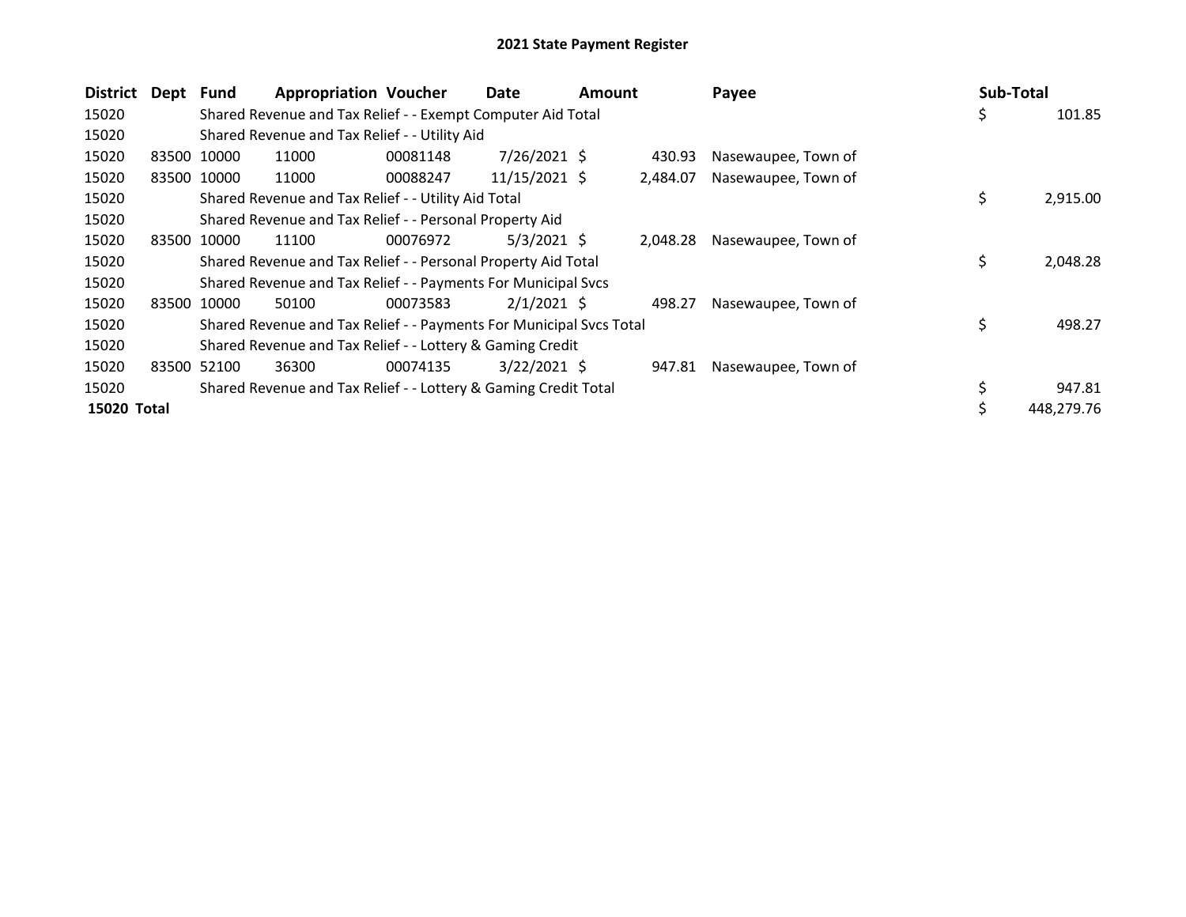# 2021 State Payment Register

| District | Dept | Fund | Appropriation | Voucher | Date | Amount | Payee | Sub-Total |
|---|---|---|---|---|---|---|---|---|
| 15020 | | Shared Revenue and Tax Relief - - Exempt Computer Aid Total | | | | | | $ 101.85 |
| 15020 | | Shared Revenue and Tax Relief - - Utility Aid | | | | | | |
| 15020 | 83500 | 10000 | 11000 | 00081148 | 7/26/2021 | $ 430.93 | Nasewaupee, Town of | |
| 15020 | 83500 | 10000 | 11000 | 00088247 | 11/15/2021 | $ 2,484.07 | Nasewaupee, Town of | |
| 15020 | | Shared Revenue and Tax Relief - - Utility Aid Total | | | | | | $ 2,915.00 |
| 15020 | | Shared Revenue and Tax Relief - - Personal Property Aid | | | | | | |
| 15020 | 83500 | 10000 | 11100 | 00076972 | 5/3/2021 | $ 2,048.28 | Nasewaupee, Town of | |
| 15020 | | Shared Revenue and Tax Relief - - Personal Property Aid Total | | | | | | $ 2,048.28 |
| 15020 | | Shared Revenue and Tax Relief - - Payments For Municipal Svcs | | | | | | |
| 15020 | 83500 | 10000 | 50100 | 00073583 | 2/1/2021 | $ 498.27 | Nasewaupee, Town of | |
| 15020 | | Shared Revenue and Tax Relief - - Payments For Municipal Svcs Total | | | | | | $ 498.27 |
| 15020 | | Shared Revenue and Tax Relief - - Lottery & Gaming Credit | | | | | | |
| 15020 | 83500 | 52100 | 36300 | 00074135 | 3/22/2021 | $ 947.81 | Nasewaupee, Town of | |
| 15020 | | Shared Revenue and Tax Relief - - Lottery & Gaming Credit Total | | | | | | $ 947.81 |
| **15020 Total** | | | | | | | | $ 448,279.76 |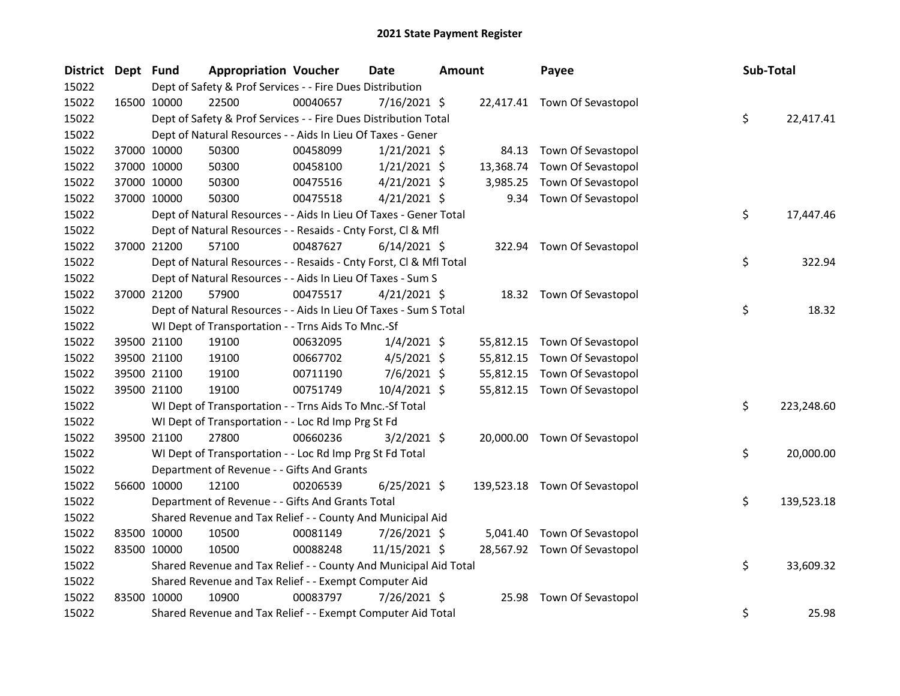# 2021 State Payment Register

| District | Dept | Fund | Appropriation | Voucher | Date | Amount | Payee | Sub-Total |
|---|---|---|---|---|---|---|---|---|
| 15022 | | Dept of Safety & Prof Services - - Fire Dues Distribution | | | | | | |
| 15022 | 16500 | 10000 | 22500 | 00040657 | 7/16/2021 | $ 22,417.41 | Town Of Sevastopol | |
| 15022 | | Dept of Safety & Prof Services - - Fire Dues Distribution Total | | | | | | $ 22,417.41 |
| 15022 | | Dept of Natural Resources - - Aids In Lieu Of Taxes - Gener | | | | | | |
| 15022 | 37000 | 10000 | 50300 | 00458099 | 1/21/2021 | $ 84.13 | Town Of Sevastopol | |
| 15022 | 37000 | 10000 | 50300 | 00458100 | 1/21/2021 | $ 13,368.74 | Town Of Sevastopol | |
| 15022 | 37000 | 10000 | 50300 | 00475516 | 4/21/2021 | $ 3,985.25 | Town Of Sevastopol | |
| 15022 | 37000 | 10000 | 50300 | 00475518 | 4/21/2021 | $ 9.34 | Town Of Sevastopol | |
| 15022 | | Dept of Natural Resources - - Aids In Lieu Of Taxes - Gener Total | | | | | | $ 17,447.46 |
| 15022 | | Dept of Natural Resources - - Resaids - Cnty Forst, Cl & Mfl | | | | | | |
| 15022 | 37000 | 21200 | 57100 | 00487627 | 6/14/2021 | $ 322.94 | Town Of Sevastopol | |
| 15022 | | Dept of Natural Resources - - Resaids - Cnty Forst, Cl & Mfl Total | | | | | | $ 322.94 |
| 15022 | | Dept of Natural Resources - - Aids In Lieu Of Taxes - Sum S | | | | | | |
| 15022 | 37000 | 21200 | 57900 | 00475517 | 4/21/2021 | $ 18.32 | Town Of Sevastopol | |
| 15022 | | Dept of Natural Resources - - Aids In Lieu Of Taxes - Sum S Total | | | | | | $ 18.32 |
| 15022 | | WI Dept of Transportation - - Trns Aids To Mnc.-Sf | | | | | | |
| 15022 | 39500 | 21100 | 19100 | 00632095 | 1/4/2021 | $ 55,812.15 | Town Of Sevastopol | |
| 15022 | 39500 | 21100 | 19100 | 00667702 | 4/5/2021 | $ 55,812.15 | Town Of Sevastopol | |
| 15022 | 39500 | 21100 | 19100 | 00711190 | 7/6/2021 | $ 55,812.15 | Town Of Sevastopol | |
| 15022 | 39500 | 21100 | 19100 | 00751749 | 10/4/2021 | $ 55,812.15 | Town Of Sevastopol | |
| 15022 | | WI Dept of Transportation - - Trns Aids To Mnc.-Sf Total | | | | | | $ 223,248.60 |
| 15022 | | WI Dept of Transportation - - Loc Rd Imp Prg St Fd | | | | | | |
| 15022 | 39500 | 21100 | 27800 | 00660236 | 3/2/2021 | $ 20,000.00 | Town Of Sevastopol | |
| 15022 | | WI Dept of Transportation - - Loc Rd Imp Prg St Fd Total | | | | | | $ 20,000.00 |
| 15022 | | Department of Revenue - - Gifts And Grants | | | | | | |
| 15022 | 56600 | 10000 | 12100 | 00206539 | 6/25/2021 | $ 139,523.18 | Town Of Sevastopol | |
| 15022 | | Department of Revenue - - Gifts And Grants Total | | | | | | $ 139,523.18 |
| 15022 | | Shared Revenue and Tax Relief - - County And Municipal Aid | | | | | | |
| 15022 | 83500 | 10000 | 10500 | 00081149 | 7/26/2021 | $ 5,041.40 | Town Of Sevastopol | |
| 15022 | 83500 | 10000 | 10500 | 00088248 | 11/15/2021 | $ 28,567.92 | Town Of Sevastopol | |
| 15022 | | Shared Revenue and Tax Relief - - County And Municipal Aid Total | | | | | | $ 33,609.32 |
| 15022 | | Shared Revenue and Tax Relief - - Exempt Computer Aid | | | | | | |
| 15022 | 83500 | 10000 | 10900 | 00083797 | 7/26/2021 | $ 25.98 | Town Of Sevastopol | |
| 15022 | | Shared Revenue and Tax Relief - - Exempt Computer Aid Total | | | | | | $ 25.98 |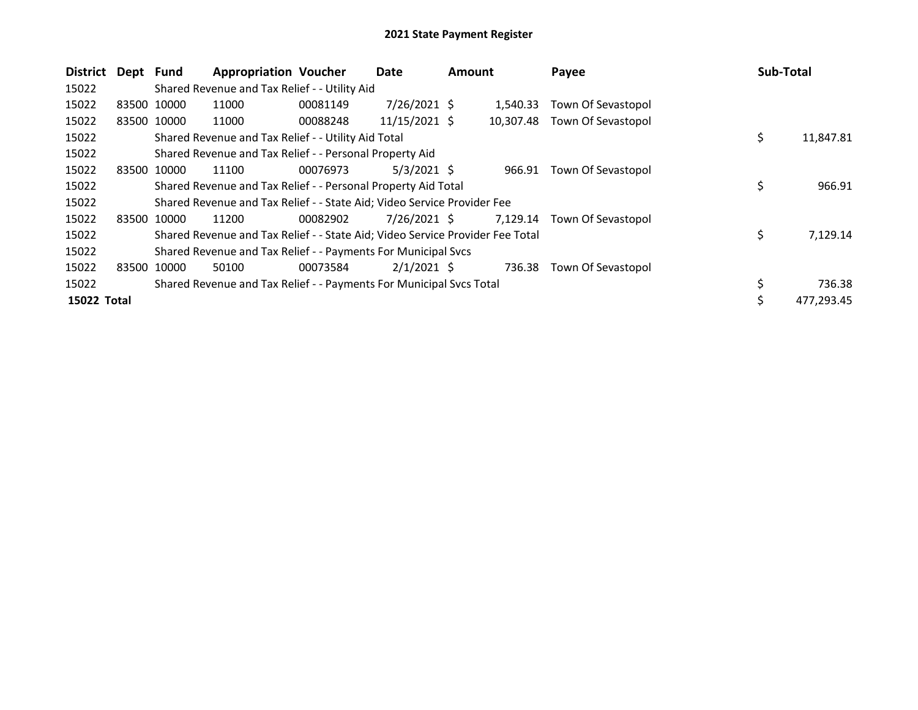# 2021 State Payment Register

| District | Dept | Fund | Appropriation | Voucher | Date | Amount | Payee | Sub-Total |
|---|---|---|---|---|---|---|---|---|
| 15022 | | Shared Revenue and Tax Relief - - Utility Aid | | | | | | |
| 15022 | 83500 | 10000 | 11000 | 00081149 | 7/26/2021 | $ 1,540.33 | Town Of Sevastopol | |
| 15022 | 83500 | 10000 | 11000 | 00088248 | 11/15/2021 | $ 10,307.48 | Town Of Sevastopol | |
| 15022 | | Shared Revenue and Tax Relief - - Utility Aid Total | | | | | | $ 11,847.81 |
| 15022 | | Shared Revenue and Tax Relief - - Personal Property Aid | | | | | | |
| 15022 | 83500 | 10000 | 11100 | 00076973 | 5/3/2021 | $ 966.91 | Town Of Sevastopol | |
| 15022 | | Shared Revenue and Tax Relief - - Personal Property Aid Total | | | | | | $ 966.91 |
| 15022 | | Shared Revenue and Tax Relief - - State Aid; Video Service Provider Fee | | | | | | |
| 15022 | 83500 | 10000 | 11200 | 00082902 | 7/26/2021 | $ 7,129.14 | Town Of Sevastopol | |
| 15022 | | Shared Revenue and Tax Relief - - State Aid; Video Service Provider Fee Total | | | | | | $ 7,129.14 |
| 15022 | | Shared Revenue and Tax Relief - - Payments For Municipal Svcs | | | | | | |
| 15022 | 83500 | 10000 | 50100 | 00073584 | 2/1/2021 | $ 736.38 | Town Of Sevastopol | |
| 15022 | | Shared Revenue and Tax Relief - - Payments For Municipal Svcs Total | | | | | | $ 736.38 |
| **15022 Total** | | | | | | | | $ 477,293.45 |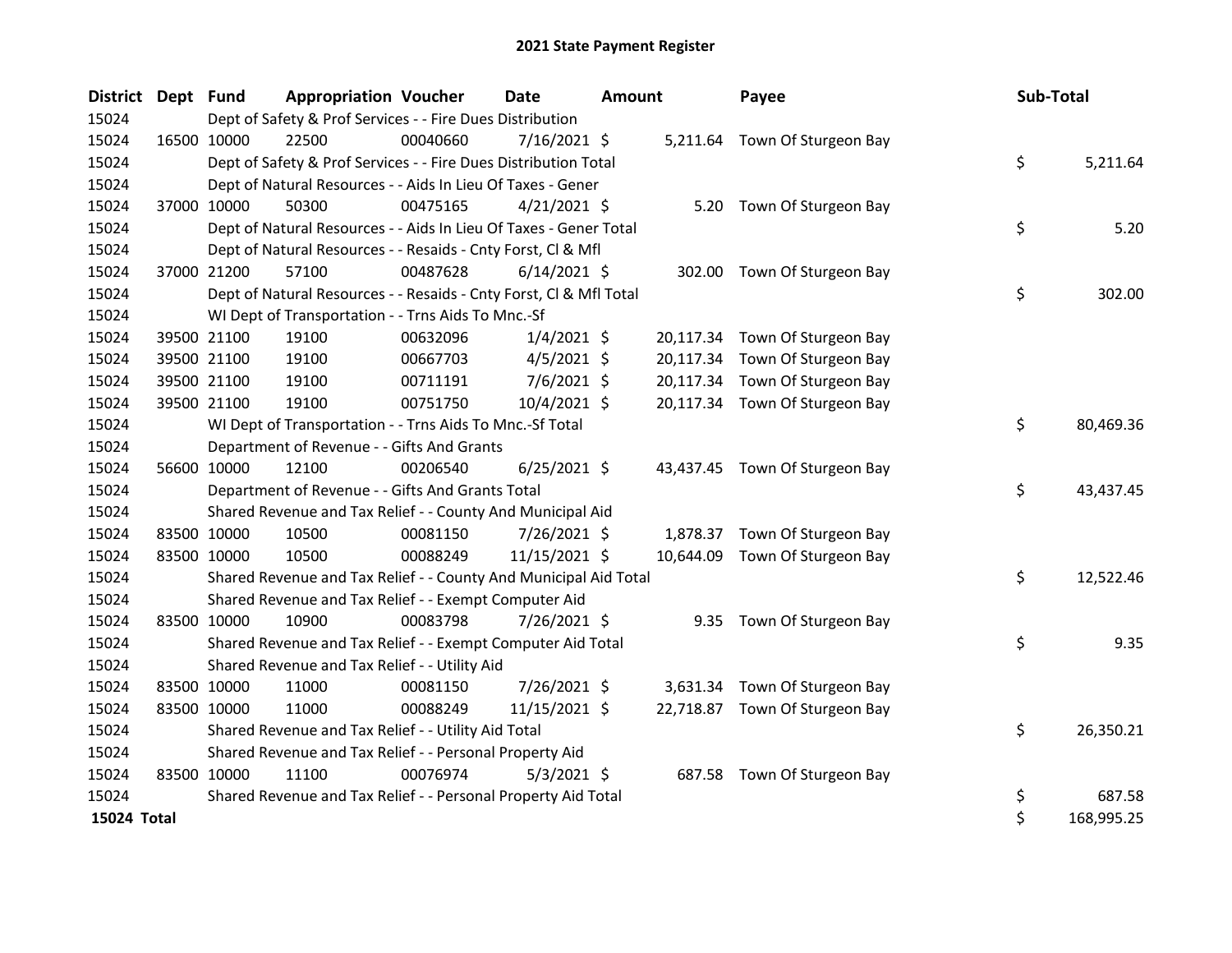# 2021 State Payment Register

| District | Dept | Fund | Appropriation | Voucher | Date | Amount | Payee | Sub-Total |
|---|---|---|---|---|---|---|---|---|
| 15024 | | Dept of Safety & Prof Services - - Fire Dues Distribution | | | | | | |
| 15024 | 16500 | 10000 | 22500 | 00040660 | 7/16/2021 | $ 5,211.64 | Town Of Sturgeon Bay | |
| 15024 | | Dept of Safety & Prof Services - - Fire Dues Distribution Total | | | | | | $ 5,211.64 |
| 15024 | | Dept of Natural Resources - - Aids In Lieu Of Taxes - Gener | | | | | | |
| 15024 | 37000 | 10000 | 50300 | 00475165 | 4/21/2021 | $ 5.20 | Town Of Sturgeon Bay | |
| 15024 | | Dept of Natural Resources - - Aids In Lieu Of Taxes - Gener Total | | | | | | $ 5.20 |
| 15024 | | Dept of Natural Resources - - Resaids - Cnty Forst, Cl & Mfl | | | | | | |
| 15024 | 37000 | 21200 | 57100 | 00487628 | 6/14/2021 | $ 302.00 | Town Of Sturgeon Bay | |
| 15024 | | Dept of Natural Resources - - Resaids - Cnty Forst, Cl & Mfl Total | | | | | | $ 302.00 |
| 15024 | | WI Dept of Transportation - - Trns Aids To Mnc.-Sf | | | | | | |
| 15024 | 39500 | 21100 | 19100 | 00632096 | 1/4/2021 | $ 20,117.34 | Town Of Sturgeon Bay | |
| 15024 | 39500 | 21100 | 19100 | 00667703 | 4/5/2021 | $ 20,117.34 | Town Of Sturgeon Bay | |
| 15024 | 39500 | 21100 | 19100 | 00711191 | 7/6/2021 | $ 20,117.34 | Town Of Sturgeon Bay | |
| 15024 | 39500 | 21100 | 19100 | 00751750 | 10/4/2021 | $ 20,117.34 | Town Of Sturgeon Bay | |
| 15024 | | WI Dept of Transportation - - Trns Aids To Mnc.-Sf Total | | | | | | $ 80,469.36 |
| 15024 | | Department of Revenue - - Gifts And Grants | | | | | | |
| 15024 | 56600 | 10000 | 12100 | 00206540 | 6/25/2021 | $ 43,437.45 | Town Of Sturgeon Bay | |
| 15024 | | Department of Revenue - - Gifts And Grants Total | | | | | | $ 43,437.45 |
| 15024 | | Shared Revenue and Tax Relief - - County And Municipal Aid | | | | | | |
| 15024 | 83500 | 10000 | 10500 | 00081150 | 7/26/2021 | $ 1,878.37 | Town Of Sturgeon Bay | |
| 15024 | 83500 | 10000 | 10500 | 00088249 | 11/15/2021 | $ 10,644.09 | Town Of Sturgeon Bay | |
| 15024 | | Shared Revenue and Tax Relief - - County And Municipal Aid Total | | | | | | $ 12,522.46 |
| 15024 | | Shared Revenue and Tax Relief - - Exempt Computer Aid | | | | | | |
| 15024 | 83500 | 10000 | 10900 | 00083798 | 7/26/2021 | $ 9.35 | Town Of Sturgeon Bay | |
| 15024 | | Shared Revenue and Tax Relief - - Exempt Computer Aid Total | | | | | | $ 9.35 |
| 15024 | | Shared Revenue and Tax Relief - - Utility Aid | | | | | | |
| 15024 | 83500 | 10000 | 11000 | 00081150 | 7/26/2021 | $ 3,631.34 | Town Of Sturgeon Bay | |
| 15024 | 83500 | 10000 | 11000 | 00088249 | 11/15/2021 | $ 22,718.87 | Town Of Sturgeon Bay | |
| 15024 | | Shared Revenue and Tax Relief - - Utility Aid Total | | | | | | $ 26,350.21 |
| 15024 | | Shared Revenue and Tax Relief - - Personal Property Aid | | | | | | |
| 15024 | 83500 | 10000 | 11100 | 00076974 | 5/3/2021 | $ 687.58 | Town Of Sturgeon Bay | |
| 15024 | | Shared Revenue and Tax Relief - - Personal Property Aid Total | | | | | | $ 687.58 |
| **15024 Total** | | | | | | | | $ 168,995.25 |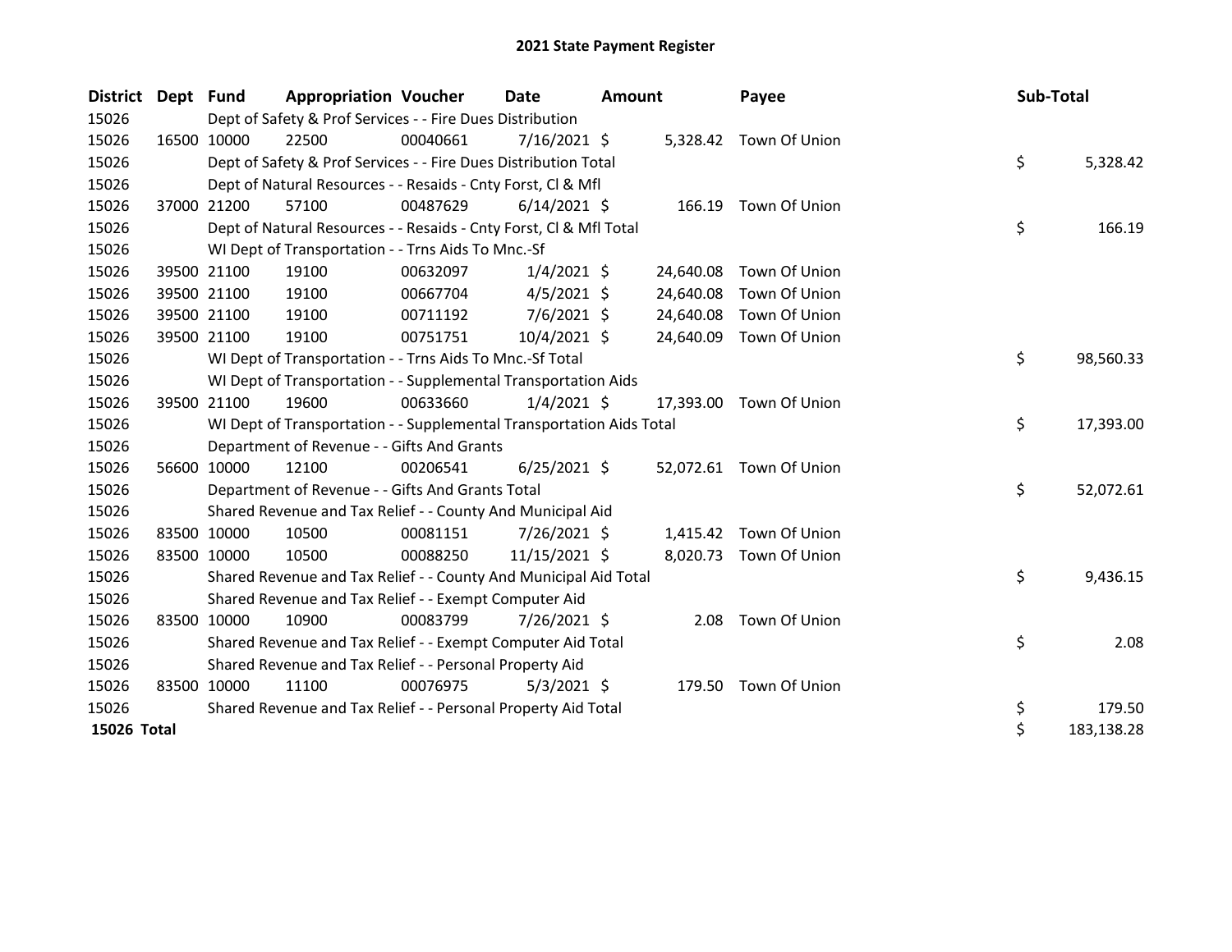# 2021 State Payment Register

| District | Dept | Fund | Appropriation | Voucher | Date | Amount | Payee | Sub-Total |
|---|---|---|---|---|---|---|---|---|
| 15026 | | Dept of Safety & Prof Services - - Fire Dues Distribution | | | | | | |
| 15026 | 16500 | 10000 | 22500 | 00040661 | 7/16/2021 | $ 5,328.42 | Town Of Union | |
| 15026 | | Dept of Safety & Prof Services - - Fire Dues Distribution Total | | | | | | $ 5,328.42 |
| 15026 | | Dept of Natural Resources - - Resaids - Cnty Forst, Cl & Mfl | | | | | | |
| 15026 | 37000 | 21200 | 57100 | 00487629 | 6/14/2021 | $ 166.19 | Town Of Union | |
| 15026 | | Dept of Natural Resources - - Resaids - Cnty Forst, Cl & Mfl Total | | | | | | $ 166.19 |
| 15026 | | WI Dept of Transportation - - Trns Aids To Mnc.-Sf | | | | | | |
| 15026 | 39500 | 21100 | 19100 | 00632097 | 1/4/2021 | $ 24,640.08 | Town Of Union | |
| 15026 | 39500 | 21100 | 19100 | 00667704 | 4/5/2021 | $ 24,640.08 | Town Of Union | |
| 15026 | 39500 | 21100 | 19100 | 00711192 | 7/6/2021 | $ 24,640.08 | Town Of Union | |
| 15026 | 39500 | 21100 | 19100 | 00751751 | 10/4/2021 | $ 24,640.09 | Town Of Union | |
| 15026 | | WI Dept of Transportation - - Trns Aids To Mnc.-Sf Total | | | | | | $ 98,560.33 |
| 15026 | | WI Dept of Transportation - - Supplemental Transportation Aids | | | | | | |
| 15026 | 39500 | 21100 | 19600 | 00633660 | 1/4/2021 | $ 17,393.00 | Town Of Union | |
| 15026 | | WI Dept of Transportation - - Supplemental Transportation Aids Total | | | | | | $ 17,393.00 |
| 15026 | | Department of Revenue - - Gifts And Grants | | | | | | |
| 15026 | 56600 | 10000 | 12100 | 00206541 | 6/25/2021 | $ 52,072.61 | Town Of Union | |
| 15026 | | Department of Revenue - - Gifts And Grants Total | | | | | | $ 52,072.61 |
| 15026 | | Shared Revenue and Tax Relief - - County And Municipal Aid | | | | | | |
| 15026 | 83500 | 10000 | 10500 | 00081151 | 7/26/2021 | $ 1,415.42 | Town Of Union | |
| 15026 | 83500 | 10000 | 10500 | 00088250 | 11/15/2021 | $ 8,020.73 | Town Of Union | |
| 15026 | | Shared Revenue and Tax Relief - - County And Municipal Aid Total | | | | | | $ 9,436.15 |
| 15026 | | Shared Revenue and Tax Relief - - Exempt Computer Aid | | | | | | |
| 15026 | 83500 | 10000 | 10900 | 00083799 | 7/26/2021 | $ 2.08 | Town Of Union | |
| 15026 | | Shared Revenue and Tax Relief - - Exempt Computer Aid Total | | | | | | $ 2.08 |
| 15026 | | Shared Revenue and Tax Relief - - Personal Property Aid | | | | | | |
| 15026 | 83500 | 10000 | 11100 | 00076975 | 5/3/2021 | $ 179.50 | Town Of Union | |
| 15026 | | Shared Revenue and Tax Relief - - Personal Property Aid Total | | | | | | $ 179.50 |
| **15026 Total** | | | | | | | | $ 183,138.28 |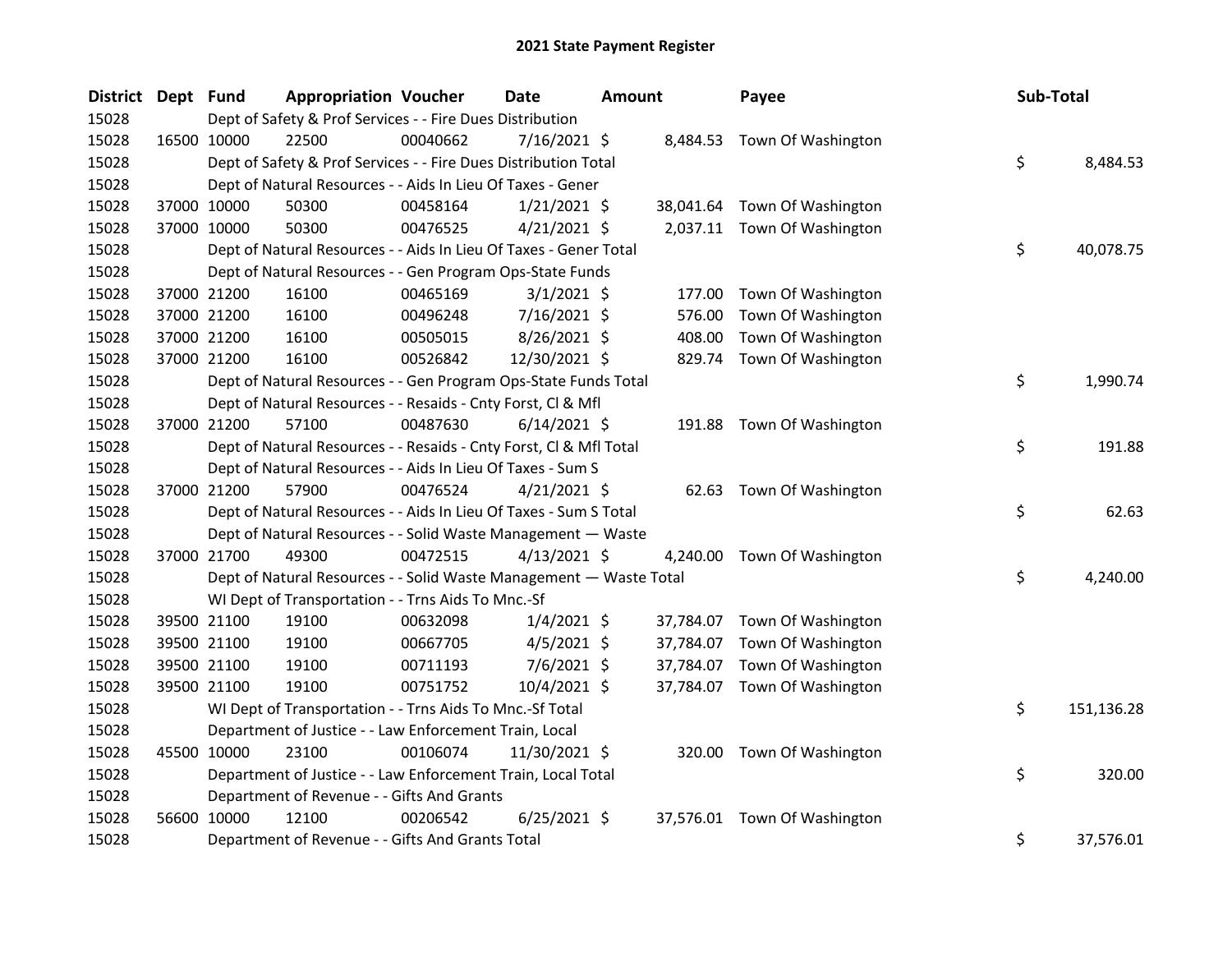# 2021 State Payment Register

| District | Dept | Fund | Appropriation | Voucher | Date | Amount | Payee | Sub-Total |
|---|---|---|---|---|---|---|---|---|
| 15028 | | Dept of Safety & Prof Services - - Fire Dues Distribution | | | | | | |
| 15028 | 16500 | 10000 | 22500 | 00040662 | 7/16/2021 | $ 8,484.53 | Town Of Washington | |
| 15028 | | Dept of Safety & Prof Services - - Fire Dues Distribution Total | | | | | | $ 8,484.53 |
| 15028 | | Dept of Natural Resources - - Aids In Lieu Of Taxes - Gener | | | | | | |
| 15028 | 37000 | 10000 | 50300 | 00458164 | 1/21/2021 | $ 38,041.64 | Town Of Washington | |
| 15028 | 37000 | 10000 | 50300 | 00476525 | 4/21/2021 | $ 2,037.11 | Town Of Washington | |
| 15028 | | Dept of Natural Resources - - Aids In Lieu Of Taxes - Gener Total | | | | | | $ 40,078.75 |
| 15028 | | Dept of Natural Resources - - Gen Program Ops-State Funds | | | | | | |
| 15028 | 37000 | 21200 | 16100 | 00465169 | 3/1/2021 | $ 177.00 | Town Of Washington | |
| 15028 | 37000 | 21200 | 16100 | 00496248 | 7/16/2021 | $ 576.00 | Town Of Washington | |
| 15028 | 37000 | 21200 | 16100 | 00505015 | 8/26/2021 | $ 408.00 | Town Of Washington | |
| 15028 | 37000 | 21200 | 16100 | 00526842 | 12/30/2021 | $ 829.74 | Town Of Washington | |
| 15028 | | Dept of Natural Resources - - Gen Program Ops-State Funds Total | | | | | | $ 1,990.74 |
| 15028 | | Dept of Natural Resources - - Resaids - Cnty Forst, Cl & Mfl | | | | | | |
| 15028 | 37000 | 21200 | 57100 | 00487630 | 6/14/2021 | $ 191.88 | Town Of Washington | |
| 15028 | | Dept of Natural Resources - - Resaids - Cnty Forst, Cl & Mfl Total | | | | | | $ 191.88 |
| 15028 | | Dept of Natural Resources - - Aids In Lieu Of Taxes - Sum S | | | | | | |
| 15028 | 37000 | 21200 | 57900 | 00476524 | 4/21/2021 | $ 62.63 | Town Of Washington | |
| 15028 | | Dept of Natural Resources - - Aids In Lieu Of Taxes - Sum S Total | | | | | | $ 62.63 |
| 15028 | | Dept of Natural Resources - - Solid Waste Management — Waste | | | | | | |
| 15028 | 37000 | 21700 | 49300 | 00472515 | 4/13/2021 | $ 4,240.00 | Town Of Washington | |
| 15028 | | Dept of Natural Resources - - Solid Waste Management — Waste Total | | | | | | $ 4,240.00 |
| 15028 | | WI Dept of Transportation - - Trns Aids To Mnc.-Sf | | | | | | |
| 15028 | 39500 | 21100 | 19100 | 00632098 | 1/4/2021 | $ 37,784.07 | Town Of Washington | |
| 15028 | 39500 | 21100 | 19100 | 00667705 | 4/5/2021 | $ 37,784.07 | Town Of Washington | |
| 15028 | 39500 | 21100 | 19100 | 00711193 | 7/6/2021 | $ 37,784.07 | Town Of Washington | |
| 15028 | 39500 | 21100 | 19100 | 00751752 | 10/4/2021 | $ 37,784.07 | Town Of Washington | |
| 15028 | | WI Dept of Transportation - - Trns Aids To Mnc.-Sf Total | | | | | | $ 151,136.28 |
| 15028 | | Department of Justice - - Law Enforcement Train, Local | | | | | | |
| 15028 | 45500 | 10000 | 23100 | 00106074 | 11/30/2021 | $ 320.00 | Town Of Washington | |
| 15028 | | Department of Justice - - Law Enforcement Train, Local Total | | | | | | $ 320.00 |
| 15028 | | Department of Revenue - - Gifts And Grants | | | | | | |
| 15028 | 56600 | 10000 | 12100 | 00206542 | 6/25/2021 | $ 37,576.01 | Town Of Washington | |
| 15028 | | Department of Revenue - - Gifts And Grants Total | | | | | | $ 37,576.01 |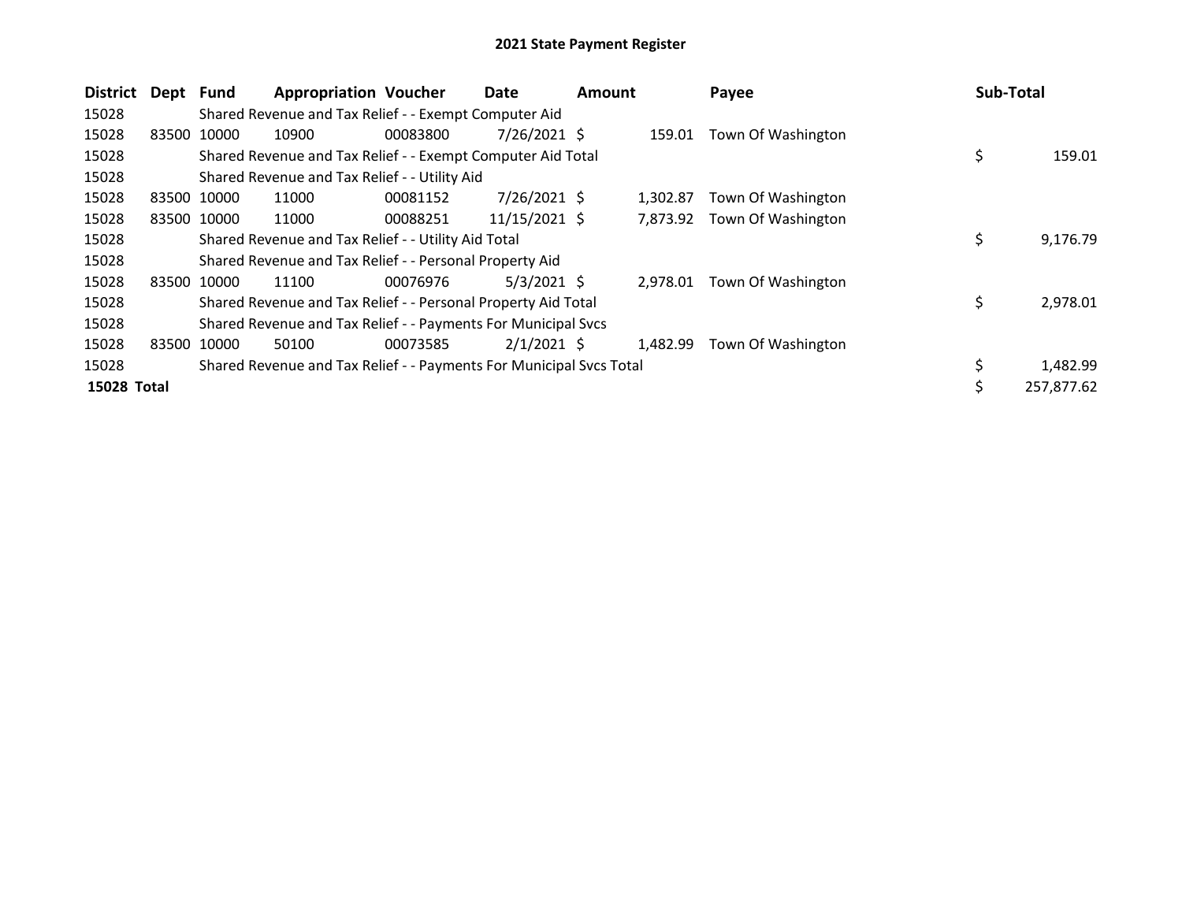# 2021 State Payment Register

| District | Dept | Fund | Appropriation | Voucher | Date | Amount | Payee | Sub-Total |
|---|---|---|---|---|---|---|---|---|
| 15028 | | Shared Revenue and Tax Relief - - Exempt Computer Aid | | | | | | |
| 15028 | 83500 | 10000 | 10900 | 00083800 | 7/26/2021 | $ 159.01 | Town Of Washington | |
| 15028 | | Shared Revenue and Tax Relief - - Exempt Computer Aid Total | | | | | | $ 159.01 |
| 15028 | | Shared Revenue and Tax Relief - - Utility Aid | | | | | | |
| 15028 | 83500 | 10000 | 11000 | 00081152 | 7/26/2021 | $ 1,302.87 | Town Of Washington | |
| 15028 | 83500 | 10000 | 11000 | 00088251 | 11/15/2021 | $ 7,873.92 | Town Of Washington | |
| 15028 | | Shared Revenue and Tax Relief - - Utility Aid Total | | | | | | $ 9,176.79 |
| 15028 | | Shared Revenue and Tax Relief - - Personal Property Aid | | | | | | |
| 15028 | 83500 | 10000 | 11100 | 00076976 | 5/3/2021 | $ 2,978.01 | Town Of Washington | |
| 15028 | | Shared Revenue and Tax Relief - - Personal Property Aid Total | | | | | | $ 2,978.01 |
| 15028 | | Shared Revenue and Tax Relief - - Payments For Municipal Svcs | | | | | | |
| 15028 | 83500 | 10000 | 50100 | 00073585 | 2/1/2021 | $ 1,482.99 | Town Of Washington | |
| 15028 | | Shared Revenue and Tax Relief - - Payments For Municipal Svcs Total | | | | | | $ 1,482.99 |
| **15028 Total** | | | | | | | | $ 257,877.62 |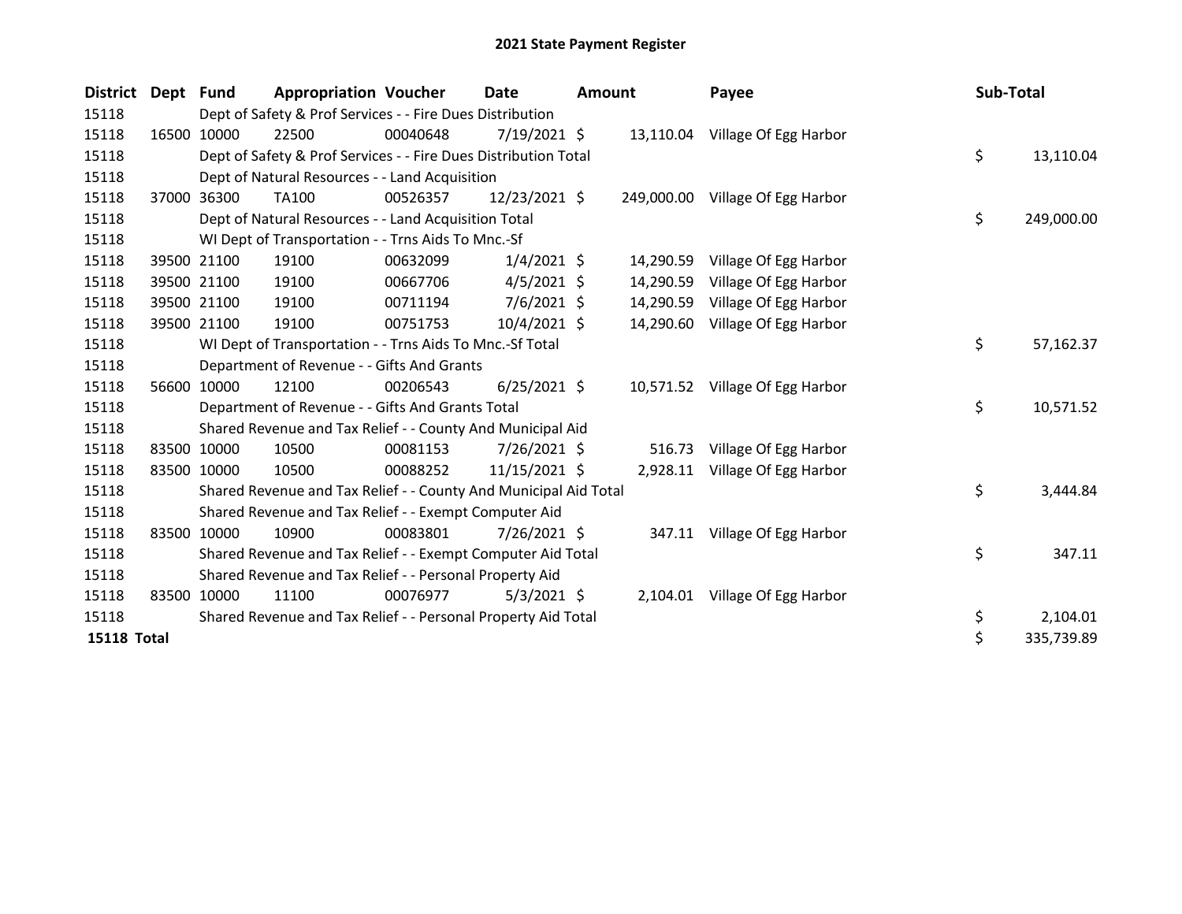# 2021 State Payment Register

| District | Dept | Fund | Appropriation | Voucher | Date | Amount | Payee | Sub-Total |
|---|---|---|---|---|---|---|---|---|
| 15118 | | Dept of Safety & Prof Services - - Fire Dues Distribution | | | | | | |
| 15118 | 16500 | 10000 | 22500 | 00040648 | 7/19/2021 | $ 13,110.04 | Village Of Egg Harbor | |
| 15118 | | Dept of Safety & Prof Services - - Fire Dues Distribution Total | | | | | | $ 13,110.04 |
| 15118 | | Dept of Natural Resources - - Land Acquisition | | | | | | |
| 15118 | 37000 | 36300 | TA100 | 00526357 | 12/23/2021 | $ 249,000.00 | Village Of Egg Harbor | |
| 15118 | | Dept of Natural Resources - - Land Acquisition Total | | | | | | $ 249,000.00 |
| 15118 | | WI Dept of Transportation - - Trns Aids To Mnc.-Sf | | | | | | |
| 15118 | 39500 | 21100 | 19100 | 00632099 | 1/4/2021 | $ 14,290.59 | Village Of Egg Harbor | |
| 15118 | 39500 | 21100 | 19100 | 00667706 | 4/5/2021 | $ 14,290.59 | Village Of Egg Harbor | |
| 15118 | 39500 | 21100 | 19100 | 00711194 | 7/6/2021 | $ 14,290.59 | Village Of Egg Harbor | |
| 15118 | 39500 | 21100 | 19100 | 00751753 | 10/4/2021 | $ 14,290.60 | Village Of Egg Harbor | |
| 15118 | | WI Dept of Transportation - - Trns Aids To Mnc.-Sf Total | | | | | | $ 57,162.37 |
| 15118 | | Department of Revenue - - Gifts And Grants | | | | | | |
| 15118 | 56600 | 10000 | 12100 | 00206543 | 6/25/2021 | $ 10,571.52 | Village Of Egg Harbor | |
| 15118 | | Department of Revenue - - Gifts And Grants Total | | | | | | $ 10,571.52 |
| 15118 | | Shared Revenue and Tax Relief - - County And Municipal Aid | | | | | | |
| 15118 | 83500 | 10000 | 10500 | 00081153 | 7/26/2021 | $ 516.73 | Village Of Egg Harbor | |
| 15118 | 83500 | 10000 | 10500 | 00088252 | 11/15/2021 | $ 2,928.11 | Village Of Egg Harbor | |
| 15118 | | Shared Revenue and Tax Relief - - County And Municipal Aid Total | | | | | | $ 3,444.84 |
| 15118 | | Shared Revenue and Tax Relief - - Exempt Computer Aid | | | | | | |
| 15118 | 83500 | 10000 | 10900 | 00083801 | 7/26/2021 | $ 347.11 | Village Of Egg Harbor | |
| 15118 | | Shared Revenue and Tax Relief - - Exempt Computer Aid Total | | | | | | $ 347.11 |
| 15118 | | Shared Revenue and Tax Relief - - Personal Property Aid | | | | | | |
| 15118 | 83500 | 10000 | 11100 | 00076977 | 5/3/2021 | $ 2,104.01 | Village Of Egg Harbor | |
| 15118 | | Shared Revenue and Tax Relief - - Personal Property Aid Total | | | | | | $ 2,104.01 |
| **15118 Total** | | | | | | | | $ 335,739.89 |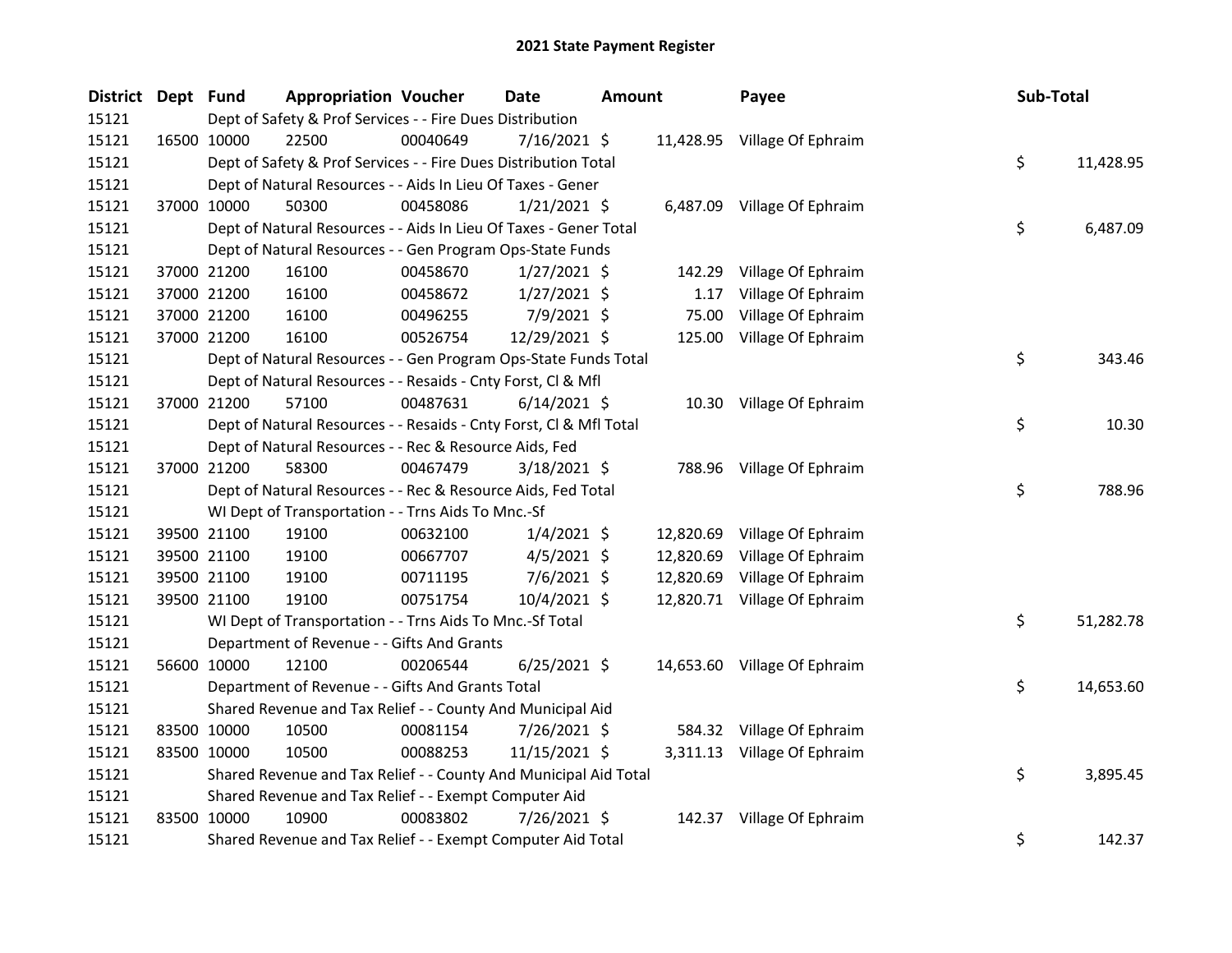# 2021 State Payment Register

| District | Dept | Fund | Appropriation | Voucher | Date | Amount | Payee | Sub-Total |
|---|---|---|---|---|---|---|---|---|
| 15121 | | Dept of Safety & Prof Services - - Fire Dues Distribution | | | | | | |
| 15121 | 16500 | 10000 | 22500 | 00040649 | 7/16/2021 | $ 11,428.95 | Village Of Ephraim | |
| 15121 | | Dept of Safety & Prof Services - - Fire Dues Distribution Total | | | | | | $ 11,428.95 |
| 15121 | | Dept of Natural Resources - - Aids In Lieu Of Taxes - Gener | | | | | | |
| 15121 | 37000 | 10000 | 50300 | 00458086 | 1/21/2021 | $ 6,487.09 | Village Of Ephraim | |
| 15121 | | Dept of Natural Resources - - Aids In Lieu Of Taxes - Gener Total | | | | | | $ 6,487.09 |
| 15121 | | Dept of Natural Resources - - Gen Program Ops-State Funds | | | | | | |
| 15121 | 37000 | 21200 | 16100 | 00458670 | 1/27/2021 | $ 142.29 | Village Of Ephraim | |
| 15121 | 37000 | 21200 | 16100 | 00458672 | 1/27/2021 | $ 1.17 | Village Of Ephraim | |
| 15121 | 37000 | 21200 | 16100 | 00496255 | 7/9/2021 | $ 75.00 | Village Of Ephraim | |
| 15121 | 37000 | 21200 | 16100 | 00526754 | 12/29/2021 | $ 125.00 | Village Of Ephraim | |
| 15121 | | Dept of Natural Resources - - Gen Program Ops-State Funds Total | | | | | | $ 343.46 |
| 15121 | | Dept of Natural Resources - - Resaids - Cnty Forst, Cl & Mfl | | | | | | |
| 15121 | 37000 | 21200 | 57100 | 00487631 | 6/14/2021 | $ 10.30 | Village Of Ephraim | |
| 15121 | | Dept of Natural Resources - - Resaids - Cnty Forst, Cl & Mfl Total | | | | | | $ 10.30 |
| 15121 | | Dept of Natural Resources - - Rec & Resource Aids, Fed | | | | | | |
| 15121 | 37000 | 21200 | 58300 | 00467479 | 3/18/2021 | $ 788.96 | Village Of Ephraim | |
| 15121 | | Dept of Natural Resources - - Rec & Resource Aids, Fed Total | | | | | | $ 788.96 |
| 15121 | | WI Dept of Transportation - - Trns Aids To Mnc.-Sf | | | | | | |
| 15121 | 39500 | 21100 | 19100 | 00632100 | 1/4/2021 | $ 12,820.69 | Village Of Ephraim | |
| 15121 | 39500 | 21100 | 19100 | 00667707 | 4/5/2021 | $ 12,820.69 | Village Of Ephraim | |
| 15121 | 39500 | 21100 | 19100 | 00711195 | 7/6/2021 | $ 12,820.69 | Village Of Ephraim | |
| 15121 | 39500 | 21100 | 19100 | 00751754 | 10/4/2021 | $ 12,820.71 | Village Of Ephraim | |
| 15121 | | WI Dept of Transportation - - Trns Aids To Mnc.-Sf Total | | | | | | $ 51,282.78 |
| 15121 | | Department of Revenue - - Gifts And Grants | | | | | | |
| 15121 | 56600 | 10000 | 12100 | 00206544 | 6/25/2021 | $ 14,653.60 | Village Of Ephraim | |
| 15121 | | Department of Revenue - - Gifts And Grants Total | | | | | | $ 14,653.60 |
| 15121 | | Shared Revenue and Tax Relief - - County And Municipal Aid | | | | | | |
| 15121 | 83500 | 10000 | 10500 | 00081154 | 7/26/2021 | $ 584.32 | Village Of Ephraim | |
| 15121 | 83500 | 10000 | 10500 | 00088253 | 11/15/2021 | $ 3,311.13 | Village Of Ephraim | |
| 15121 | | Shared Revenue and Tax Relief - - County And Municipal Aid Total | | | | | | $ 3,895.45 |
| 15121 | | Shared Revenue and Tax Relief - - Exempt Computer Aid | | | | | | |
| 15121 | 83500 | 10000 | 10900 | 00083802 | 7/26/2021 | $ 142.37 | Village Of Ephraim | |
| 15121 | | Shared Revenue and Tax Relief - - Exempt Computer Aid Total | | | | | | $ 142.37 |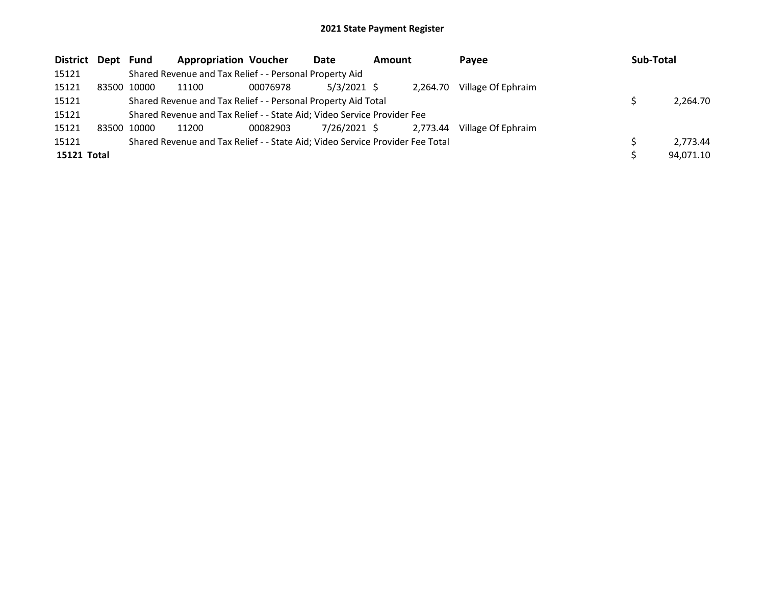# 2021 State Payment Register

| District | Dept | Fund | Appropriation | Voucher | Date | Amount | Payee | Sub-Total |
|---|---|---|---|---|---|---|---|---|
| 15121 | | Shared Revenue and Tax Relief - - Personal Property Aid | | | | | | |
| 15121 | 83500 | 10000 | 11100 | 00076978 | 5/3/2021 | $ 2,264.70 | Village Of Ephraim | |
| 15121 | | Shared Revenue and Tax Relief - - Personal Property Aid Total | | | | | | $ 2,264.70 |
| 15121 | | Shared Revenue and Tax Relief - - State Aid; Video Service Provider Fee | | | | | | |
| 15121 | 83500 | 10000 | 11200 | 00082903 | 7/26/2021 | $ 2,773.44 | Village Of Ephraim | |
| 15121 | | Shared Revenue and Tax Relief - - State Aid; Video Service Provider Fee Total | | | | | | $ 2,773.44 |
| **15121 Total** | | | | | | | | $ 94,071.10 |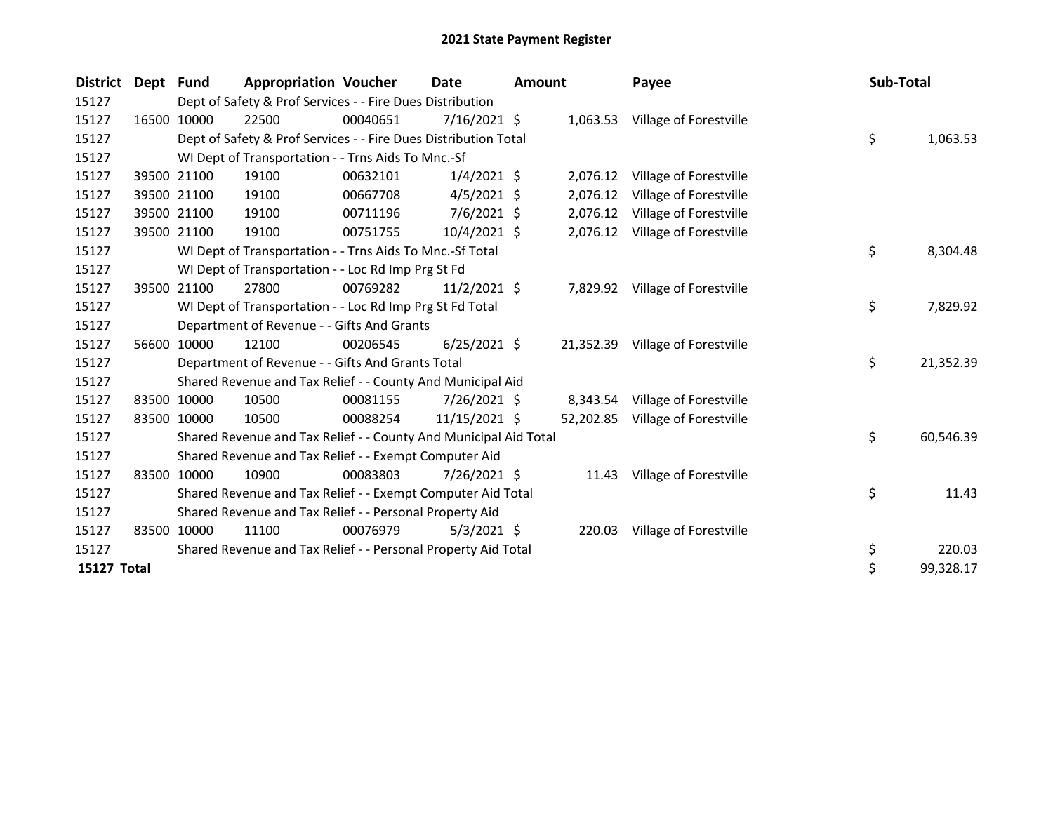# 2021 State Payment Register

| District | Dept | Fund | Appropriation | Voucher | Date | Amount | Payee | Sub-Total |
|---|---|---|---|---|---|---|---|---|
| 15127 | | Dept of Safety & Prof Services - - Fire Dues Distribution | | | | | | |
| 15127 | 16500 | 10000 | 22500 | 00040651 | 7/16/2021 | $ 1,063.53 | Village of Forestville | |
| 15127 | | Dept of Safety & Prof Services - - Fire Dues Distribution Total | | | | | | $ 1,063.53 |
| 15127 | | WI Dept of Transportation - - Trns Aids To Mnc.-Sf | | | | | | |
| 15127 | 39500 | 21100 | 19100 | 00632101 | 1/4/2021 | $ 2,076.12 | Village of Forestville | |
| 15127 | 39500 | 21100 | 19100 | 00667708 | 4/5/2021 | $ 2,076.12 | Village of Forestville | |
| 15127 | 39500 | 21100 | 19100 | 00711196 | 7/6/2021 | $ 2,076.12 | Village of Forestville | |
| 15127 | 39500 | 21100 | 19100 | 00751755 | 10/4/2021 | $ 2,076.12 | Village of Forestville | |
| 15127 | | WI Dept of Transportation - - Trns Aids To Mnc.-Sf Total | | | | | | $ 8,304.48 |
| 15127 | | WI Dept of Transportation - - Loc Rd Imp Prg St Fd | | | | | | |
| 15127 | 39500 | 21100 | 27800 | 00769282 | 11/2/2021 | $ 7,829.92 | Village of Forestville | |
| 15127 | | WI Dept of Transportation - - Loc Rd Imp Prg St Fd Total | | | | | | $ 7,829.92 |
| 15127 | | Department of Revenue - - Gifts And Grants | | | | | | |
| 15127 | 56600 | 10000 | 12100 | 00206545 | 6/25/2021 | $ 21,352.39 | Village of Forestville | |
| 15127 | | Department of Revenue - - Gifts And Grants Total | | | | | | $ 21,352.39 |
| 15127 | | Shared Revenue and Tax Relief - - County And Municipal Aid | | | | | | |
| 15127 | 83500 | 10000 | 10500 | 00081155 | 7/26/2021 | $ 8,343.54 | Village of Forestville | |
| 15127 | 83500 | 10000 | 10500 | 00088254 | 11/15/2021 | $ 52,202.85 | Village of Forestville | |
| 15127 | | Shared Revenue and Tax Relief - - County And Municipal Aid Total | | | | | | $ 60,546.39 |
| 15127 | | Shared Revenue and Tax Relief - - Exempt Computer Aid | | | | | | |
| 15127 | 83500 | 10000 | 10900 | 00083803 | 7/26/2021 | $ 11.43 | Village of Forestville | |
| 15127 | | Shared Revenue and Tax Relief - - Exempt Computer Aid Total | | | | | | $ 11.43 |
| 15127 | | Shared Revenue and Tax Relief - - Personal Property Aid | | | | | | |
| 15127 | 83500 | 10000 | 11100 | 00076979 | 5/3/2021 | $ 220.03 | Village of Forestville | |
| 15127 | | Shared Revenue and Tax Relief - - Personal Property Aid Total | | | | | | $ 220.03 |
| **15127 Total** | | | | | | | | $ 99,328.17 |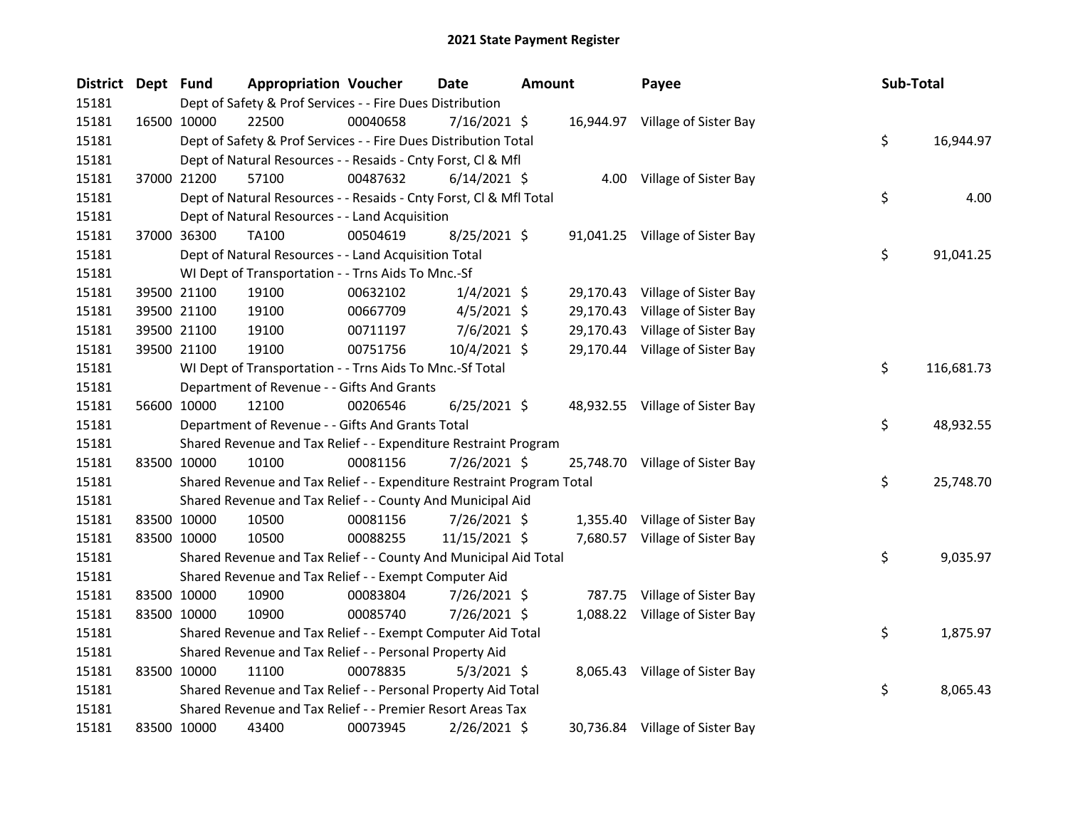# 2021 State Payment Register

| District | Dept | Fund | Appropriation | Voucher | Date | Amount | Payee | Sub-Total |
|---|---|---|---|---|---|---|---|---|
| 15181 | | Dept of Safety & Prof Services - - Fire Dues Distribution | | | | | | |
| 15181 | 16500 | 10000 | 22500 | 00040658 | 7/16/2021 | $ 16,944.97 | Village of Sister Bay | |
| 15181 | | Dept of Safety & Prof Services - - Fire Dues Distribution Total | | | | | | $ 16,944.97 |
| 15181 | | Dept of Natural Resources - - Resaids - Cnty Forst, Cl & Mfl | | | | | | |
| 15181 | 37000 | 21200 | 57100 | 00487632 | 6/14/2021 | $ 4.00 | Village of Sister Bay | |
| 15181 | | Dept of Natural Resources - - Resaids - Cnty Forst, Cl & Mfl Total | | | | | | $ 4.00 |
| 15181 | | Dept of Natural Resources - - Land Acquisition | | | | | | |
| 15181 | 37000 | 36300 | TA100 | 00504619 | 8/25/2021 | $ 91,041.25 | Village of Sister Bay | |
| 15181 | | Dept of Natural Resources - - Land Acquisition Total | | | | | | $ 91,041.25 |
| 15181 | | WI Dept of Transportation - - Trns Aids To Mnc.-Sf | | | | | | |
| 15181 | 39500 | 21100 | 19100 | 00632102 | 1/4/2021 | $ 29,170.43 | Village of Sister Bay | |
| 15181 | 39500 | 21100 | 19100 | 00667709 | 4/5/2021 | $ 29,170.43 | Village of Sister Bay | |
| 15181 | 39500 | 21100 | 19100 | 00711197 | 7/6/2021 | $ 29,170.43 | Village of Sister Bay | |
| 15181 | 39500 | 21100 | 19100 | 00751756 | 10/4/2021 | $ 29,170.44 | Village of Sister Bay | |
| 15181 | | WI Dept of Transportation - - Trns Aids To Mnc.-Sf Total | | | | | | $ 116,681.73 |
| 15181 | | Department of Revenue - - Gifts And Grants | | | | | | |
| 15181 | 56600 | 10000 | 12100 | 00206546 | 6/25/2021 | $ 48,932.55 | Village of Sister Bay | |
| 15181 | | Department of Revenue - - Gifts And Grants Total | | | | | | $ 48,932.55 |
| 15181 | | Shared Revenue and Tax Relief - - Expenditure Restraint Program | | | | | | |
| 15181 | 83500 | 10000 | 10100 | 00081156 | 7/26/2021 | $ 25,748.70 | Village of Sister Bay | |
| 15181 | | Shared Revenue and Tax Relief - - Expenditure Restraint Program Total | | | | | | $ 25,748.70 |
| 15181 | | Shared Revenue and Tax Relief - - County And Municipal Aid | | | | | | |
| 15181 | 83500 | 10000 | 10500 | 00081156 | 7/26/2021 | $ 1,355.40 | Village of Sister Bay | |
| 15181 | 83500 | 10000 | 10500 | 00088255 | 11/15/2021 | $ 7,680.57 | Village of Sister Bay | |
| 15181 | | Shared Revenue and Tax Relief - - County And Municipal Aid Total | | | | | | $ 9,035.97 |
| 15181 | | Shared Revenue and Tax Relief - - Exempt Computer Aid | | | | | | |
| 15181 | 83500 | 10000 | 10900 | 00083804 | 7/26/2021 | $ 787.75 | Village of Sister Bay | |
| 15181 | 83500 | 10000 | 10900 | 00085740 | 7/26/2021 | $ 1,088.22 | Village of Sister Bay | |
| 15181 | | Shared Revenue and Tax Relief - - Exempt Computer Aid Total | | | | | | $ 1,875.97 |
| 15181 | | Shared Revenue and Tax Relief - - Personal Property Aid | | | | | | |
| 15181 | 83500 | 10000 | 11100 | 00078835 | 5/3/2021 | $ 8,065.43 | Village of Sister Bay | |
| 15181 | | Shared Revenue and Tax Relief - - Personal Property Aid Total | | | | | | $ 8,065.43 |
| 15181 | | Shared Revenue and Tax Relief - - Premier Resort Areas Tax | | | | | | |
| 15181 | 83500 | 10000 | 43400 | 00073945 | 2/26/2021 | $ 30,736.84 | Village of Sister Bay | |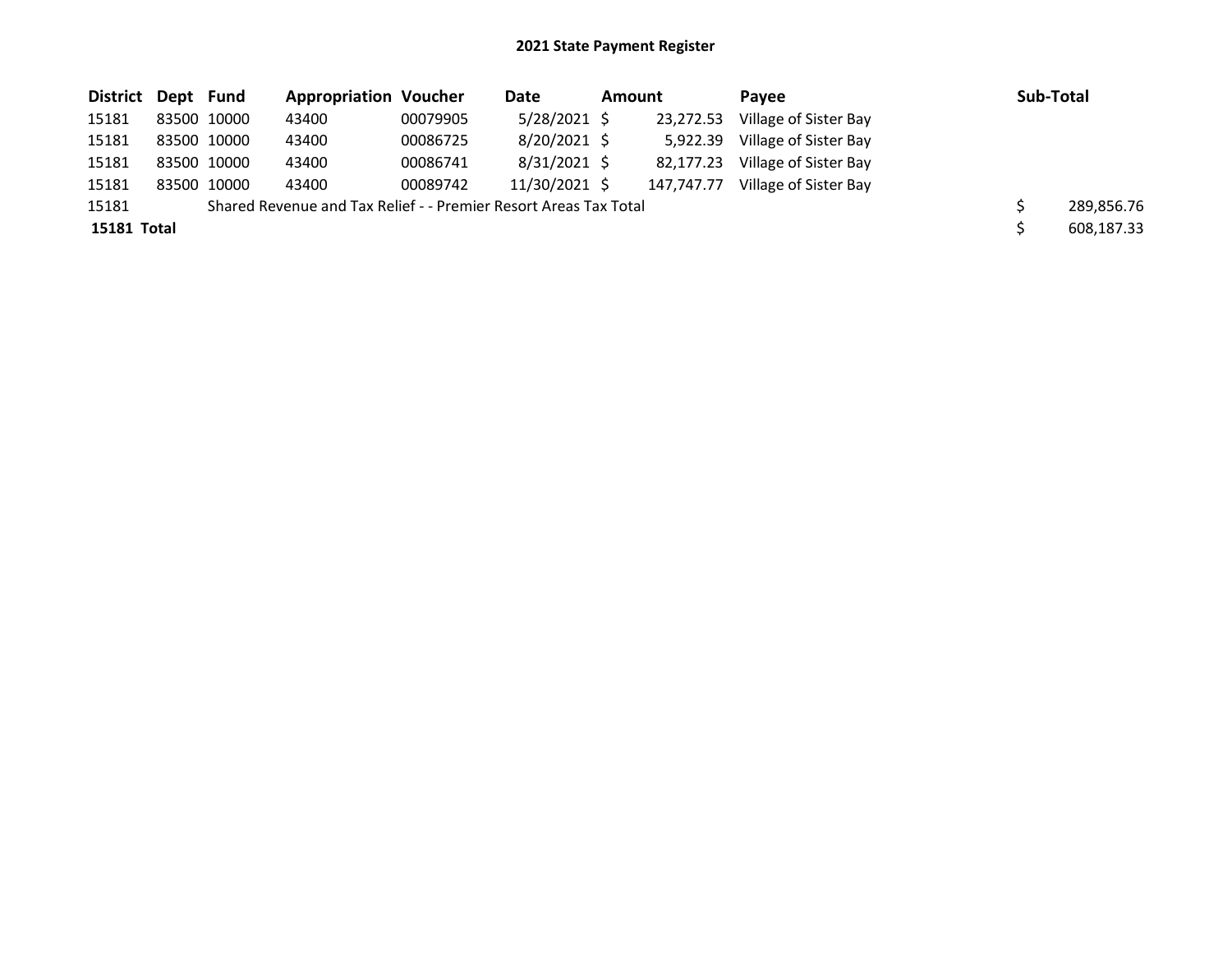## 2021 State Payment Register

| District | Dept | Fund | Appropriation | Voucher | Date | Amount | Payee | Sub-Total |
|---|---|---|---|---|---|---|---|---|
| 15181 | 83500 | 10000 | 43400 | 00079905 | 5/28/2021 | $ 23,272.53 | Village of Sister Bay | |
| 15181 | 83500 | 10000 | 43400 | 00086725 | 8/20/2021 | $ 5,922.39 | Village of Sister Bay | |
| 15181 | 83500 | 10000 | 43400 | 00086741 | 8/31/2021 | $ 82,177.23 | Village of Sister Bay | |
| 15181 | 83500 | 10000 | 43400 | 00089742 | 11/30/2021 | $ 147,747.77 | Village of Sister Bay | |
| 15181 | | Shared Revenue and Tax Relief - - Premier Resort Areas Tax Total | | | | | | $ 289,856.76 |
| **15181 Total** | | | | | | | | $ 608,187.33 |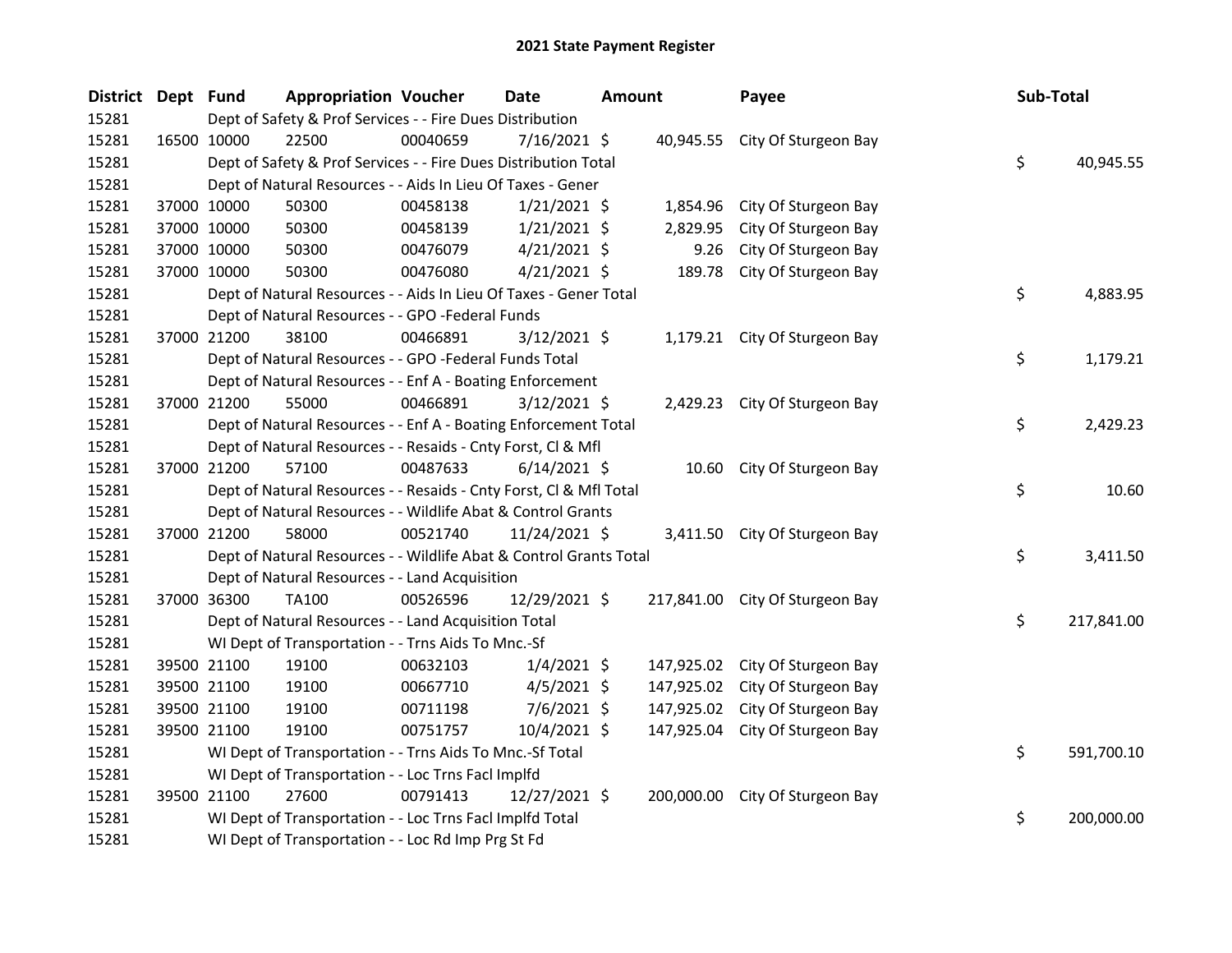# 2021 State Payment Register

| District | Dept | Fund | Appropriation | Voucher | Date | Amount | Payee | Sub-Total |
|---|---|---|---|---|---|---|---|---|
| 15281 | | Dept of Safety & Prof Services - - Fire Dues Distribution | | | | | | |
| 15281 | 16500 | 10000 | 22500 | 00040659 | 7/16/2021 | $ 40,945.55 | City Of Sturgeon Bay | |
| 15281 | | Dept of Safety & Prof Services - - Fire Dues Distribution Total | | | | | | $ 40,945.55 |
| 15281 | | Dept of Natural Resources - - Aids In Lieu Of Taxes - Gener | | | | | | |
| 15281 | 37000 | 10000 | 50300 | 00458138 | 1/21/2021 | $ 1,854.96 | City Of Sturgeon Bay | |
| 15281 | 37000 | 10000 | 50300 | 00458139 | 1/21/2021 | $ 2,829.95 | City Of Sturgeon Bay | |
| 15281 | 37000 | 10000 | 50300 | 00476079 | 4/21/2021 | $ 9.26 | City Of Sturgeon Bay | |
| 15281 | 37000 | 10000 | 50300 | 00476080 | 4/21/2021 | $ 189.78 | City Of Sturgeon Bay | |
| 15281 | | Dept of Natural Resources - - Aids In Lieu Of Taxes - Gener Total | | | | | | $ 4,883.95 |
| 15281 | | Dept of Natural Resources - - GPO -Federal Funds | | | | | | |
| 15281 | 37000 | 21200 | 38100 | 00466891 | 3/12/2021 | $ 1,179.21 | City Of Sturgeon Bay | |
| 15281 | | Dept of Natural Resources - - GPO -Federal Funds Total | | | | | | $ 1,179.21 |
| 15281 | | Dept of Natural Resources - - Enf A - Boating Enforcement | | | | | | |
| 15281 | 37000 | 21200 | 55000 | 00466891 | 3/12/2021 | $ 2,429.23 | City Of Sturgeon Bay | |
| 15281 | | Dept of Natural Resources - - Enf A - Boating Enforcement Total | | | | | | $ 2,429.23 |
| 15281 | | Dept of Natural Resources - - Resaids - Cnty Forst, Cl & Mfl | | | | | | |
| 15281 | 37000 | 21200 | 57100 | 00487633 | 6/14/2021 | $ 10.60 | City Of Sturgeon Bay | |
| 15281 | | Dept of Natural Resources - - Resaids - Cnty Forst, Cl & Mfl Total | | | | | | $ 10.60 |
| 15281 | | Dept of Natural Resources - - Wildlife Abat & Control Grants | | | | | | |
| 15281 | 37000 | 21200 | 58000 | 00521740 | 11/24/2021 | $ 3,411.50 | City Of Sturgeon Bay | |
| 15281 | | Dept of Natural Resources - - Wildlife Abat & Control Grants Total | | | | | | $ 3,411.50 |
| 15281 | | Dept of Natural Resources - - Land Acquisition | | | | | | |
| 15281 | 37000 | 36300 | TA100 | 00526596 | 12/29/2021 | $ 217,841.00 | City Of Sturgeon Bay | |
| 15281 | | Dept of Natural Resources - - Land Acquisition Total | | | | | | $ 217,841.00 |
| 15281 | | WI Dept of Transportation - - Trns Aids To Mnc.-Sf | | | | | | |
| 15281 | 39500 | 21100 | 19100 | 00632103 | 1/4/2021 | $ 147,925.02 | City Of Sturgeon Bay | |
| 15281 | 39500 | 21100 | 19100 | 00667710 | 4/5/2021 | $ 147,925.02 | City Of Sturgeon Bay | |
| 15281 | 39500 | 21100 | 19100 | 00711198 | 7/6/2021 | $ 147,925.02 | City Of Sturgeon Bay | |
| 15281 | 39500 | 21100 | 19100 | 00751757 | 10/4/2021 | $ 147,925.04 | City Of Sturgeon Bay | |
| 15281 | | WI Dept of Transportation - - Trns Aids To Mnc.-Sf Total | | | | | | $ 591,700.10 |
| 15281 | | WI Dept of Transportation - - Loc Trns Facl Implfd | | | | | | |
| 15281 | 39500 | 21100 | 27600 | 00791413 | 12/27/2021 | $ 200,000.00 | City Of Sturgeon Bay | |
| 15281 | | WI Dept of Transportation - - Loc Trns Facl Implfd Total | | | | | | $ 200,000.00 |
| 15281 | | WI Dept of Transportation - - Loc Rd Imp Prg St Fd | | | | | | |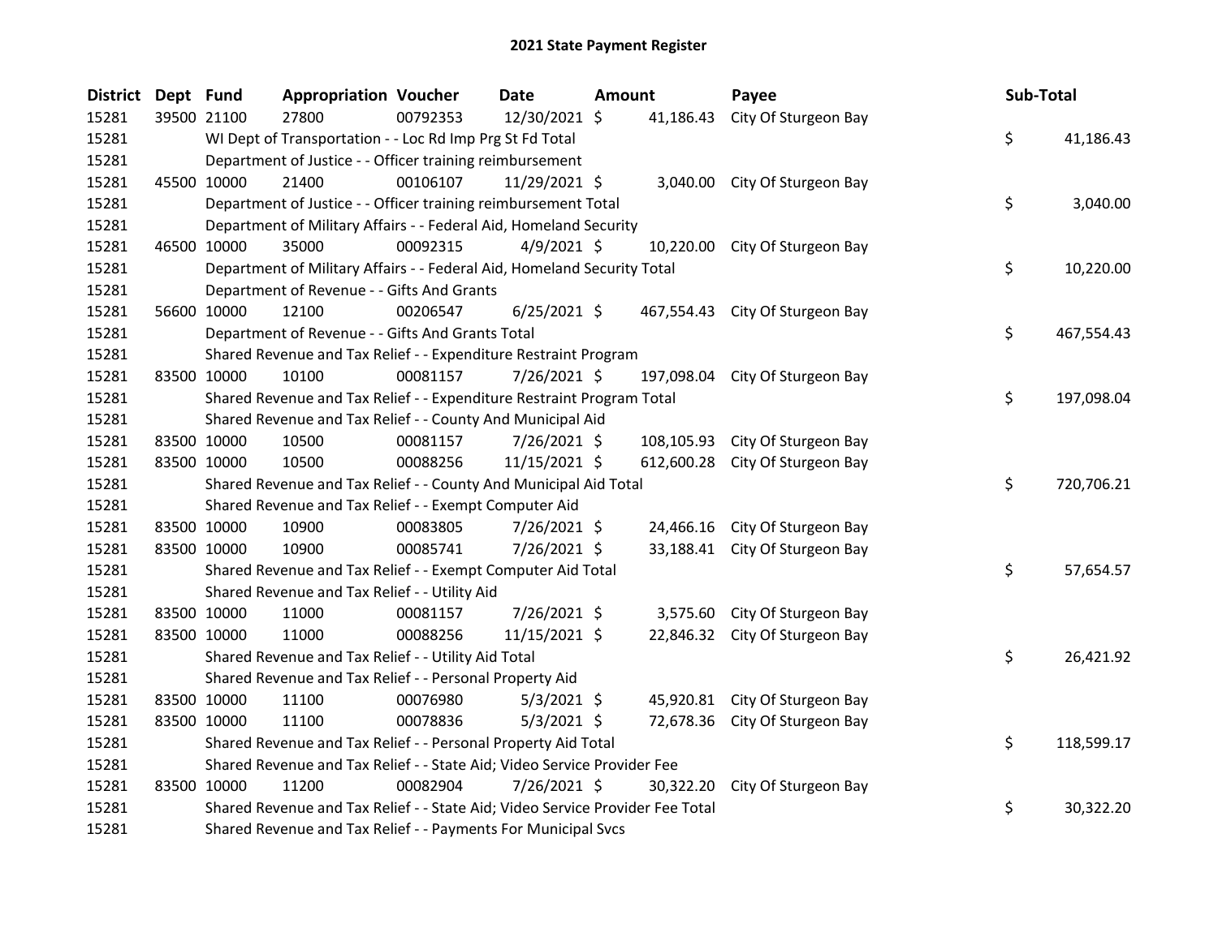# 2021 State Payment Register

| District | Dept | Fund | Appropriation | Voucher | Date | Amount | Payee | Sub-Total |
|---|---|---|---|---|---|---|---|---|
| 15281 | 39500 | 21100 | 27800 | 00792353 | 12/30/2021 | $ 41,186.43 | City Of Sturgeon Bay | |
| 15281 | | WI Dept of Transportation - - Loc Rd Imp Prg St Fd Total | | | | | | $ 41,186.43 |
| 15281 | | Department of Justice - - Officer training reimbursement | | | | | | |
| 15281 | 45500 | 10000 | 21400 | 00106107 | 11/29/2021 | $ 3,040.00 | City Of Sturgeon Bay | |
| 15281 | | Department of Justice - - Officer training reimbursement Total | | | | | | $ 3,040.00 |
| 15281 | | Department of Military Affairs - - Federal Aid, Homeland Security | | | | | | |
| 15281 | 46500 | 10000 | 35000 | 00092315 | 4/9/2021 | $ 10,220.00 | City Of Sturgeon Bay | |
| 15281 | | Department of Military Affairs - - Federal Aid, Homeland Security Total | | | | | | $ 10,220.00 |
| 15281 | | Department of Revenue - - Gifts And Grants | | | | | | |
| 15281 | 56600 | 10000 | 12100 | 00206547 | 6/25/2021 | $ 467,554.43 | City Of Sturgeon Bay | |
| 15281 | | Department of Revenue - - Gifts And Grants Total | | | | | | $ 467,554.43 |
| 15281 | | Shared Revenue and Tax Relief - - Expenditure Restraint Program | | | | | | |
| 15281 | 83500 | 10000 | 10100 | 00081157 | 7/26/2021 | $ 197,098.04 | City Of Sturgeon Bay | |
| 15281 | | Shared Revenue and Tax Relief - - Expenditure Restraint Program Total | | | | | | $ 197,098.04 |
| 15281 | | Shared Revenue and Tax Relief - - County And Municipal Aid | | | | | | |
| 15281 | 83500 | 10000 | 10500 | 00081157 | 7/26/2021 | $ 108,105.93 | City Of Sturgeon Bay | |
| 15281 | 83500 | 10000 | 10500 | 00088256 | 11/15/2021 | $ 612,600.28 | City Of Sturgeon Bay | |
| 15281 | | Shared Revenue and Tax Relief - - County And Municipal Aid Total | | | | | | $ 720,706.21 |
| 15281 | | Shared Revenue and Tax Relief - - Exempt Computer Aid | | | | | | |
| 15281 | 83500 | 10000 | 10900 | 00083805 | 7/26/2021 | $ 24,466.16 | City Of Sturgeon Bay | |
| 15281 | 83500 | 10000 | 10900 | 00085741 | 7/26/2021 | $ 33,188.41 | City Of Sturgeon Bay | |
| 15281 | | Shared Revenue and Tax Relief - - Exempt Computer Aid Total | | | | | | $ 57,654.57 |
| 15281 | | Shared Revenue and Tax Relief - - Utility Aid | | | | | | |
| 15281 | 83500 | 10000 | 11000 | 00081157 | 7/26/2021 | $ 3,575.60 | City Of Sturgeon Bay | |
| 15281 | 83500 | 10000 | 11000 | 00088256 | 11/15/2021 | $ 22,846.32 | City Of Sturgeon Bay | |
| 15281 | | Shared Revenue and Tax Relief - - Utility Aid Total | | | | | | $ 26,421.92 |
| 15281 | | Shared Revenue and Tax Relief - - Personal Property Aid | | | | | | |
| 15281 | 83500 | 10000 | 11100 | 00076980 | 5/3/2021 | $ 45,920.81 | City Of Sturgeon Bay | |
| 15281 | 83500 | 10000 | 11100 | 00078836 | 5/3/2021 | $ 72,678.36 | City Of Sturgeon Bay | |
| 15281 | | Shared Revenue and Tax Relief - - Personal Property Aid Total | | | | | | $ 118,599.17 |
| 15281 | | Shared Revenue and Tax Relief - - State Aid; Video Service Provider Fee | | | | | | |
| 15281 | 83500 | 10000 | 11200 | 00082904 | 7/26/2021 | $ 30,322.20 | City Of Sturgeon Bay | |
| 15281 | | Shared Revenue and Tax Relief - - State Aid; Video Service Provider Fee Total | | | | | | $ 30,322.20 |
| 15281 | | Shared Revenue and Tax Relief - - Payments For Municipal Svcs | | | | | | |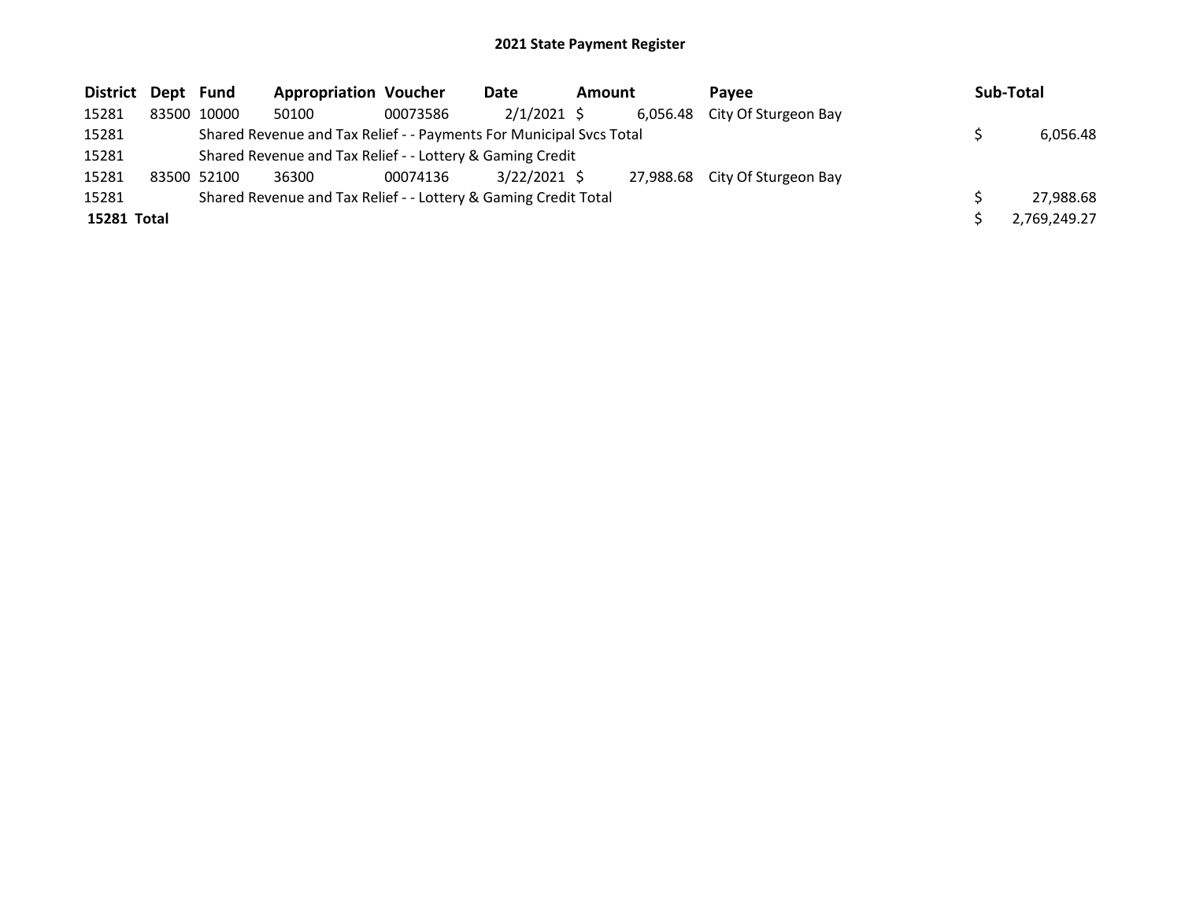# 2021 State Payment Register

| District | Dept | Fund | Appropriation | Voucher | Date | Amount | Payee | Sub-Total |
|---|---|---|---|---|---|---|---|---|
| 15281 | 83500 | 10000 | 50100 | 00073586 | 2/1/2021 | $ 6,056.48 | City Of Sturgeon Bay | |
| 15281 | | Shared Revenue and Tax Relief - - Payments For Municipal Svcs Total | | | | | | $ 6,056.48 |
| 15281 | | Shared Revenue and Tax Relief - - Lottery & Gaming Credit | | | | | | |
| 15281 | 83500 | 52100 | 36300 | 00074136 | 3/22/2021 | $ 27,988.68 | City Of Sturgeon Bay | |
| 15281 | | Shared Revenue and Tax Relief - - Lottery & Gaming Credit Total | | | | | | $ 27,988.68 |
| **15281 Total** | | | | | | | | $ 2,769,249.27 |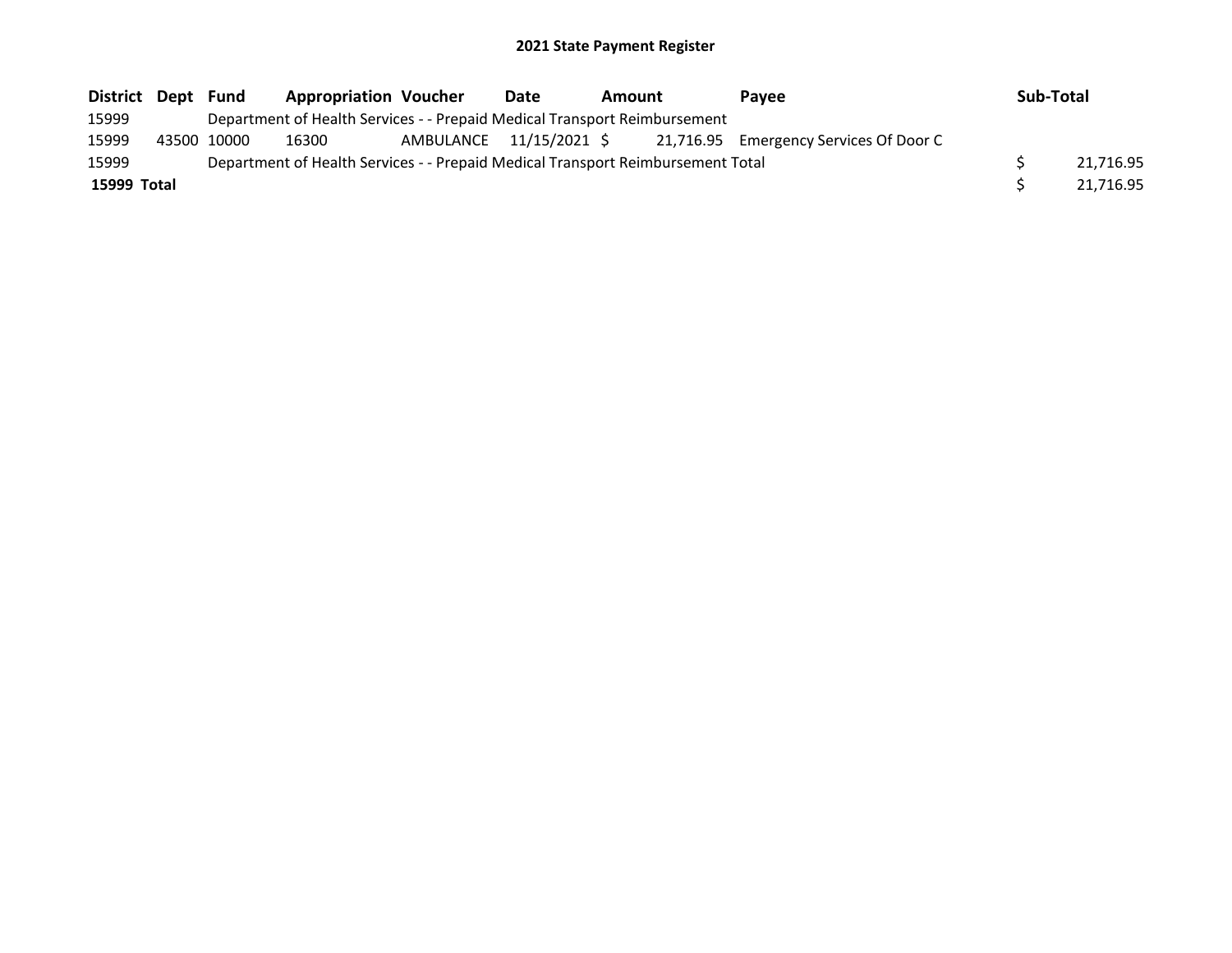**2021 State Payment Register**

| District | Dept | Fund | Appropriation | Voucher | Date | Amount | Payee | Sub-Total |
|---|---|---|---|---|---|---|---|---|
| 15999 | | Department of Health Services - - Prepaid Medical Transport Reimbursement | | | | | | |
| 15999 | 43500 | 10000 | 16300 | AMBULANCE | 11/15/2021 | $ 21,716.95 | Emergency Services Of Door C | |
| 15999 | | Department of Health Services - - Prepaid Medical Transport Reimbursement Total | | | | | | $ 21,716.95 |
| **15999 Total** | | | | | | | | $ 21,716.95 |